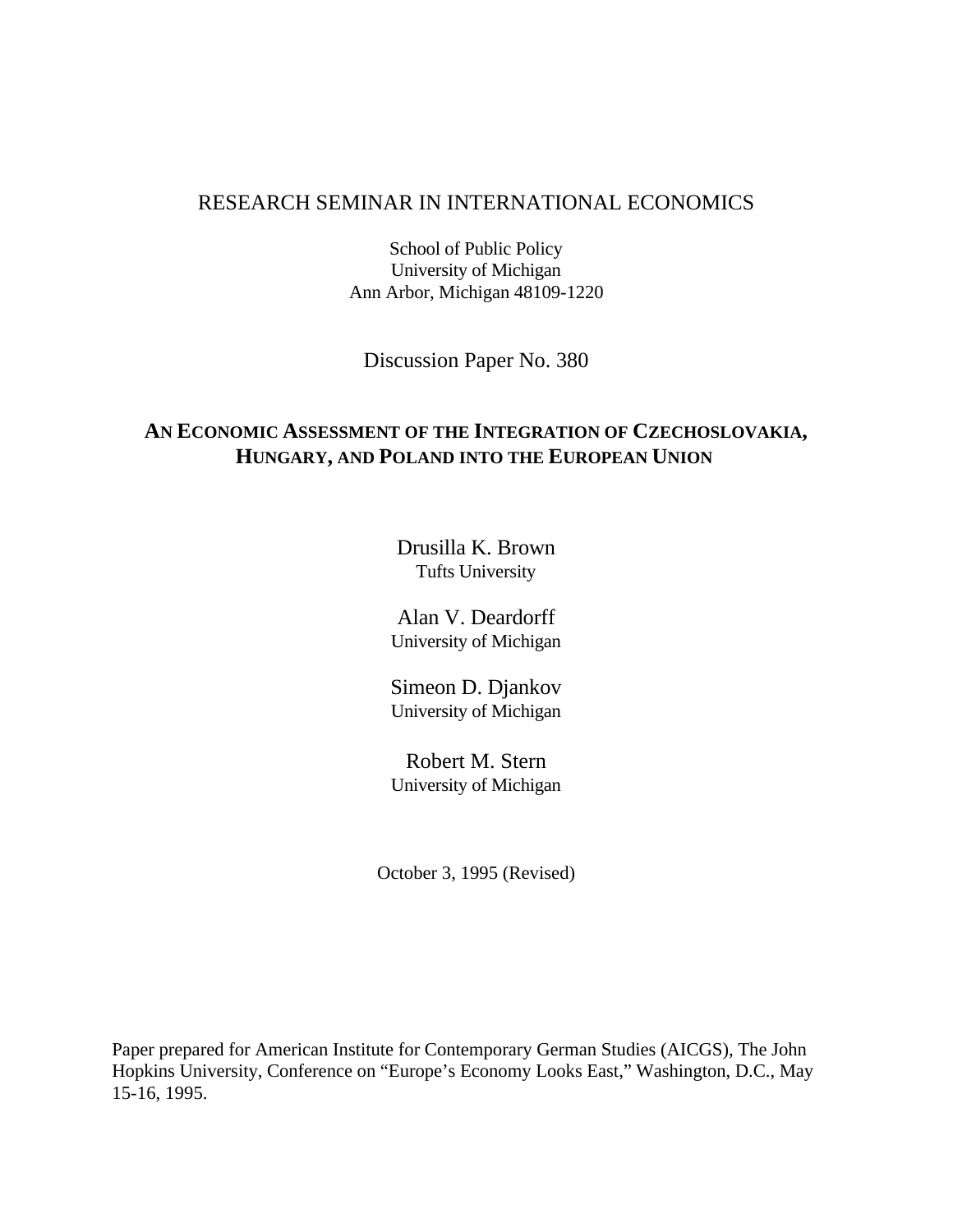RESEARCH SEMINAR IN INTERNATIONAL ECONOMICS

School of Public Policy
University of Michigan
Ann Arbor, Michigan 48109-1220

Discussion Paper No. 380

# AN ECONOMIC ASSESSMENT OF THE INTEGRATION OF CZECHOSLOVAKIA, HUNGARY, AND POLAND INTO THE EUROPEAN UNION

Drusilla K. Brown
Tufts University

Alan V. Deardorff
University of Michigan

Simeon D. Djankov
University of Michigan

Robert M. Stern
University of Michigan

October 3, 1995 (Revised)

Paper prepared for American Institute for Contemporary German Studies (AICGS), The John Hopkins University, Conference on "Europe's Economy Looks East," Washington, D.C., May 15-16, 1995.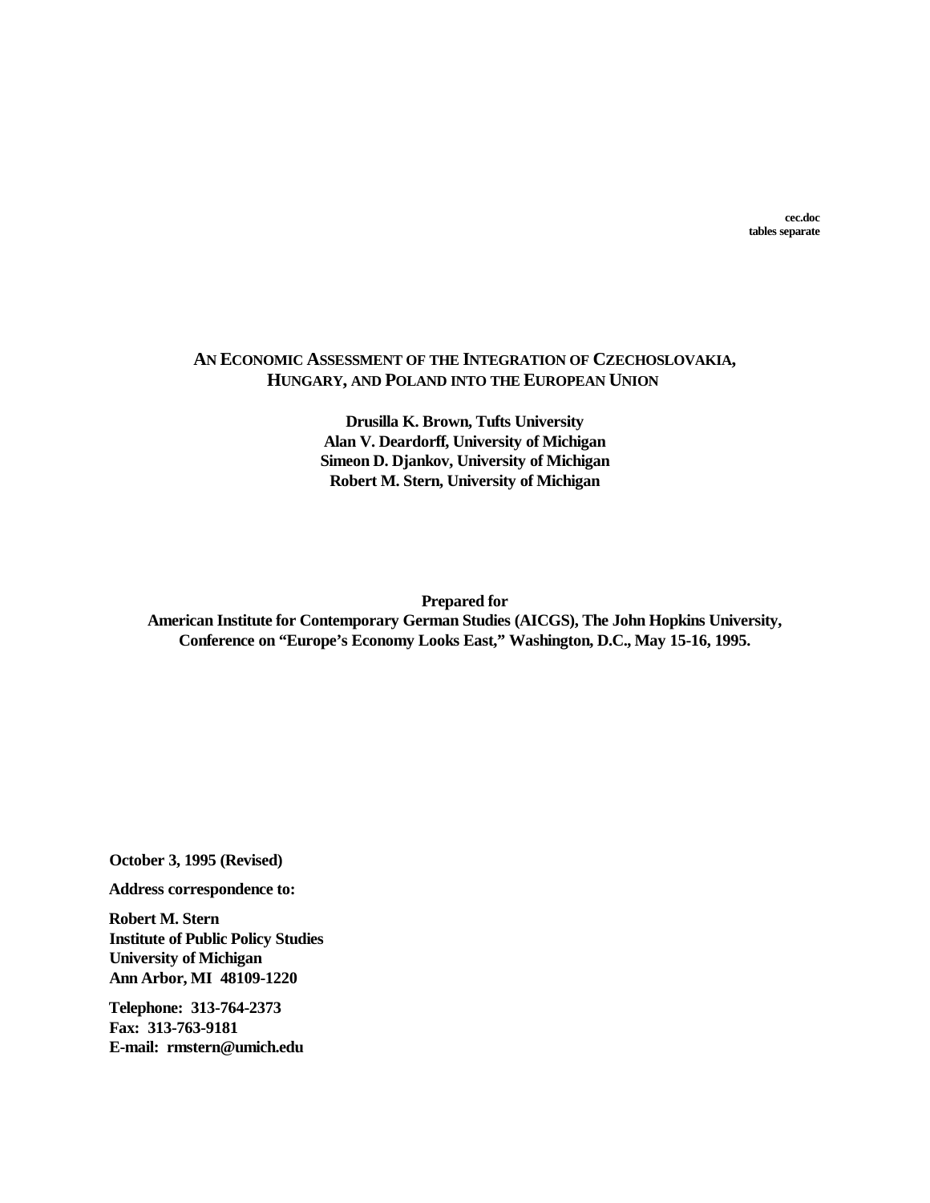**cec.doc**
**tables separate**

# An Economic Assessment of the Integration of Czechoslovakia, Hungary, and Poland into the European Union

**Drusilla K. Brown, Tufts University**
**Alan V. Deardorff, University of Michigan**
**Simeon D. Djankov, University of Michigan**
**Robert M. Stern, University of Michigan**

**Prepared for**
**American Institute for Contemporary German Studies (AICGS), The John Hopkins University, Conference on "Europe's Economy Looks East," Washington, D.C., May 15-16, 1995.**

**October 3, 1995 (Revised)**

**Address correspondence to:**

**Robert M. Stern**
**Institute of Public Policy Studies**
**University of Michigan**
**Ann Arbor, MI 48109-1220**

**Telephone: 313-764-2373**
**Fax: 313-763-9181**
**E-mail: rmstern@umich.edu**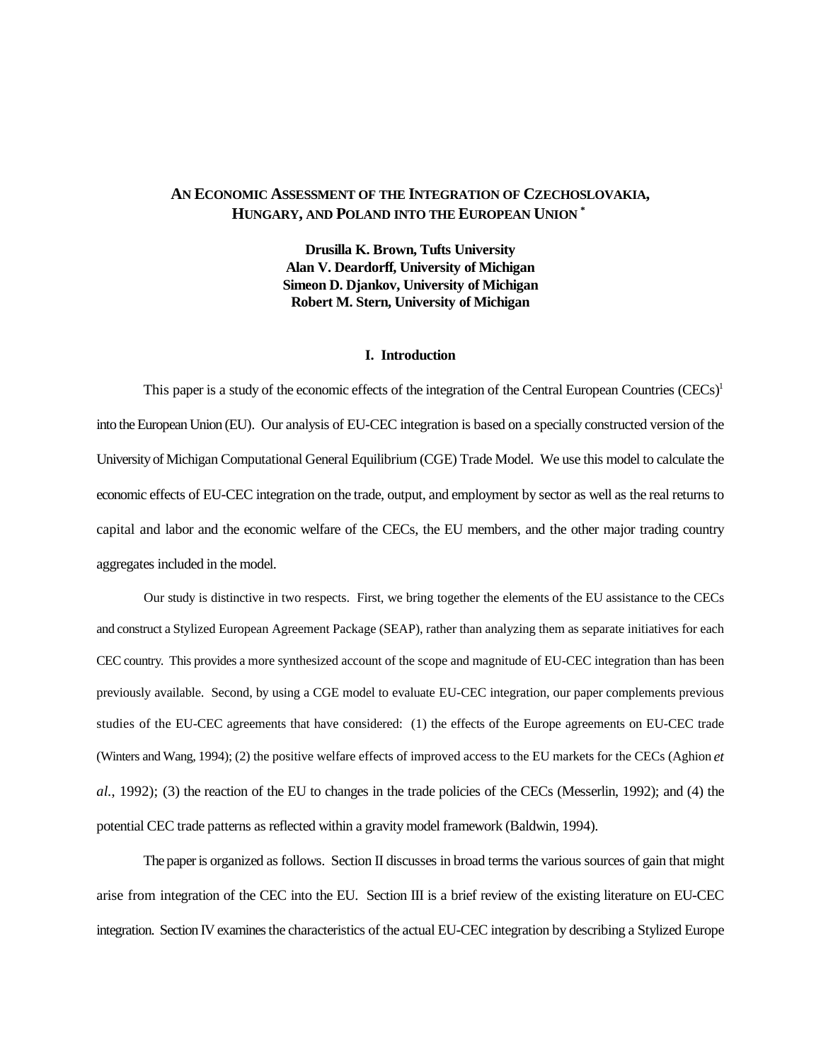# AN ECONOMIC ASSESSMENT OF THE INTEGRATION OF CZECHOSLOVAKIA, HUNGARY, AND POLAND INTO THE EUROPEAN UNION [*]

**Drusilla K. Brown, Tufts University**
**Alan V. Deardorff, University of Michigan**
**Simeon D. Djankov, University of Michigan**
**Robert M. Stern, University of Michigan**

## I. Introduction

This paper is a study of the economic effects of the integration of the Central European Countries (CECs)[1] into the European Union (EU). Our analysis of EU-CEC integration is based on a specially constructed version of the University of Michigan Computational General Equilibrium (CGE) Trade Model. We use this model to calculate the economic effects of EU-CEC integration on the trade, output, and employment by sector as well as the real returns to capital and labor and the economic welfare of the CECs, the EU members, and the other major trading country aggregates included in the model.

Our study is distinctive in two respects. First, we bring together the elements of the EU assistance to the CECs and construct a Stylized European Agreement Package (SEAP), rather than analyzing them as separate initiatives for each CEC country. This provides a more synthesized account of the scope and magnitude of EU-CEC integration than has been previously available. Second, by using a CGE model to evaluate EU-CEC integration, our paper complements previous studies of the EU-CEC agreements that have considered: (1) the effects of the Europe agreements on EU-CEC trade (Winters and Wang, 1994); (2) the positive welfare effects of improved access to the EU markets for the CECs (Aghion *et al.*, 1992); (3) the reaction of the EU to changes in the trade policies of the CECs (Messerlin, 1992); and (4) the potential CEC trade patterns as reflected within a gravity model framework (Baldwin, 1994).

The paper is organized as follows. Section II discusses in broad terms the various sources of gain that might arise from integration of the CEC into the EU. Section III is a brief review of the existing literature on EU-CEC integration. Section IV examines the characteristics of the actual EU-CEC integration by describing a Stylized Europe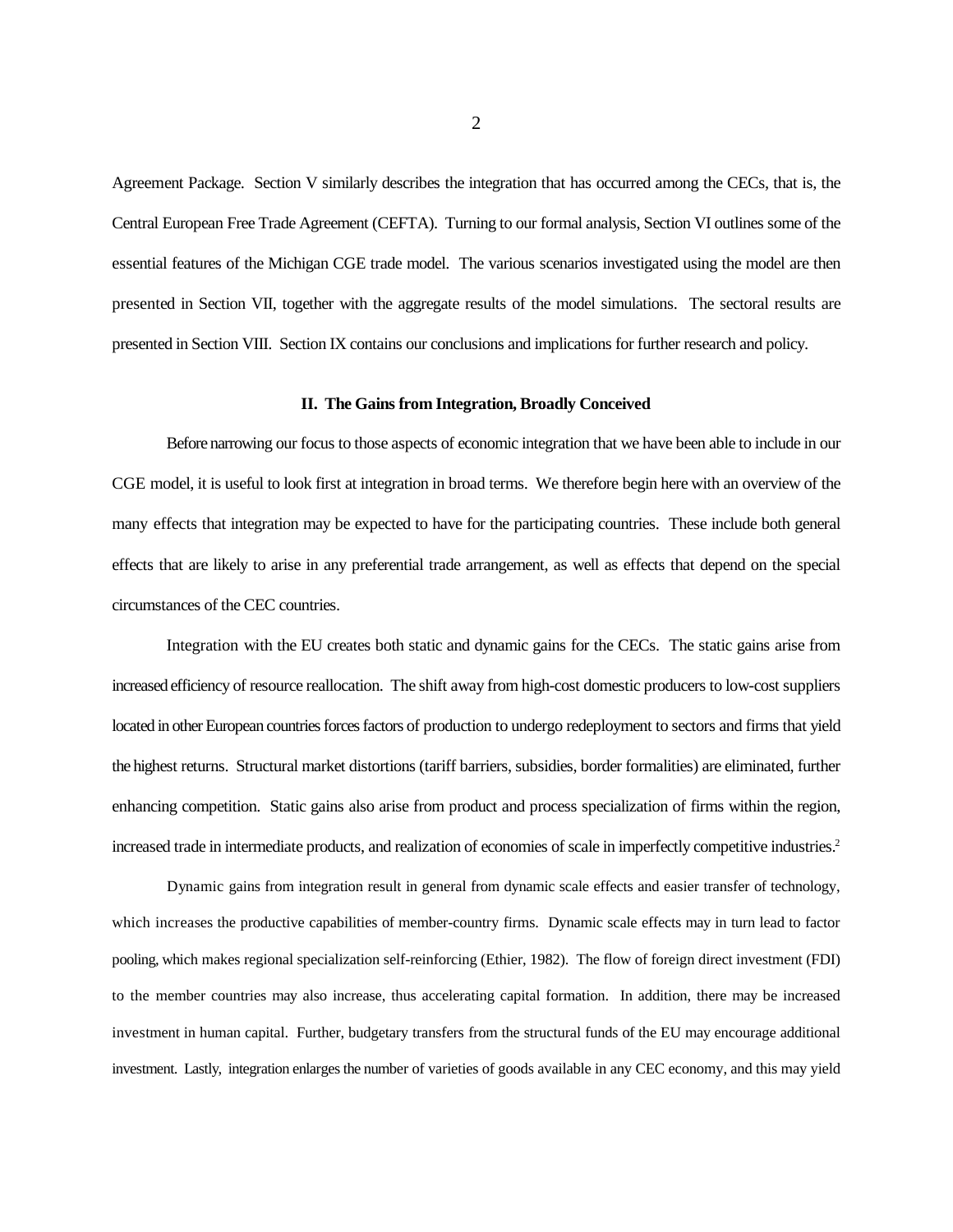Agreement Package. Section V similarly describes the integration that has occurred among the CECs, that is, the Central European Free Trade Agreement (CEFTA). Turning to our formal analysis, Section VI outlines some of the essential features of the Michigan CGE trade model. The various scenarios investigated using the model are then presented in Section VII, together with the aggregate results of the model simulations. The sectoral results are presented in Section VIII. Section IX contains our conclusions and implications for further research and policy.

## II. The Gains from Integration, Broadly Conceived

Before narrowing our focus to those aspects of economic integration that we have been able to include in our CGE model, it is useful to look first at integration in broad terms. We therefore begin here with an overview of the many effects that integration may be expected to have for the participating countries. These include both general effects that are likely to arise in any preferential trade arrangement, as well as effects that depend on the special circumstances of the CEC countries.

Integration with the EU creates both static and dynamic gains for the CECs. The static gains arise from increased efficiency of resource reallocation. The shift away from high-cost domestic producers to low-cost suppliers located in other European countries forces factors of production to undergo redeployment to sectors and firms that yield the highest returns. Structural market distortions (tariff barriers, subsidies, border formalities) are eliminated, further enhancing competition. Static gains also arise from product and process specialization of firms within the region, increased trade in intermediate products, and realization of economies of scale in imperfectly competitive industries.[2]

Dynamic gains from integration result in general from dynamic scale effects and easier transfer of technology, which increases the productive capabilities of member-country firms. Dynamic scale effects may in turn lead to factor pooling, which makes regional specialization self-reinforcing (Ethier, 1982). The flow of foreign direct investment (FDI) to the member countries may also increase, thus accelerating capital formation. In addition, there may be increased investment in human capital. Further, budgetary transfers from the structural funds of the EU may encourage additional investment. Lastly, integration enlarges the number of varieties of goods available in any CEC economy, and this may yield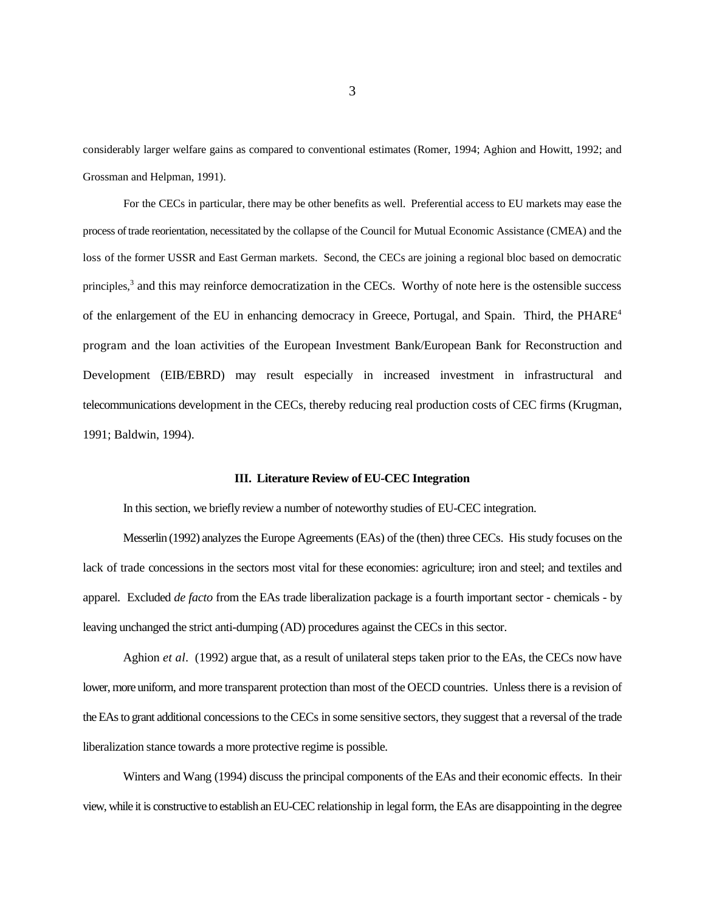considerably larger welfare gains as compared to conventional estimates (Romer, 1994; Aghion and Howitt, 1992; and Grossman and Helpman, 1991).

For the CECs in particular, there may be other benefits as well. Preferential access to EU markets may ease the process of trade reorientation, necessitated by the collapse of the Council for Mutual Economic Assistance (CMEA) and the loss of the former USSR and East German markets. Second, the CECs are joining a regional bloc based on democratic principles,[3] and this may reinforce democratization in the CECs. Worthy of note here is the ostensible success of the enlargement of the EU in enhancing democracy in Greece, Portugal, and Spain. Third, the PHARE[4] program and the loan activities of the European Investment Bank/European Bank for Reconstruction and Development (EIB/EBRD) may result especially in increased investment in infrastructural and telecommunications development in the CECs, thereby reducing real production costs of CEC firms (Krugman, 1991; Baldwin, 1994).

## III. Literature Review of EU-CEC Integration

In this section, we briefly review a number of noteworthy studies of EU-CEC integration.

Messerlin (1992) analyzes the Europe Agreements (EAs) of the (then) three CECs. His study focuses on the lack of trade concessions in the sectors most vital for these economies: agriculture; iron and steel; and textiles and apparel. Excluded *de facto* from the EAs trade liberalization package is a fourth important sector - chemicals - by leaving unchanged the strict anti-dumping (AD) procedures against the CECs in this sector.

Aghion *et al*. (1992) argue that, as a result of unilateral steps taken prior to the EAs, the CECs now have lower, more uniform, and more transparent protection than most of the OECD countries. Unless there is a revision of the EAs to grant additional concessions to the CECs in some sensitive sectors, they suggest that a reversal of the trade liberalization stance towards a more protective regime is possible.

Winters and Wang (1994) discuss the principal components of the EAs and their economic effects. In their view, while it is constructive to establish an EU-CEC relationship in legal form, the EAs are disappointing in the degree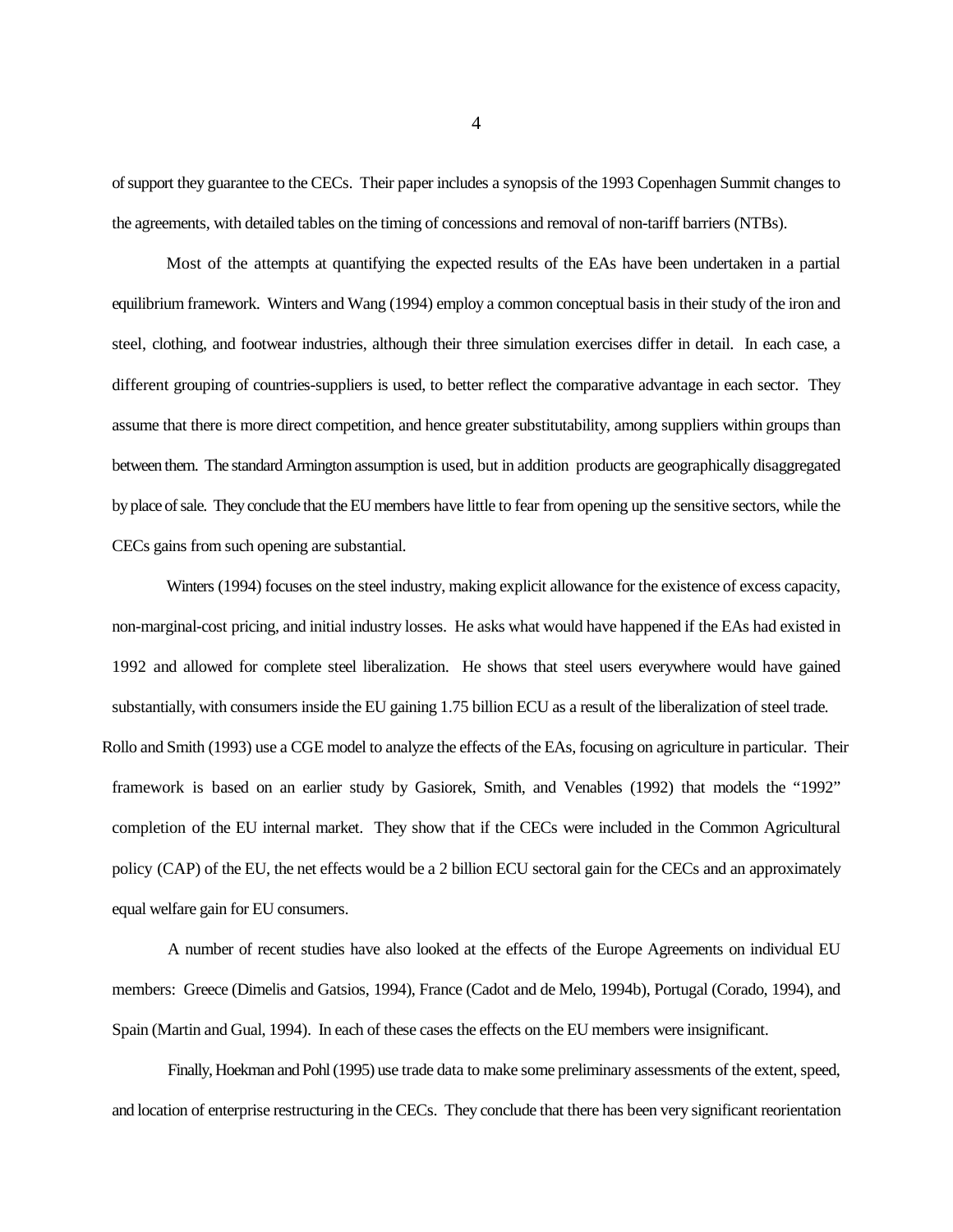of support they guarantee to the CECs. Their paper includes a synopsis of the 1993 Copenhagen Summit changes to the agreements, with detailed tables on the timing of concessions and removal of non-tariff barriers (NTBs).

Most of the attempts at quantifying the expected results of the EAs have been undertaken in a partial equilibrium framework. Winters and Wang (1994) employ a common conceptual basis in their study of the iron and steel, clothing, and footwear industries, although their three simulation exercises differ in detail. In each case, a different grouping of countries-suppliers is used, to better reflect the comparative advantage in each sector. They assume that there is more direct competition, and hence greater substitutability, among suppliers within groups than between them. The standard Armington assumption is used, but in addition products are geographically disaggregated by place of sale. They conclude that the EU members have little to fear from opening up the sensitive sectors, while the CECs gains from such opening are substantial.

Winters (1994) focuses on the steel industry, making explicit allowance for the existence of excess capacity, non-marginal-cost pricing, and initial industry losses. He asks what would have happened if the EAs had existed in 1992 and allowed for complete steel liberalization. He shows that steel users everywhere would have gained substantially, with consumers inside the EU gaining 1.75 billion ECU as a result of the liberalization of steel trade. Rollo and Smith (1993) use a CGE model to analyze the effects of the EAs, focusing on agriculture in particular. Their framework is based on an earlier study by Gasiorek, Smith, and Venables (1992) that models the "1992" completion of the EU internal market. They show that if the CECs were included in the Common Agricultural policy (CAP) of the EU, the net effects would be a 2 billion ECU sectoral gain for the CECs and an approximately equal welfare gain for EU consumers.

A number of recent studies have also looked at the effects of the Europe Agreements on individual EU members: Greece (Dimelis and Gatsios, 1994), France (Cadot and de Melo, 1994b), Portugal (Corado, 1994), and Spain (Martin and Gual, 1994). In each of these cases the effects on the EU members were insignificant.

Finally, Hoekman and Pohl (1995) use trade data to make some preliminary assessments of the extent, speed, and location of enterprise restructuring in the CECs. They conclude that there has been very significant reorientation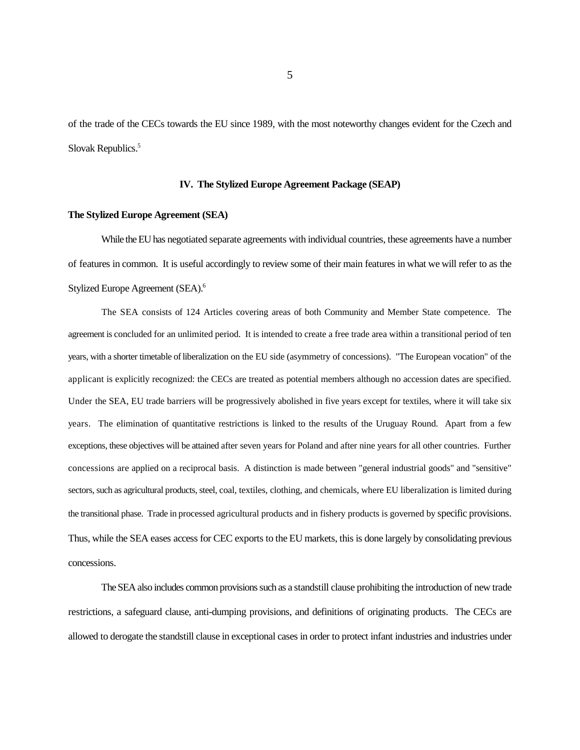of the trade of the CECs towards the EU since 1989, with the most noteworthy changes evident for the Czech and Slovak Republics.[5]

## IV. The Stylized Europe Agreement Package (SEAP)

### The Stylized Europe Agreement (SEA)

While the EU has negotiated separate agreements with individual countries, these agreements have a number of features in common. It is useful accordingly to review some of their main features in what we will refer to as the Stylized Europe Agreement (SEA).[6]

The SEA consists of 124 Articles covering areas of both Community and Member State competence. The agreement is concluded for an unlimited period. It is intended to create a free trade area within a transitional period of ten years, with a shorter timetable of liberalization on the EU side (asymmetry of concessions). "The European vocation" of the applicant is explicitly recognized: the CECs are treated as potential members although no accession dates are specified. Under the SEA, EU trade barriers will be progressively abolished in five years except for textiles, where it will take six years. The elimination of quantitative restrictions is linked to the results of the Uruguay Round. Apart from a few exceptions, these objectives will be attained after seven years for Poland and after nine years for all other countries. Further concessions are applied on a reciprocal basis. A distinction is made between "general industrial goods" and "sensitive" sectors, such as agricultural products, steel, coal, textiles, clothing, and chemicals, where EU liberalization is limited during the transitional phase. Trade in processed agricultural products and in fishery products is governed by specific provisions. Thus, while the SEA eases access for CEC exports to the EU markets, this is done largely by consolidating previous concessions.

The SEA also includes common provisions such as a standstill clause prohibiting the introduction of new trade restrictions, a safeguard clause, anti-dumping provisions, and definitions of originating products. The CECs are allowed to derogate the standstill clause in exceptional cases in order to protect infant industries and industries under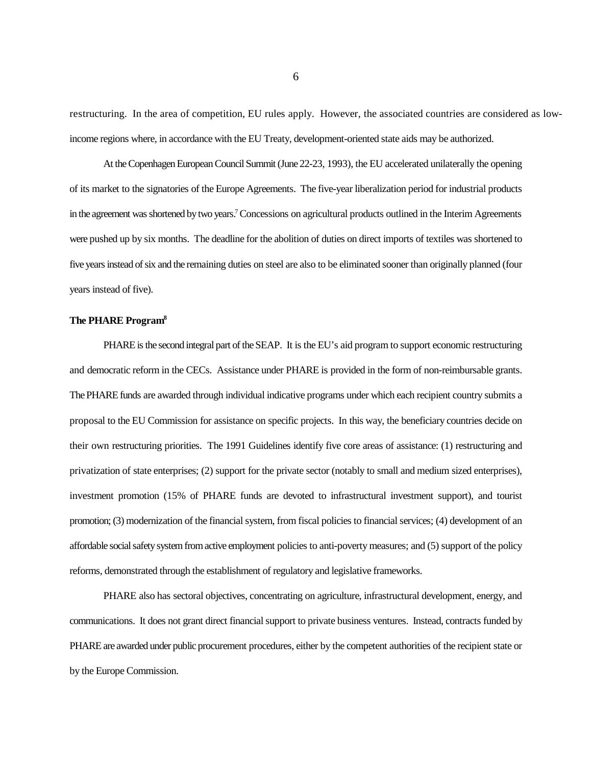restructuring. In the area of competition, EU rules apply. However, the associated countries are considered as low-income regions where, in accordance with the EU Treaty, development-oriented state aids may be authorized.

At the Copenhagen European Council Summit (June 22-23, 1993), the EU accelerated unilaterally the opening of its market to the signatories of the Europe Agreements. The five-year liberalization period for industrial products in the agreement was shortened by two years.[7] Concessions on agricultural products outlined in the Interim Agreements were pushed up by six months. The deadline for the abolition of duties on direct imports of textiles was shortened to five years instead of six and the remaining duties on steel are also to be eliminated sooner than originally planned (four years instead of five).

**The PHARE Program[8]**

PHARE is the second integral part of the SEAP. It is the EU's aid program to support economic restructuring and democratic reform in the CECs. Assistance under PHARE is provided in the form of non-reimbursable grants. The PHARE funds are awarded through individual indicative programs under which each recipient country submits a proposal to the EU Commission for assistance on specific projects. In this way, the beneficiary countries decide on their own restructuring priorities. The 1991 Guidelines identify five core areas of assistance: (1) restructuring and privatization of state enterprises; (2) support for the private sector (notably to small and medium sized enterprises), investment promotion (15% of PHARE funds are devoted to infrastructural investment support), and tourist promotion; (3) modernization of the financial system, from fiscal policies to financial services; (4) development of an affordable social safety system from active employment policies to anti-poverty measures; and (5) support of the policy reforms, demonstrated through the establishment of regulatory and legislative frameworks.

PHARE also has sectoral objectives, concentrating on agriculture, infrastructural development, energy, and communications. It does not grant direct financial support to private business ventures. Instead, contracts funded by PHARE are awarded under public procurement procedures, either by the competent authorities of the recipient state or by the Europe Commission.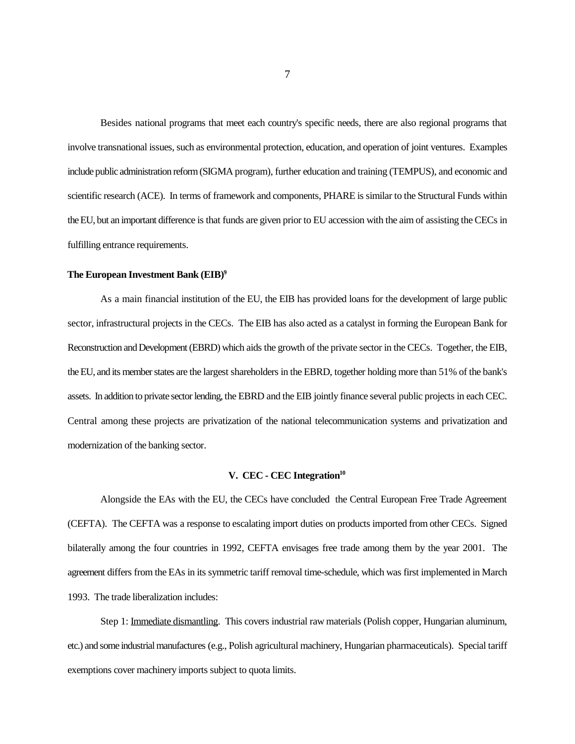Besides national programs that meet each country's specific needs, there are also regional programs that involve transnational issues, such as environmental protection, education, and operation of joint ventures. Examples include public administration reform (SIGMA program), further education and training (TEMPUS), and economic and scientific research (ACE). In terms of framework and components, PHARE is similar to the Structural Funds within the EU, but an important difference is that funds are given prior to EU accession with the aim of assisting the CECs in fulfilling entrance requirements.

**The European Investment Bank (EIB)[9]**

As a main financial institution of the EU, the EIB has provided loans for the development of large public sector, infrastructural projects in the CECs. The EIB has also acted as a catalyst in forming the European Bank for Reconstruction and Development (EBRD) which aids the growth of the private sector in the CECs. Together, the EIB, the EU, and its member states are the largest shareholders in the EBRD, together holding more than 51% of the bank's assets. In addition to private sector lending, the EBRD and the EIB jointly finance several public projects in each CEC. Central among these projects are privatization of the national telecommunication systems and privatization and modernization of the banking sector.

## V. CEC - CEC Integration[10]

Alongside the EAs with the EU, the CECs have concluded the Central European Free Trade Agreement (CEFTA). The CEFTA was a response to escalating import duties on products imported from other CECs. Signed bilaterally among the four countries in 1992, CEFTA envisages free trade among them by the year 2001. The agreement differs from the EAs in its symmetric tariff removal time-schedule, which was first implemented in March 1993. The trade liberalization includes:

Step 1: <u>Immediate dismantling</u>. This covers industrial raw materials (Polish copper, Hungarian aluminum, etc.) and some industrial manufactures (e.g., Polish agricultural machinery, Hungarian pharmaceuticals). Special tariff exemptions cover machinery imports subject to quota limits.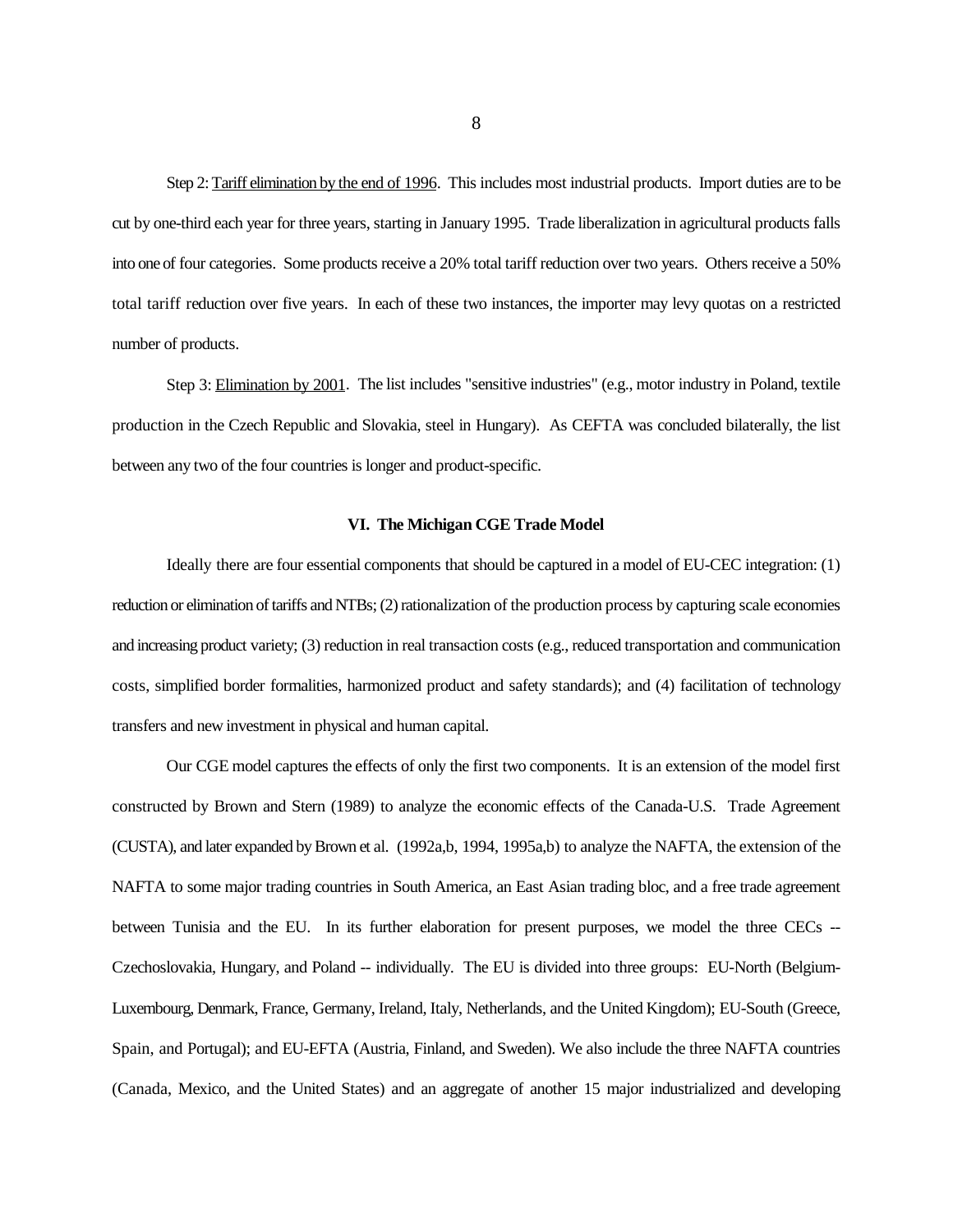Step 2: Tariff elimination by the end of 1996. This includes most industrial products. Import duties are to be cut by one-third each year for three years, starting in January 1995. Trade liberalization in agricultural products falls into one of four categories. Some products receive a 20% total tariff reduction over two years. Others receive a 50% total tariff reduction over five years. In each of these two instances, the importer may levy quotas on a restricted number of products.

Step 3: Elimination by 2001. The list includes "sensitive industries" (e.g., motor industry in Poland, textile production in the Czech Republic and Slovakia, steel in Hungary). As CEFTA was concluded bilaterally, the list between any two of the four countries is longer and product-specific.

## VI. The Michigan CGE Trade Model

Ideally there are four essential components that should be captured in a model of EU-CEC integration: (1) reduction or elimination of tariffs and NTBs; (2) rationalization of the production process by capturing scale economies and increasing product variety; (3) reduction in real transaction costs (e.g., reduced transportation and communication costs, simplified border formalities, harmonized product and safety standards); and (4) facilitation of technology transfers and new investment in physical and human capital.

Our CGE model captures the effects of only the first two components. It is an extension of the model first constructed by Brown and Stern (1989) to analyze the economic effects of the Canada-U.S. Trade Agreement (CUSTA), and later expanded by Brown et al. (1992a,b, 1994, 1995a,b) to analyze the NAFTA, the extension of the NAFTA to some major trading countries in South America, an East Asian trading bloc, and a free trade agreement between Tunisia and the EU. In its further elaboration for present purposes, we model the three CECs -- Czechoslovakia, Hungary, and Poland -- individually. The EU is divided into three groups: EU-North (Belgium-Luxembourg, Denmark, France, Germany, Ireland, Italy, Netherlands, and the United Kingdom); EU-South (Greece, Spain, and Portugal); and EU-EFTA (Austria, Finland, and Sweden). We also include the three NAFTA countries (Canada, Mexico, and the United States) and an aggregate of another 15 major industrialized and developing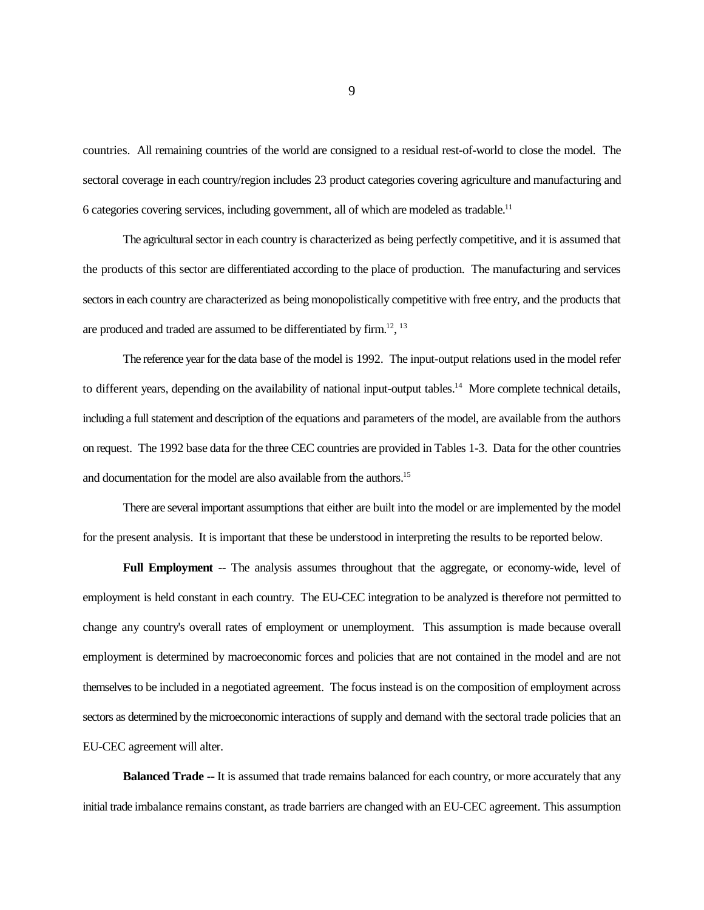countries. All remaining countries of the world are consigned to a residual rest-of-world to close the model. The sectoral coverage in each country/region includes 23 product categories covering agriculture and manufacturing and 6 categories covering services, including government, all of which are modeled as tradable.[11]

The agricultural sector in each country is characterized as being perfectly competitive, and it is assumed that the products of this sector are differentiated according to the place of production. The manufacturing and services sectors in each country are characterized as being monopolistically competitive with free entry, and the products that are produced and traded are assumed to be differentiated by firm.[12], [13]

The reference year for the data base of the model is 1992. The input-output relations used in the model refer to different years, depending on the availability of national input-output tables.[14] More complete technical details, including a full statement and description of the equations and parameters of the model, are available from the authors on request. The 1992 base data for the three CEC countries are provided in Tables 1-3. Data for the other countries and documentation for the model are also available from the authors.[15]

There are several important assumptions that either are built into the model or are implemented by the model for the present analysis. It is important that these be understood in interpreting the results to be reported below.

**Full Employment** -- The analysis assumes throughout that the aggregate, or economy-wide, level of employment is held constant in each country. The EU-CEC integration to be analyzed is therefore not permitted to change any country's overall rates of employment or unemployment. This assumption is made because overall employment is determined by macroeconomic forces and policies that are not contained in the model and are not themselves to be included in a negotiated agreement. The focus instead is on the composition of employment across sectors as determined by the microeconomic interactions of supply and demand with the sectoral trade policies that an EU-CEC agreement will alter.

**Balanced Trade** -- It is assumed that trade remains balanced for each country, or more accurately that any initial trade imbalance remains constant, as trade barriers are changed with an EU-CEC agreement. This assumption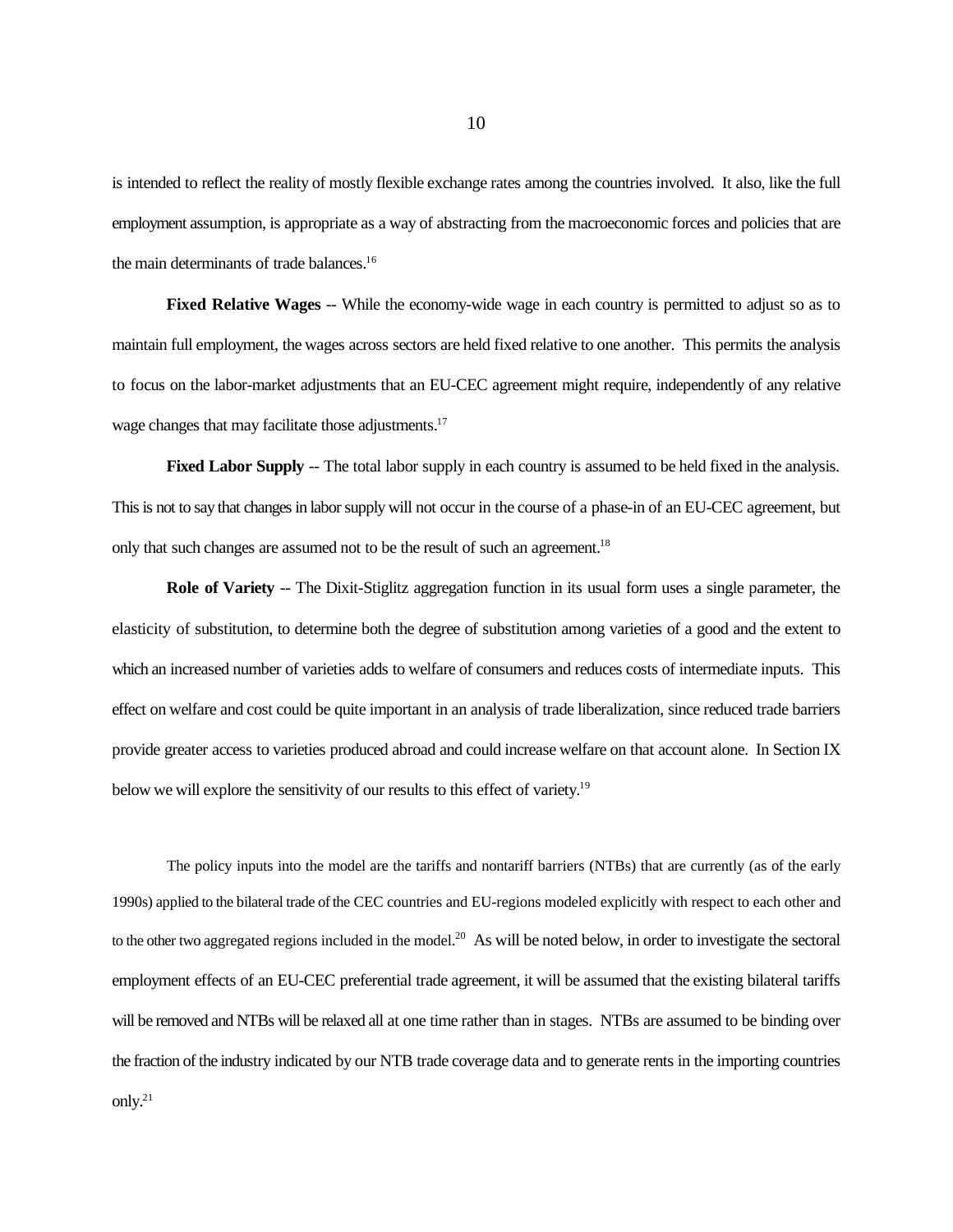is intended to reflect the reality of mostly flexible exchange rates among the countries involved. It also, like the full employment assumption, is appropriate as a way of abstracting from the macroeconomic forces and policies that are the main determinants of trade balances.[16]

**Fixed Relative Wages** -- While the economy-wide wage in each country is permitted to adjust so as to maintain full employment, the wages across sectors are held fixed relative to one another. This permits the analysis to focus on the labor-market adjustments that an EU-CEC agreement might require, independently of any relative wage changes that may facilitate those adjustments.[17]

**Fixed Labor Supply** -- The total labor supply in each country is assumed to be held fixed in the analysis. This is not to say that changes in labor supply will not occur in the course of a phase-in of an EU-CEC agreement, but only that such changes are assumed not to be the result of such an agreement.[18]

**Role of Variety** -- The Dixit-Stiglitz aggregation function in its usual form uses a single parameter, the elasticity of substitution, to determine both the degree of substitution among varieties of a good and the extent to which an increased number of varieties adds to welfare of consumers and reduces costs of intermediate inputs. This effect on welfare and cost could be quite important in an analysis of trade liberalization, since reduced trade barriers provide greater access to varieties produced abroad and could increase welfare on that account alone. In Section IX below we will explore the sensitivity of our results to this effect of variety.[19]

The policy inputs into the model are the tariffs and nontariff barriers (NTBs) that are currently (as of the early 1990s) applied to the bilateral trade of the CEC countries and EU-regions modeled explicitly with respect to each other and to the other two aggregated regions included in the model.[20] As will be noted below, in order to investigate the sectoral employment effects of an EU-CEC preferential trade agreement, it will be assumed that the existing bilateral tariffs will be removed and NTBs will be relaxed all at one time rather than in stages. NTBs are assumed to be binding over the fraction of the industry indicated by our NTB trade coverage data and to generate rents in the importing countries only.[21]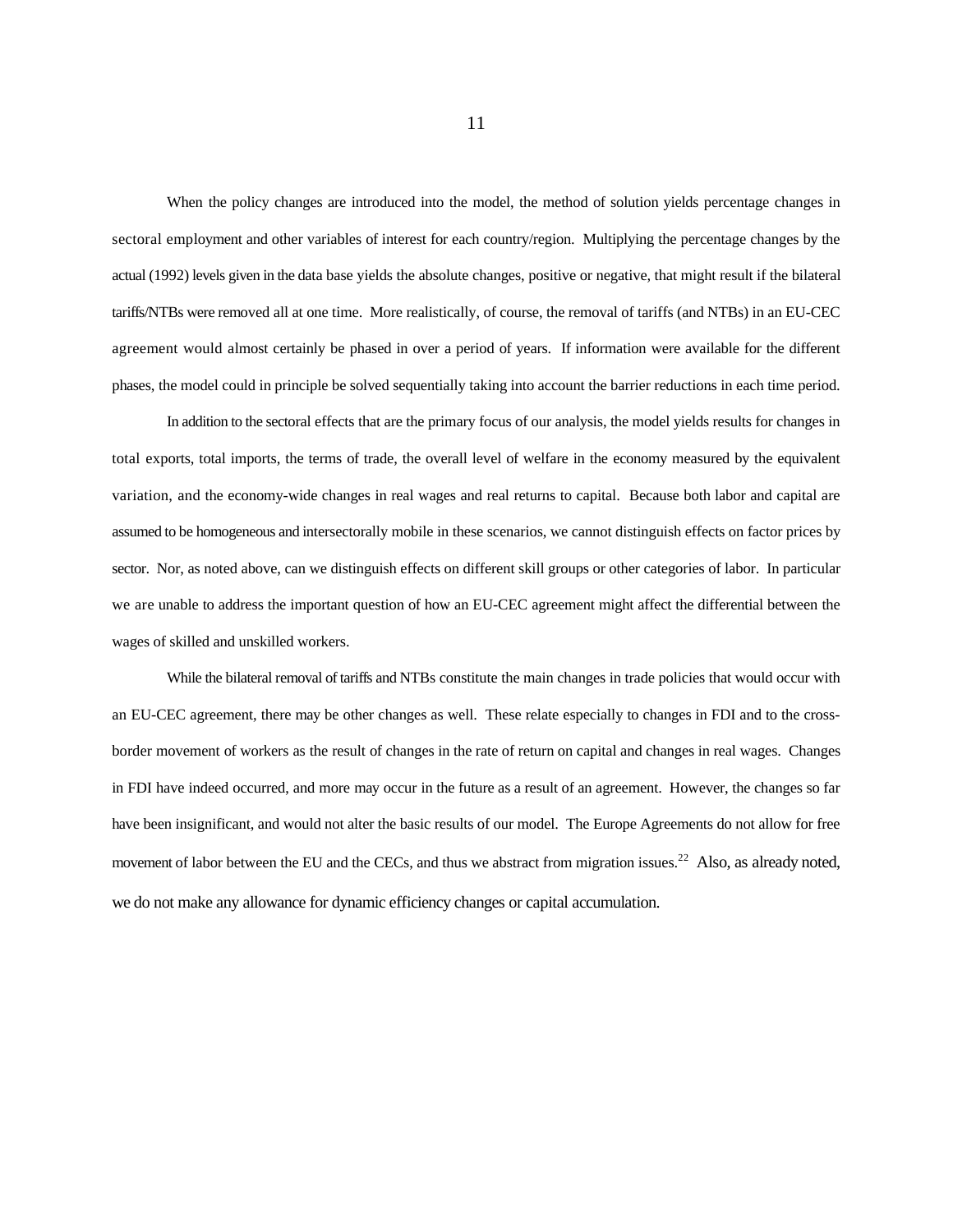When the policy changes are introduced into the model, the method of solution yields percentage changes in sectoral employment and other variables of interest for each country/region. Multiplying the percentage changes by the actual (1992) levels given in the data base yields the absolute changes, positive or negative, that might result if the bilateral tariffs/NTBs were removed all at one time. More realistically, of course, the removal of tariffs (and NTBs) in an EU-CEC agreement would almost certainly be phased in over a period of years. If information were available for the different phases, the model could in principle be solved sequentially taking into account the barrier reductions in each time period.

In addition to the sectoral effects that are the primary focus of our analysis, the model yields results for changes in total exports, total imports, the terms of trade, the overall level of welfare in the economy measured by the equivalent variation, and the economy-wide changes in real wages and real returns to capital. Because both labor and capital are assumed to be homogeneous and intersectorally mobile in these scenarios, we cannot distinguish effects on factor prices by sector. Nor, as noted above, can we distinguish effects on different skill groups or other categories of labor. In particular we are unable to address the important question of how an EU-CEC agreement might affect the differential between the wages of skilled and unskilled workers.

While the bilateral removal of tariffs and NTBs constitute the main changes in trade policies that would occur with an EU-CEC agreement, there may be other changes as well. These relate especially to changes in FDI and to the cross-border movement of workers as the result of changes in the rate of return on capital and changes in real wages. Changes in FDI have indeed occurred, and more may occur in the future as a result of an agreement. However, the changes so far have been insignificant, and would not alter the basic results of our model. The Europe Agreements do not allow for free movement of labor between the EU and the CECs, and thus we abstract from migration issues.[22] Also, as already noted, we do not make any allowance for dynamic efficiency changes or capital accumulation.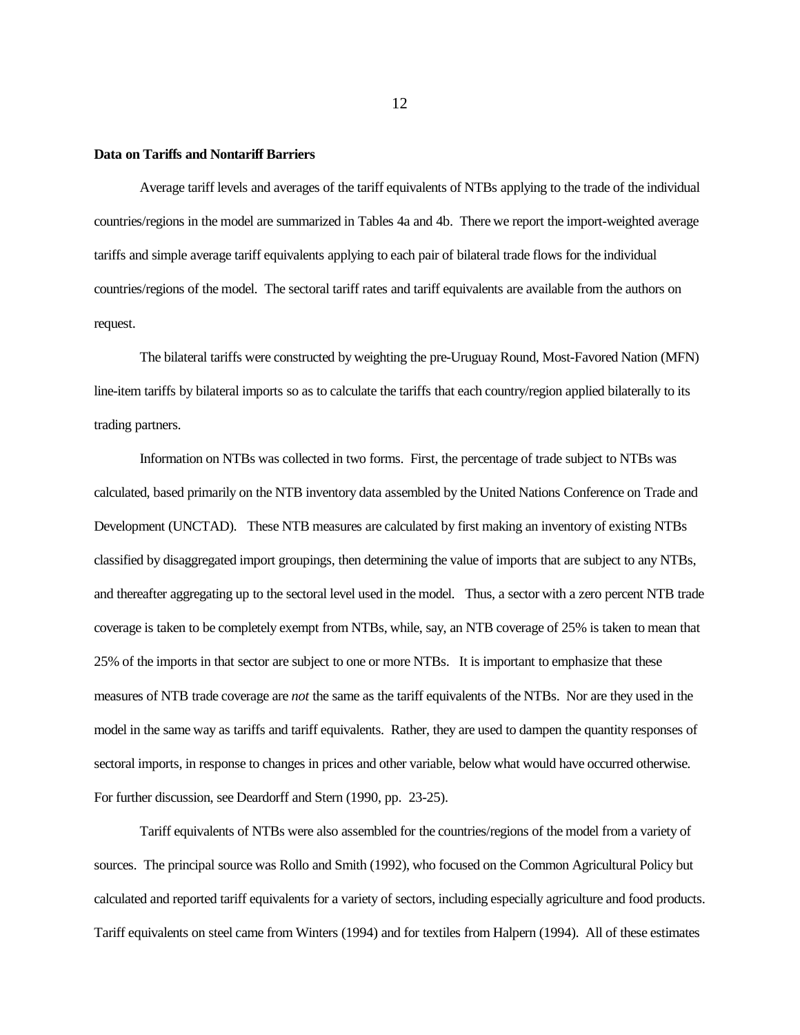**Data on Tariffs and Nontariff Barriers**

Average tariff levels and averages of the tariff equivalents of NTBs applying to the trade of the individual countries/regions in the model are summarized in Tables 4a and 4b. There we report the import-weighted average tariffs and simple average tariff equivalents applying to each pair of bilateral trade flows for the individual countries/regions of the model. The sectoral tariff rates and tariff equivalents are available from the authors on request.

The bilateral tariffs were constructed by weighting the pre-Uruguay Round, Most-Favored Nation (MFN) line-item tariffs by bilateral imports so as to calculate the tariffs that each country/region applied bilaterally to its trading partners.

Information on NTBs was collected in two forms. First, the percentage of trade subject to NTBs was calculated, based primarily on the NTB inventory data assembled by the United Nations Conference on Trade and Development (UNCTAD). These NTB measures are calculated by first making an inventory of existing NTBs classified by disaggregated import groupings, then determining the value of imports that are subject to any NTBs, and thereafter aggregating up to the sectoral level used in the model. Thus, a sector with a zero percent NTB trade coverage is taken to be completely exempt from NTBs, while, say, an NTB coverage of 25% is taken to mean that 25% of the imports in that sector are subject to one or more NTBs. It is important to emphasize that these measures of NTB trade coverage are *not* the same as the tariff equivalents of the NTBs. Nor are they used in the model in the same way as tariffs and tariff equivalents. Rather, they are used to dampen the quantity responses of sectoral imports, in response to changes in prices and other variable, below what would have occurred otherwise. For further discussion, see Deardorff and Stern (1990, pp. 23-25).

Tariff equivalents of NTBs were also assembled for the countries/regions of the model from a variety of sources. The principal source was Rollo and Smith (1992), who focused on the Common Agricultural Policy but calculated and reported tariff equivalents for a variety of sectors, including especially agriculture and food products. Tariff equivalents on steel came from Winters (1994) and for textiles from Halpern (1994). All of these estimates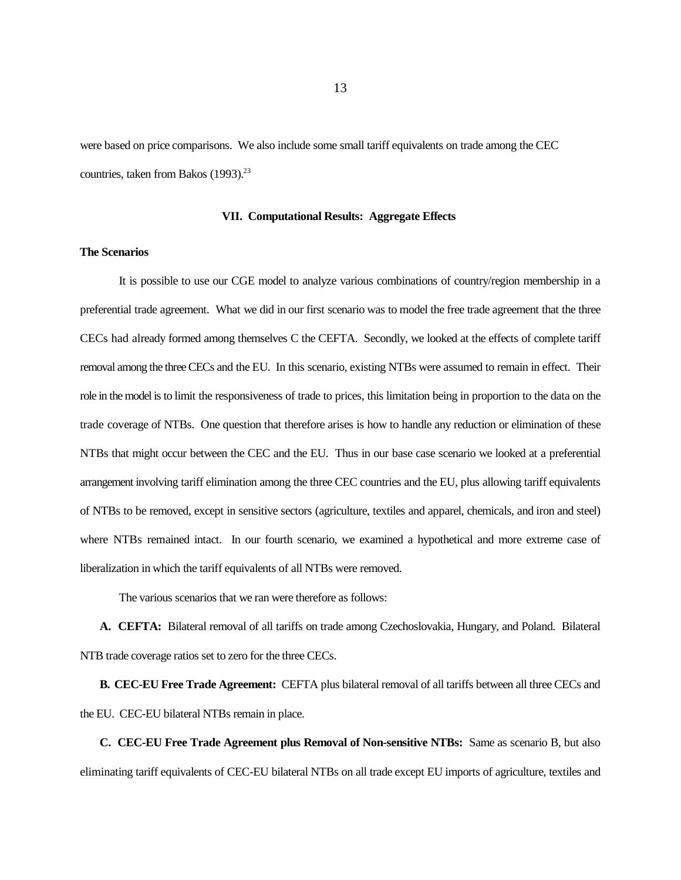were based on price comparisons. We also include some small tariff equivalents on trade among the CEC countries, taken from Bakos (1993).[23]

## VII. Computational Results: Aggregate Effects

### The Scenarios

It is possible to use our CGE model to analyze various combinations of country/region membership in a preferential trade agreement. What we did in our first scenario was to model the free trade agreement that the three CECs had already formed among themselves C the CEFTA. Secondly, we looked at the effects of complete tariff removal among the three CECs and the EU. In this scenario, existing NTBs were assumed to remain in effect. Their role in the model is to limit the responsiveness of trade to prices, this limitation being in proportion to the data on the trade coverage of NTBs. One question that therefore arises is how to handle any reduction or elimination of these NTBs that might occur between the CEC and the EU. Thus in our base case scenario we looked at a preferential arrangement involving tariff elimination among the three CEC countries and the EU, plus allowing tariff equivalents of NTBs to be removed, except in sensitive sectors (agriculture, textiles and apparel, chemicals, and iron and steel) where NTBs remained intact. In our fourth scenario, we examined a hypothetical and more extreme case of liberalization in which the tariff equivalents of all NTBs were removed.

The various scenarios that we ran were therefore as follows:

**A. CEFTA:** Bilateral removal of all tariffs on trade among Czechoslovakia, Hungary, and Poland. Bilateral NTB trade coverage ratios set to zero for the three CECs.

**B. CEC-EU Free Trade Agreement:** CEFTA plus bilateral removal of all tariffs between all three CECs and the EU. CEC-EU bilateral NTBs remain in place.

**C. CEC-EU Free Trade Agreement plus Removal of Non-sensitive NTBs:** Same as scenario B, but also eliminating tariff equivalents of CEC-EU bilateral NTBs on all trade except EU imports of agriculture, textiles and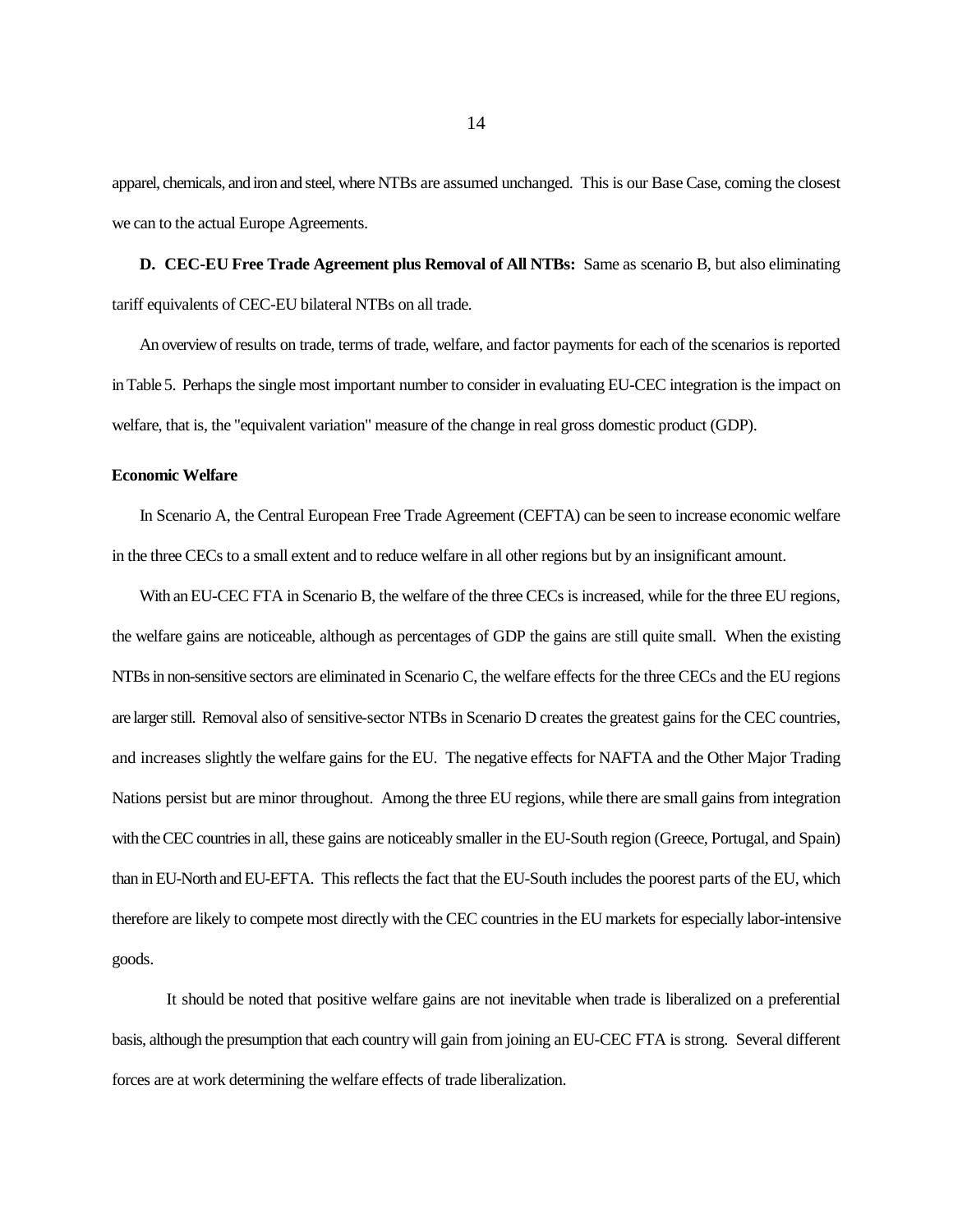apparel, chemicals, and iron and steel, where NTBs are assumed unchanged. This is our Base Case, coming the closest we can to the actual Europe Agreements.

**D. CEC-EU Free Trade Agreement plus Removal of All NTBs:** Same as scenario B, but also eliminating tariff equivalents of CEC-EU bilateral NTBs on all trade.

An overview of results on trade, terms of trade, welfare, and factor payments for each of the scenarios is reported in Table 5. Perhaps the single most important number to consider in evaluating EU-CEC integration is the impact on welfare, that is, the "equivalent variation" measure of the change in real gross domestic product (GDP).

**Economic Welfare**

In Scenario A, the Central European Free Trade Agreement (CEFTA) can be seen to increase economic welfare in the three CECs to a small extent and to reduce welfare in all other regions but by an insignificant amount.

With an EU-CEC FTA in Scenario B, the welfare of the three CECs is increased, while for the three EU regions, the welfare gains are noticeable, although as percentages of GDP the gains are still quite small. When the existing NTBs in non-sensitive sectors are eliminated in Scenario C, the welfare effects for the three CECs and the EU regions are larger still. Removal also of sensitive-sector NTBs in Scenario D creates the greatest gains for the CEC countries, and increases slightly the welfare gains for the EU. The negative effects for NAFTA and the Other Major Trading Nations persist but are minor throughout. Among the three EU regions, while there are small gains from integration with the CEC countries in all, these gains are noticeably smaller in the EU-South region (Greece, Portugal, and Spain) than in EU-North and EU-EFTA. This reflects the fact that the EU-South includes the poorest parts of the EU, which therefore are likely to compete most directly with the CEC countries in the EU markets for especially labor-intensive goods.

It should be noted that positive welfare gains are not inevitable when trade is liberalized on a preferential basis, although the presumption that each country will gain from joining an EU-CEC FTA is strong. Several different forces are at work determining the welfare effects of trade liberalization.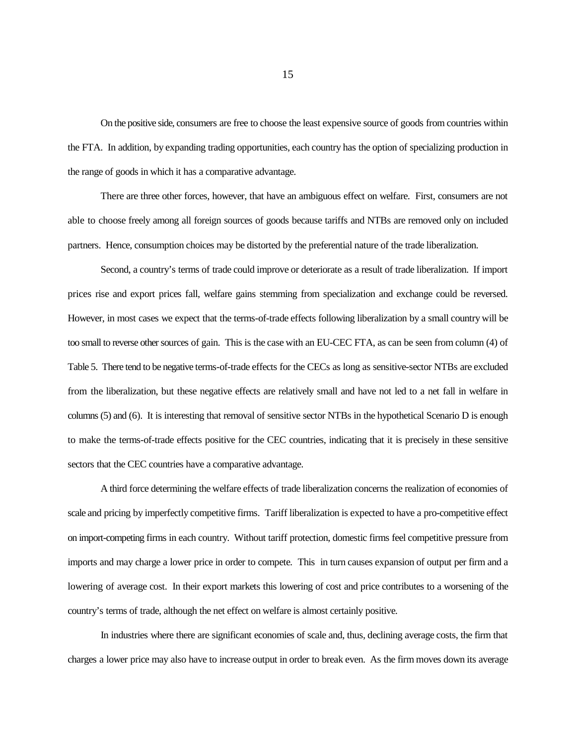On the positive side, consumers are free to choose the least expensive source of goods from countries within the FTA. In addition, by expanding trading opportunities, each country has the option of specializing production in the range of goods in which it has a comparative advantage.

There are three other forces, however, that have an ambiguous effect on welfare. First, consumers are not able to choose freely among all foreign sources of goods because tariffs and NTBs are removed only on included partners. Hence, consumption choices may be distorted by the preferential nature of the trade liberalization.

Second, a country's terms of trade could improve or deteriorate as a result of trade liberalization. If import prices rise and export prices fall, welfare gains stemming from specialization and exchange could be reversed. However, in most cases we expect that the terms-of-trade effects following liberalization by a small country will be too small to reverse other sources of gain. This is the case with an EU-CEC FTA, as can be seen from column (4) of Table 5. There tend to be negative terms-of-trade effects for the CECs as long as sensitive-sector NTBs are excluded from the liberalization, but these negative effects are relatively small and have not led to a net fall in welfare in columns (5) and (6). It is interesting that removal of sensitive sector NTBs in the hypothetical Scenario D is enough to make the terms-of-trade effects positive for the CEC countries, indicating that it is precisely in these sensitive sectors that the CEC countries have a comparative advantage.

A third force determining the welfare effects of trade liberalization concerns the realization of economies of scale and pricing by imperfectly competitive firms. Tariff liberalization is expected to have a pro-competitive effect on import-competing firms in each country. Without tariff protection, domestic firms feel competitive pressure from imports and may charge a lower price in order to compete. This in turn causes expansion of output per firm and a lowering of average cost. In their export markets this lowering of cost and price contributes to a worsening of the country's terms of trade, although the net effect on welfare is almost certainly positive.

In industries where there are significant economies of scale and, thus, declining average costs, the firm that charges a lower price may also have to increase output in order to break even. As the firm moves down its average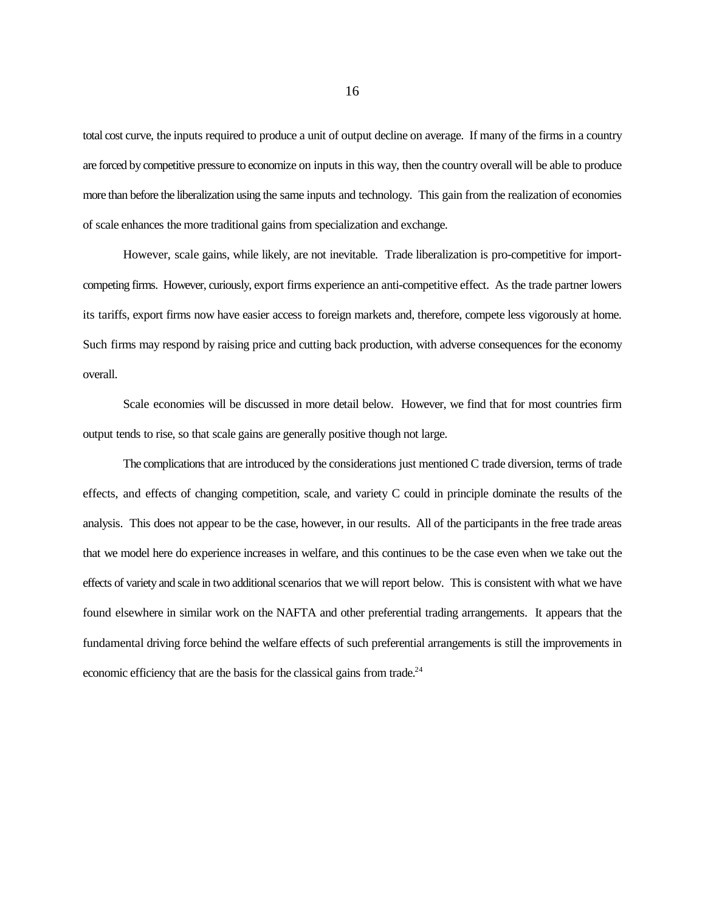total cost curve, the inputs required to produce a unit of output decline on average. If many of the firms in a country are forced by competitive pressure to economize on inputs in this way, then the country overall will be able to produce more than before the liberalization using the same inputs and technology. This gain from the realization of economies of scale enhances the more traditional gains from specialization and exchange.

However, scale gains, while likely, are not inevitable. Trade liberalization is pro-competitive for import-competing firms. However, curiously, export firms experience an anti-competitive effect. As the trade partner lowers its tariffs, export firms now have easier access to foreign markets and, therefore, compete less vigorously at home. Such firms may respond by raising price and cutting back production, with adverse consequences for the economy overall.

Scale economies will be discussed in more detail below. However, we find that for most countries firm output tends to rise, so that scale gains are generally positive though not large.

The complications that are introduced by the considerations just mentioned C trade diversion, terms of trade effects, and effects of changing competition, scale, and variety C could in principle dominate the results of the analysis. This does not appear to be the case, however, in our results. All of the participants in the free trade areas that we model here do experience increases in welfare, and this continues to be the case even when we take out the effects of variety and scale in two additional scenarios that we will report below. This is consistent with what we have found elsewhere in similar work on the NAFTA and other preferential trading arrangements. It appears that the fundamental driving force behind the welfare effects of such preferential arrangements is still the improvements in economic efficiency that are the basis for the classical gains from trade.[24]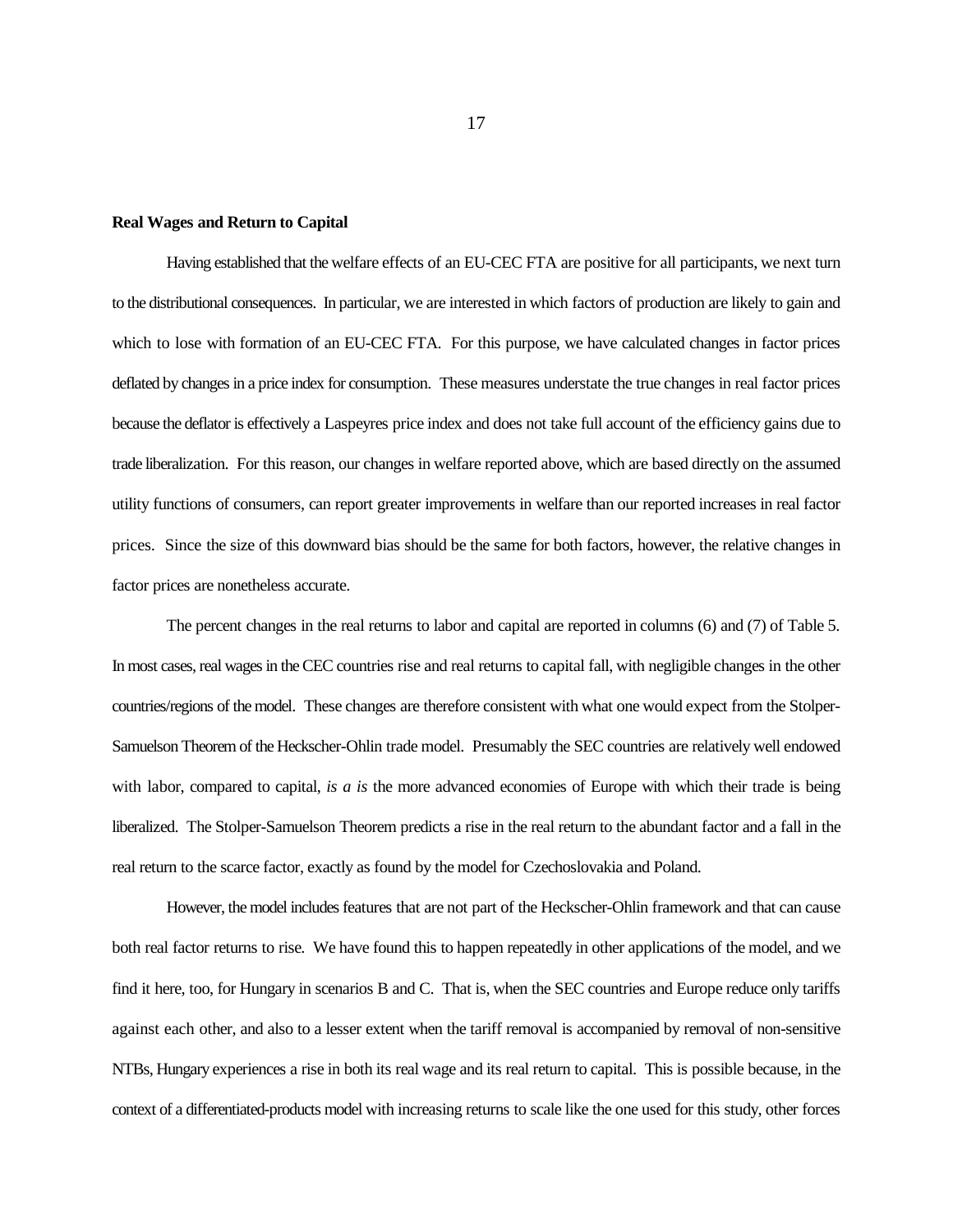**Real Wages and Return to Capital**

Having established that the welfare effects of an EU-CEC FTA are positive for all participants, we next turn to the distributional consequences. In particular, we are interested in which factors of production are likely to gain and which to lose with formation of an EU-CEC FTA. For this purpose, we have calculated changes in factor prices deflated by changes in a price index for consumption. These measures understate the true changes in real factor prices because the deflator is effectively a Laspeyres price index and does not take full account of the efficiency gains due to trade liberalization. For this reason, our changes in welfare reported above, which are based directly on the assumed utility functions of consumers, can report greater improvements in welfare than our reported increases in real factor prices. Since the size of this downward bias should be the same for both factors, however, the relative changes in factor prices are nonetheless accurate.

The percent changes in the real returns to labor and capital are reported in columns (6) and (7) of Table 5. In most cases, real wages in the CEC countries rise and real returns to capital fall, with negligible changes in the other countries/regions of the model. These changes are therefore consistent with what one would expect from the Stolper-Samuelson Theorem of the Heckscher-Ohlin trade model. Presumably the SEC countries are relatively well endowed with labor, compared to capital, *is a is* the more advanced economies of Europe with which their trade is being liberalized. The Stolper-Samuelson Theorem predicts a rise in the real return to the abundant factor and a fall in the real return to the scarce factor, exactly as found by the model for Czechoslovakia and Poland.

However, the model includes features that are not part of the Heckscher-Ohlin framework and that can cause both real factor returns to rise. We have found this to happen repeatedly in other applications of the model, and we find it here, too, for Hungary in scenarios B and C. That is, when the SEC countries and Europe reduce only tariffs against each other, and also to a lesser extent when the tariff removal is accompanied by removal of non-sensitive NTBs, Hungary experiences a rise in both its real wage and its real return to capital. This is possible because, in the context of a differentiated-products model with increasing returns to scale like the one used for this study, other forces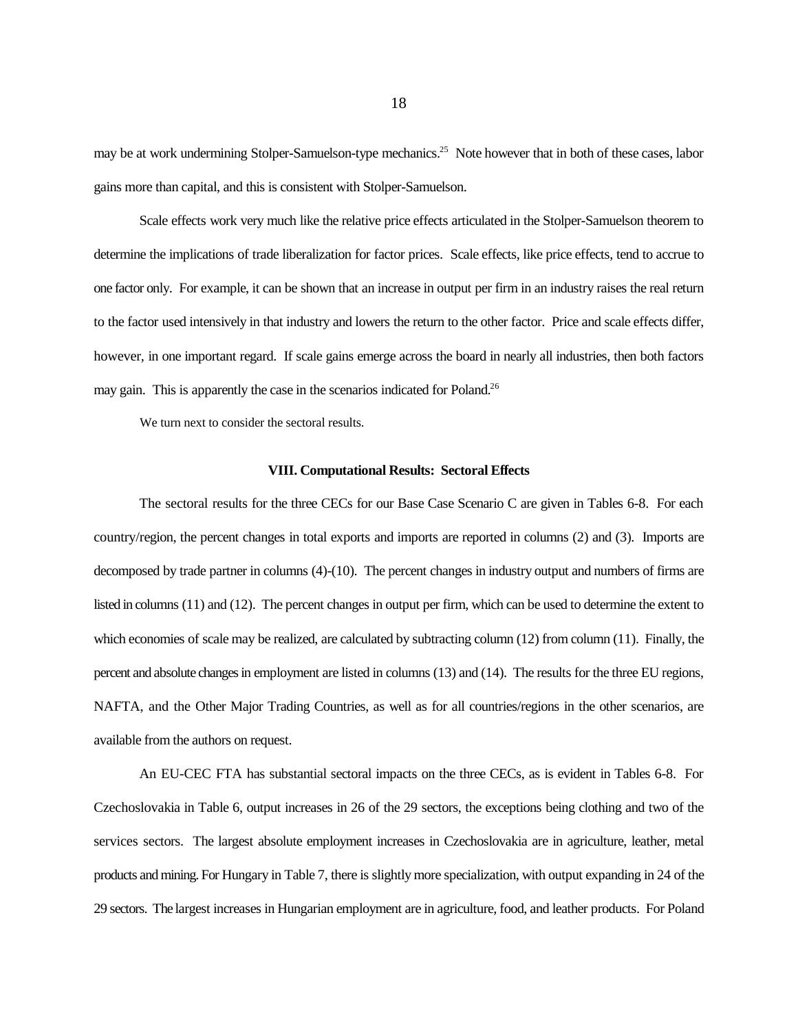may be at work undermining Stolper-Samuelson-type mechanics.[25] Note however that in both of these cases, labor gains more than capital, and this is consistent with Stolper-Samuelson.

Scale effects work very much like the relative price effects articulated in the Stolper-Samuelson theorem to determine the implications of trade liberalization for factor prices. Scale effects, like price effects, tend to accrue to one factor only. For example, it can be shown that an increase in output per firm in an industry raises the real return to the factor used intensively in that industry and lowers the return to the other factor. Price and scale effects differ, however, in one important regard. If scale gains emerge across the board in nearly all industries, then both factors may gain. This is apparently the case in the scenarios indicated for Poland.[26]

We turn next to consider the sectoral results.

## VIII. Computational Results: Sectoral Effects

The sectoral results for the three CECs for our Base Case Scenario C are given in Tables 6-8. For each country/region, the percent changes in total exports and imports are reported in columns (2) and (3). Imports are decomposed by trade partner in columns (4)-(10). The percent changes in industry output and numbers of firms are listed in columns (11) and (12). The percent changes in output per firm, which can be used to determine the extent to which economies of scale may be realized, are calculated by subtracting column (12) from column (11). Finally, the percent and absolute changes in employment are listed in columns (13) and (14). The results for the three EU regions, NAFTA, and the Other Major Trading Countries, as well as for all countries/regions in the other scenarios, are available from the authors on request.

An EU-CEC FTA has substantial sectoral impacts on the three CECs, as is evident in Tables 6-8. For Czechoslovakia in Table 6, output increases in 26 of the 29 sectors, the exceptions being clothing and two of the services sectors. The largest absolute employment increases in Czechoslovakia are in agriculture, leather, metal products and mining. For Hungary in Table 7, there is slightly more specialization, with output expanding in 24 of the 29 sectors. The largest increases in Hungarian employment are in agriculture, food, and leather products. For Poland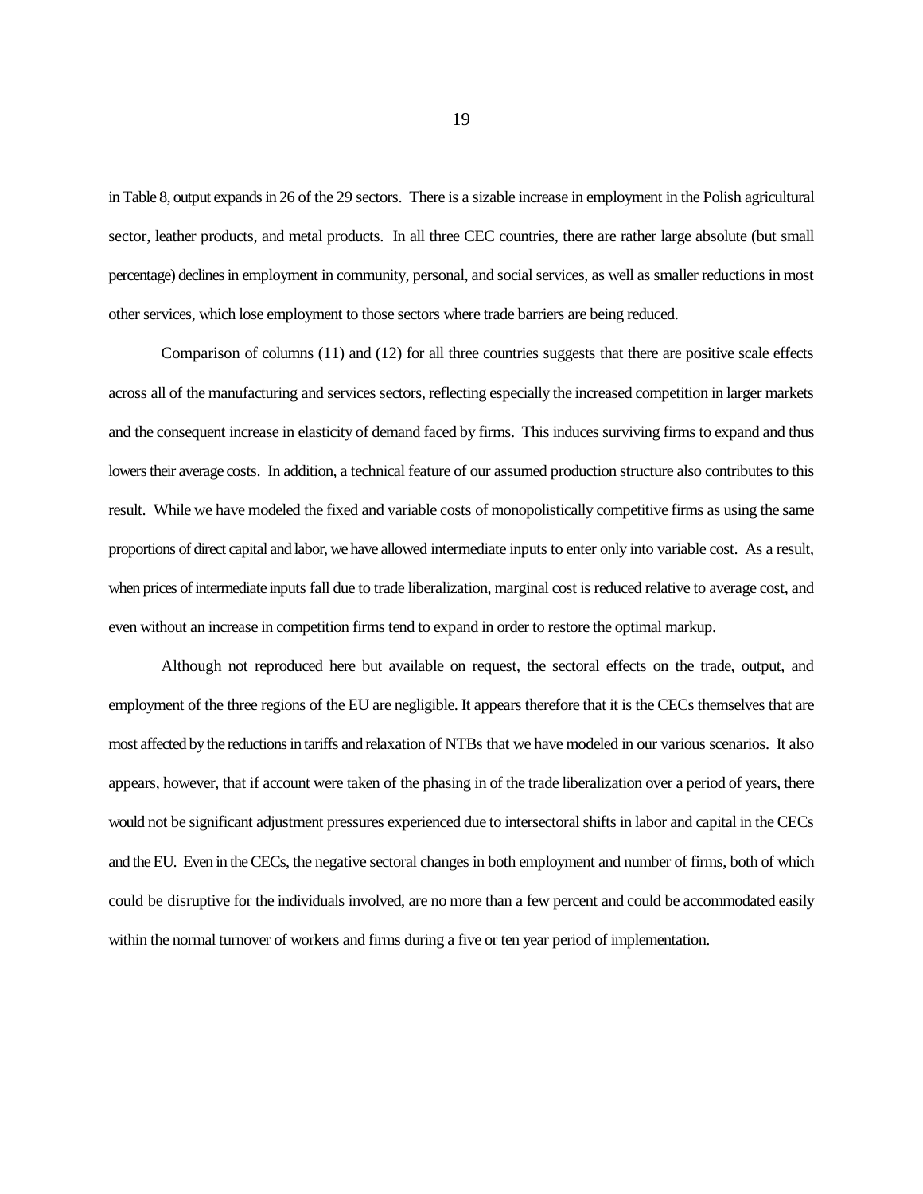in Table 8, output expands in 26 of the 29 sectors. There is a sizable increase in employment in the Polish agricultural sector, leather products, and metal products. In all three CEC countries, there are rather large absolute (but small percentage) declines in employment in community, personal, and social services, as well as smaller reductions in most other services, which lose employment to those sectors where trade barriers are being reduced.

Comparison of columns (11) and (12) for all three countries suggests that there are positive scale effects across all of the manufacturing and services sectors, reflecting especially the increased competition in larger markets and the consequent increase in elasticity of demand faced by firms. This induces surviving firms to expand and thus lowers their average costs. In addition, a technical feature of our assumed production structure also contributes to this result. While we have modeled the fixed and variable costs of monopolistically competitive firms as using the same proportions of direct capital and labor, we have allowed intermediate inputs to enter only into variable cost. As a result, when prices of intermediate inputs fall due to trade liberalization, marginal cost is reduced relative to average cost, and even without an increase in competition firms tend to expand in order to restore the optimal markup.

Although not reproduced here but available on request, the sectoral effects on the trade, output, and employment of the three regions of the EU are negligible. It appears therefore that it is the CECs themselves that are most affected by the reductions in tariffs and relaxation of NTBs that we have modeled in our various scenarios. It also appears, however, that if account were taken of the phasing in of the trade liberalization over a period of years, there would not be significant adjustment pressures experienced due to intersectoral shifts in labor and capital in the CECs and the EU. Even in the CECs, the negative sectoral changes in both employment and number of firms, both of which could be disruptive for the individuals involved, are no more than a few percent and could be accommodated easily within the normal turnover of workers and firms during a five or ten year period of implementation.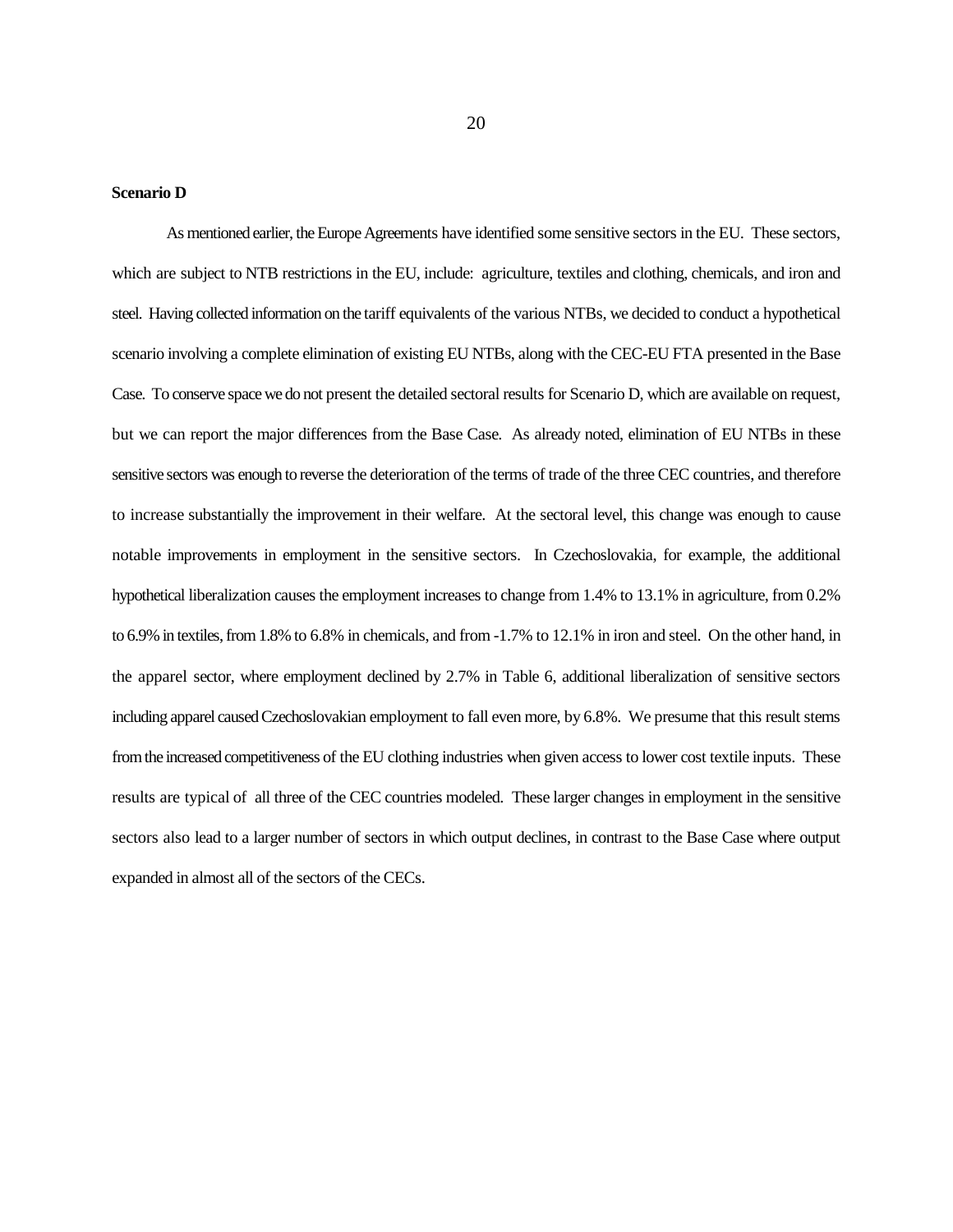**Scenario D**

As mentioned earlier, the Europe Agreements have identified some sensitive sectors in the EU. These sectors, which are subject to NTB restrictions in the EU, include: agriculture, textiles and clothing, chemicals, and iron and steel. Having collected information on the tariff equivalents of the various NTBs, we decided to conduct a hypothetical scenario involving a complete elimination of existing EU NTBs, along with the CEC-EU FTA presented in the Base Case. To conserve space we do not present the detailed sectoral results for Scenario D, which are available on request, but we can report the major differences from the Base Case. As already noted, elimination of EU NTBs in these sensitive sectors was enough to reverse the deterioration of the terms of trade of the three CEC countries, and therefore to increase substantially the improvement in their welfare. At the sectoral level, this change was enough to cause notable improvements in employment in the sensitive sectors. In Czechoslovakia, for example, the additional hypothetical liberalization causes the employment increases to change from 1.4% to 13.1% in agriculture, from 0.2% to 6.9% in textiles, from 1.8% to 6.8% in chemicals, and from -1.7% to 12.1% in iron and steel. On the other hand, in the apparel sector, where employment declined by 2.7% in Table 6, additional liberalization of sensitive sectors including apparel caused Czechoslovakian employment to fall even more, by 6.8%. We presume that this result stems from the increased competitiveness of the EU clothing industries when given access to lower cost textile inputs. These results are typical of all three of the CEC countries modeled. These larger changes in employment in the sensitive sectors also lead to a larger number of sectors in which output declines, in contrast to the Base Case where output expanded in almost all of the sectors of the CECs.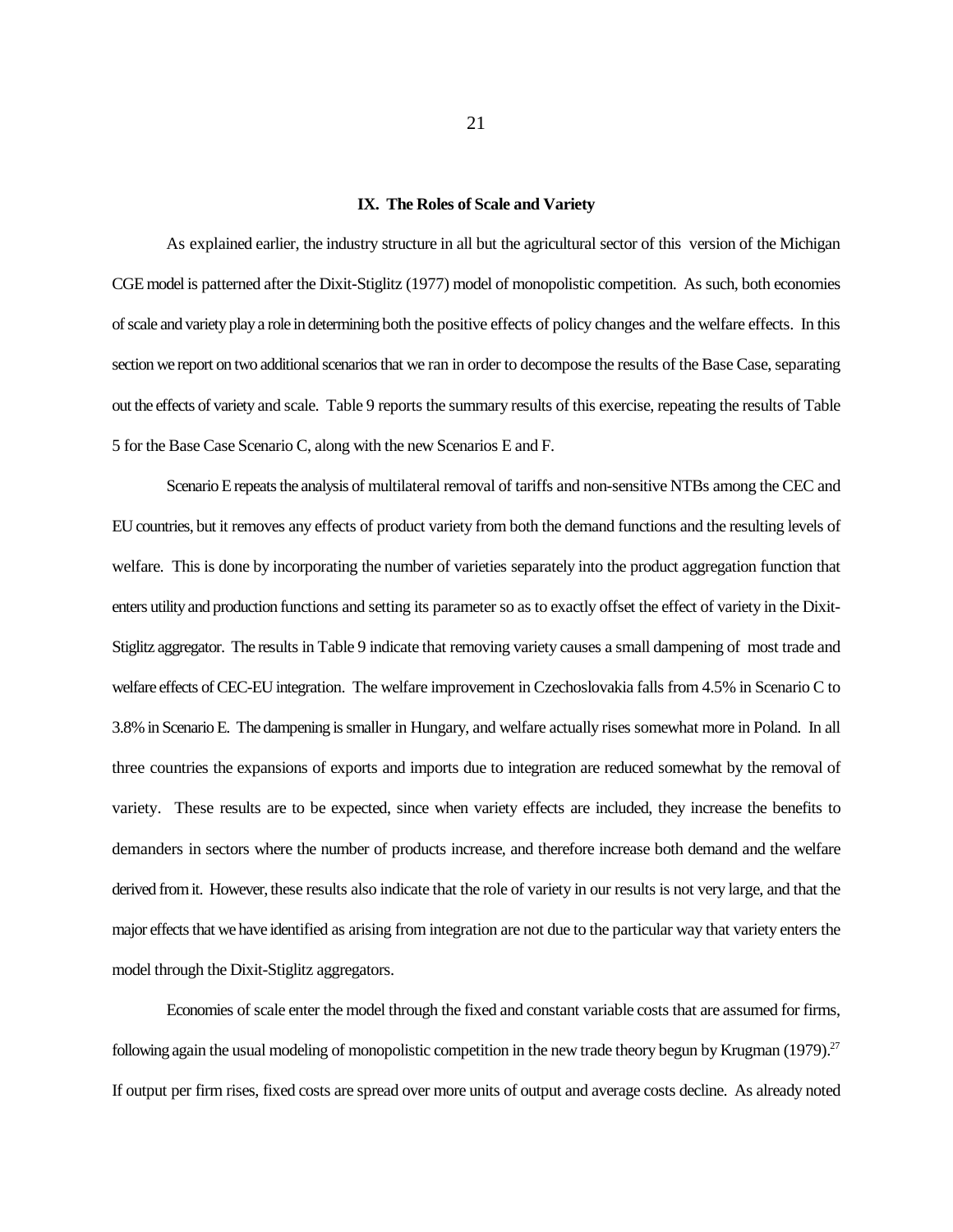## IX. The Roles of Scale and Variety

As explained earlier, the industry structure in all but the agricultural sector of this version of the Michigan CGE model is patterned after the Dixit-Stiglitz (1977) model of monopolistic competition. As such, both economies of scale and variety play a role in determining both the positive effects of policy changes and the welfare effects. In this section we report on two additional scenarios that we ran in order to decompose the results of the Base Case, separating out the effects of variety and scale. Table 9 reports the summary results of this exercise, repeating the results of Table 5 for the Base Case Scenario C, along with the new Scenarios E and F.

Scenario E repeats the analysis of multilateral removal of tariffs and non-sensitive NTBs among the CEC and EU countries, but it removes any effects of product variety from both the demand functions and the resulting levels of welfare. This is done by incorporating the number of varieties separately into the product aggregation function that enters utility and production functions and setting its parameter so as to exactly offset the effect of variety in the Dixit-Stiglitz aggregator. The results in Table 9 indicate that removing variety causes a small dampening of most trade and welfare effects of CEC-EU integration. The welfare improvement in Czechoslovakia falls from 4.5% in Scenario C to 3.8% in Scenario E. The dampening is smaller in Hungary, and welfare actually rises somewhat more in Poland. In all three countries the expansions of exports and imports due to integration are reduced somewhat by the removal of variety. These results are to be expected, since when variety effects are included, they increase the benefits to demanders in sectors where the number of products increase, and therefore increase both demand and the welfare derived from it. However, these results also indicate that the role of variety in our results is not very large, and that the major effects that we have identified as arising from integration are not due to the particular way that variety enters the model through the Dixit-Stiglitz aggregators.

Economies of scale enter the model through the fixed and constant variable costs that are assumed for firms, following again the usual modeling of monopolistic competition in the new trade theory begun by Krugman (1979).[27] If output per firm rises, fixed costs are spread over more units of output and average costs decline. As already noted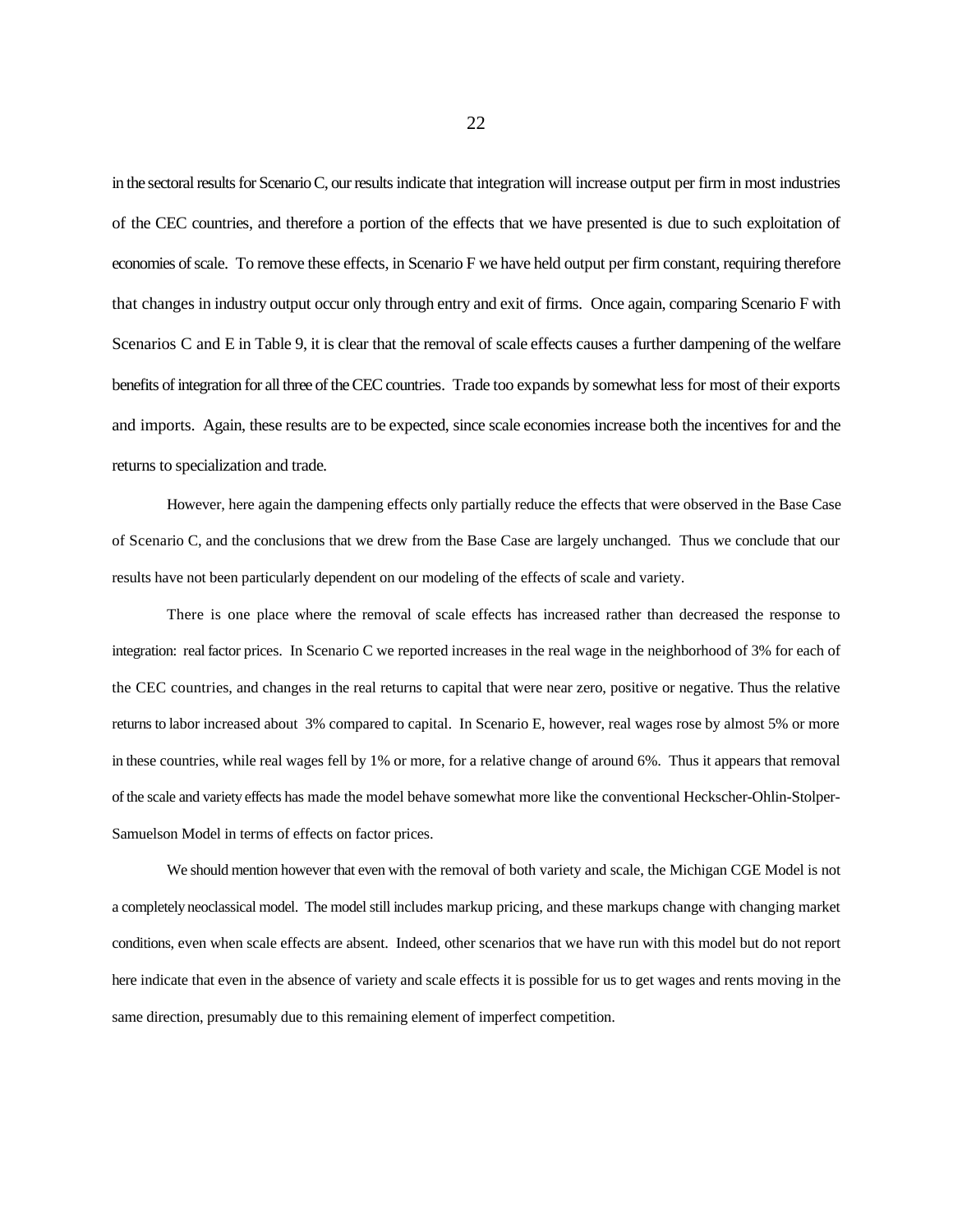in the sectoral results for Scenario C, our results indicate that integration will increase output per firm in most industries of the CEC countries, and therefore a portion of the effects that we have presented is due to such exploitation of economies of scale. To remove these effects, in Scenario F we have held output per firm constant, requiring therefore that changes in industry output occur only through entry and exit of firms. Once again, comparing Scenario F with Scenarios C and E in Table 9, it is clear that the removal of scale effects causes a further dampening of the welfare benefits of integration for all three of the CEC countries. Trade too expands by somewhat less for most of their exports and imports. Again, these results are to be expected, since scale economies increase both the incentives for and the returns to specialization and trade.

However, here again the dampening effects only partially reduce the effects that were observed in the Base Case of Scenario C, and the conclusions that we drew from the Base Case are largely unchanged. Thus we conclude that our results have not been particularly dependent on our modeling of the effects of scale and variety.

There is one place where the removal of scale effects has increased rather than decreased the response to integration: real factor prices. In Scenario C we reported increases in the real wage in the neighborhood of 3% for each of the CEC countries, and changes in the real returns to capital that were near zero, positive or negative. Thus the relative returns to labor increased about 3% compared to capital. In Scenario E, however, real wages rose by almost 5% or more in these countries, while real wages fell by 1% or more, for a relative change of around 6%. Thus it appears that removal of the scale and variety effects has made the model behave somewhat more like the conventional Heckscher-Ohlin-Stolper-Samuelson Model in terms of effects on factor prices.

We should mention however that even with the removal of both variety and scale, the Michigan CGE Model is not a completely neoclassical model. The model still includes markup pricing, and these markups change with changing market conditions, even when scale effects are absent. Indeed, other scenarios that we have run with this model but do not report here indicate that even in the absence of variety and scale effects it is possible for us to get wages and rents moving in the same direction, presumably due to this remaining element of imperfect competition.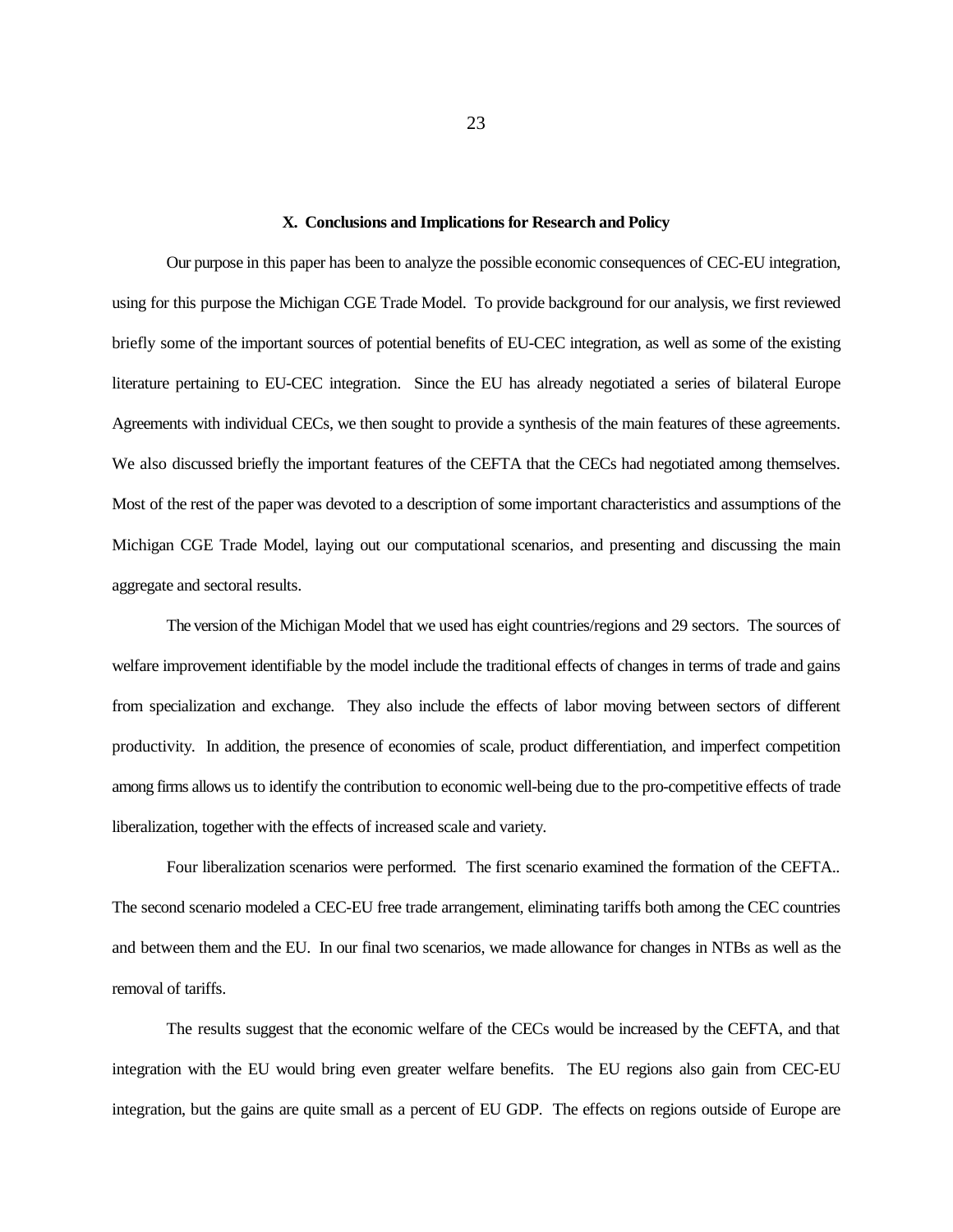### X. Conclusions and Implications for Research and Policy

Our purpose in this paper has been to analyze the possible economic consequences of CEC-EU integration, using for this purpose the Michigan CGE Trade Model. To provide background for our analysis, we first reviewed briefly some of the important sources of potential benefits of EU-CEC integration, as well as some of the existing literature pertaining to EU-CEC integration. Since the EU has already negotiated a series of bilateral Europe Agreements with individual CECs, we then sought to provide a synthesis of the main features of these agreements. We also discussed briefly the important features of the CEFTA that the CECs had negotiated among themselves. Most of the rest of the paper was devoted to a description of some important characteristics and assumptions of the Michigan CGE Trade Model, laying out our computational scenarios, and presenting and discussing the main aggregate and sectoral results.

The version of the Michigan Model that we used has eight countries/regions and 29 sectors. The sources of welfare improvement identifiable by the model include the traditional effects of changes in terms of trade and gains from specialization and exchange. They also include the effects of labor moving between sectors of different productivity. In addition, the presence of economies of scale, product differentiation, and imperfect competition among firms allows us to identify the contribution to economic well-being due to the pro-competitive effects of trade liberalization, together with the effects of increased scale and variety.

Four liberalization scenarios were performed. The first scenario examined the formation of the CEFTA.. The second scenario modeled a CEC-EU free trade arrangement, eliminating tariffs both among the CEC countries and between them and the EU. In our final two scenarios, we made allowance for changes in NTBs as well as the removal of tariffs.

The results suggest that the economic welfare of the CECs would be increased by the CEFTA, and that integration with the EU would bring even greater welfare benefits. The EU regions also gain from CEC-EU integration, but the gains are quite small as a percent of EU GDP. The effects on regions outside of Europe are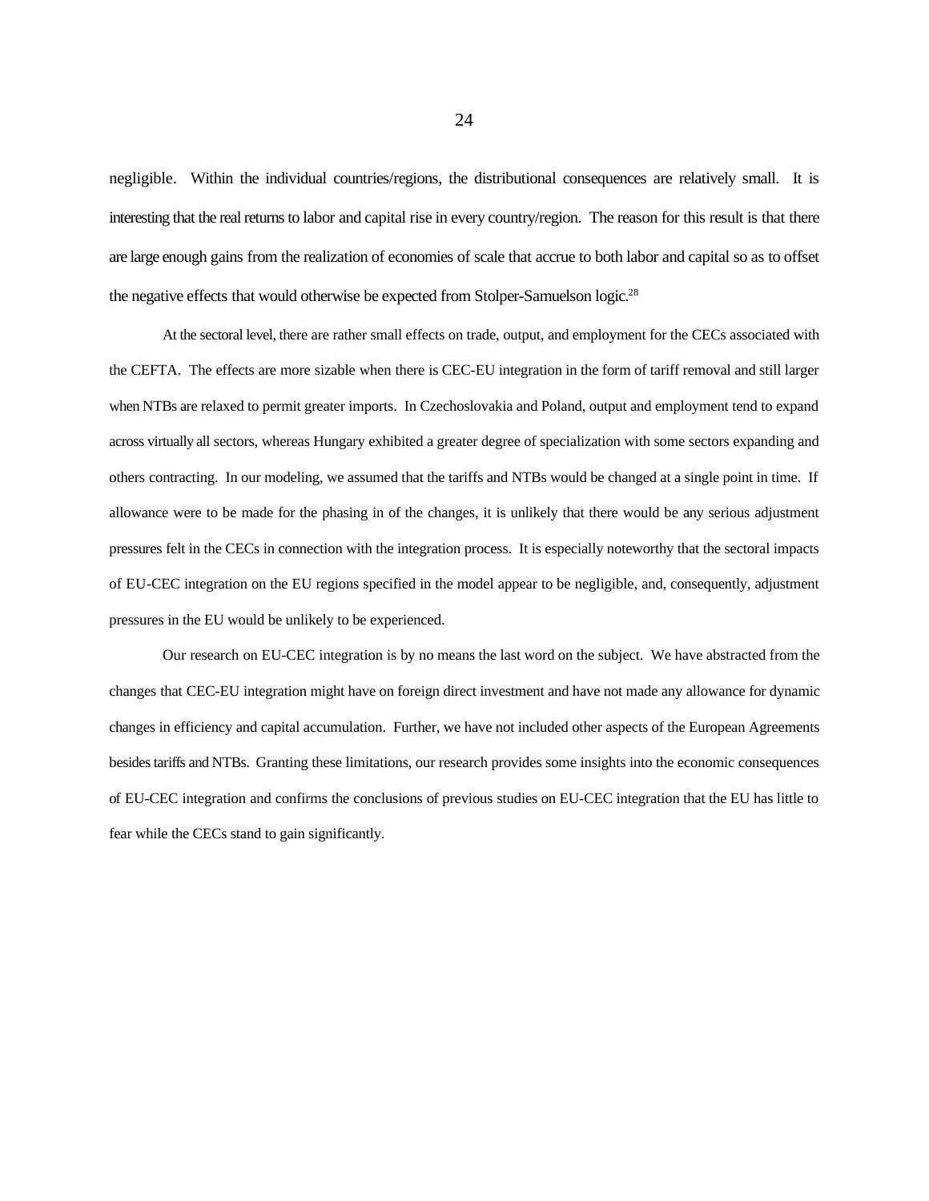negligible. Within the individual countries/regions, the distributional consequences are relatively small. It is interesting that the real returns to labor and capital rise in every country/region. The reason for this result is that there are large enough gains from the realization of economies of scale that accrue to both labor and capital so as to offset the negative effects that would otherwise be expected from Stolper-Samuelson logic.[28]

At the sectoral level, there are rather small effects on trade, output, and employment for the CECs associated with the CEFTA. The effects are more sizable when there is CEC-EU integration in the form of tariff removal and still larger when NTBs are relaxed to permit greater imports. In Czechoslovakia and Poland, output and employment tend to expand across virtually all sectors, whereas Hungary exhibited a greater degree of specialization with some sectors expanding and others contracting. In our modeling, we assumed that the tariffs and NTBs would be changed at a single point in time. If allowance were to be made for the phasing in of the changes, it is unlikely that there would be any serious adjustment pressures felt in the CECs in connection with the integration process. It is especially noteworthy that the sectoral impacts of EU-CEC integration on the EU regions specified in the model appear to be negligible, and, consequently, adjustment pressures in the EU would be unlikely to be experienced.

Our research on EU-CEC integration is by no means the last word on the subject. We have abstracted from the changes that CEC-EU integration might have on foreign direct investment and have not made any allowance for dynamic changes in efficiency and capital accumulation. Further, we have not included other aspects of the European Agreements besides tariffs and NTBs. Granting these limitations, our research provides some insights into the economic consequences of EU-CEC integration and confirms the conclusions of previous studies on EU-CEC integration that the EU has little to fear while the CECs stand to gain significantly.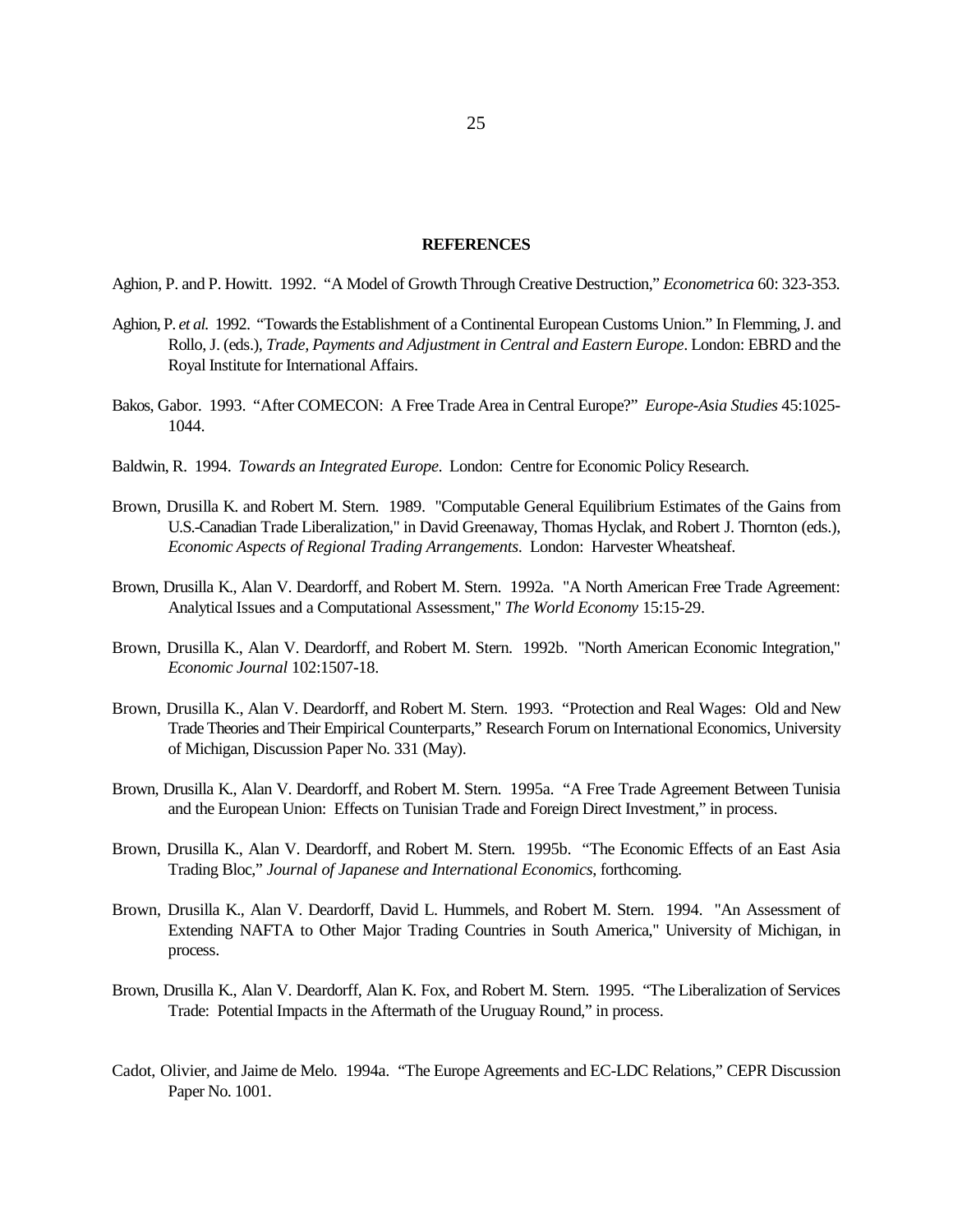## REFERENCES

Aghion, P. and P. Howitt. 1992. "A Model of Growth Through Creative Destruction," *Econometrica* 60: 323-353.

Aghion, P. *et al.* 1992. "Towards the Establishment of a Continental European Customs Union." In Flemming, J. and Rollo, J. (eds.), *Trade, Payments and Adjustment in Central and Eastern Europe*. London: EBRD and the Royal Institute for International Affairs.

Bakos, Gabor. 1993. "After COMECON: A Free Trade Area in Central Europe?" *Europe-Asia Studies* 45:1025-1044.

Baldwin, R. 1994. *Towards an Integrated Europe*. London: Centre for Economic Policy Research.

Brown, Drusilla K. and Robert M. Stern. 1989. "Computable General Equilibrium Estimates of the Gains from U.S.-Canadian Trade Liberalization," in David Greenaway, Thomas Hyclak, and Robert J. Thornton (eds.), *Economic Aspects of Regional Trading Arrangements*. London: Harvester Wheatsheaf.

Brown, Drusilla K., Alan V. Deardorff, and Robert M. Stern. 1992a. "A North American Free Trade Agreement: Analytical Issues and a Computational Assessment," *The World Economy* 15:15-29.

Brown, Drusilla K., Alan V. Deardorff, and Robert M. Stern. 1992b. "North American Economic Integration," *Economic Journal* 102:1507-18.

Brown, Drusilla K., Alan V. Deardorff, and Robert M. Stern. 1993. "Protection and Real Wages: Old and New Trade Theories and Their Empirical Counterparts," Research Forum on International Economics, University of Michigan, Discussion Paper No. 331 (May).

Brown, Drusilla K., Alan V. Deardorff, and Robert M. Stern. 1995a. "A Free Trade Agreement Between Tunisia and the European Union: Effects on Tunisian Trade and Foreign Direct Investment," in process.

Brown, Drusilla K., Alan V. Deardorff, and Robert M. Stern. 1995b. "The Economic Effects of an East Asia Trading Bloc," *Journal of Japanese and International Economics*, forthcoming.

Brown, Drusilla K., Alan V. Deardorff, David L. Hummels, and Robert M. Stern. 1994. "An Assessment of Extending NAFTA to Other Major Trading Countries in South America," University of Michigan, in process.

Brown, Drusilla K., Alan V. Deardorff, Alan K. Fox, and Robert M. Stern. 1995. "The Liberalization of Services Trade: Potential Impacts in the Aftermath of the Uruguay Round," in process.

Cadot, Olivier, and Jaime de Melo. 1994a. "The Europe Agreements and EC-LDC Relations," CEPR Discussion Paper No. 1001.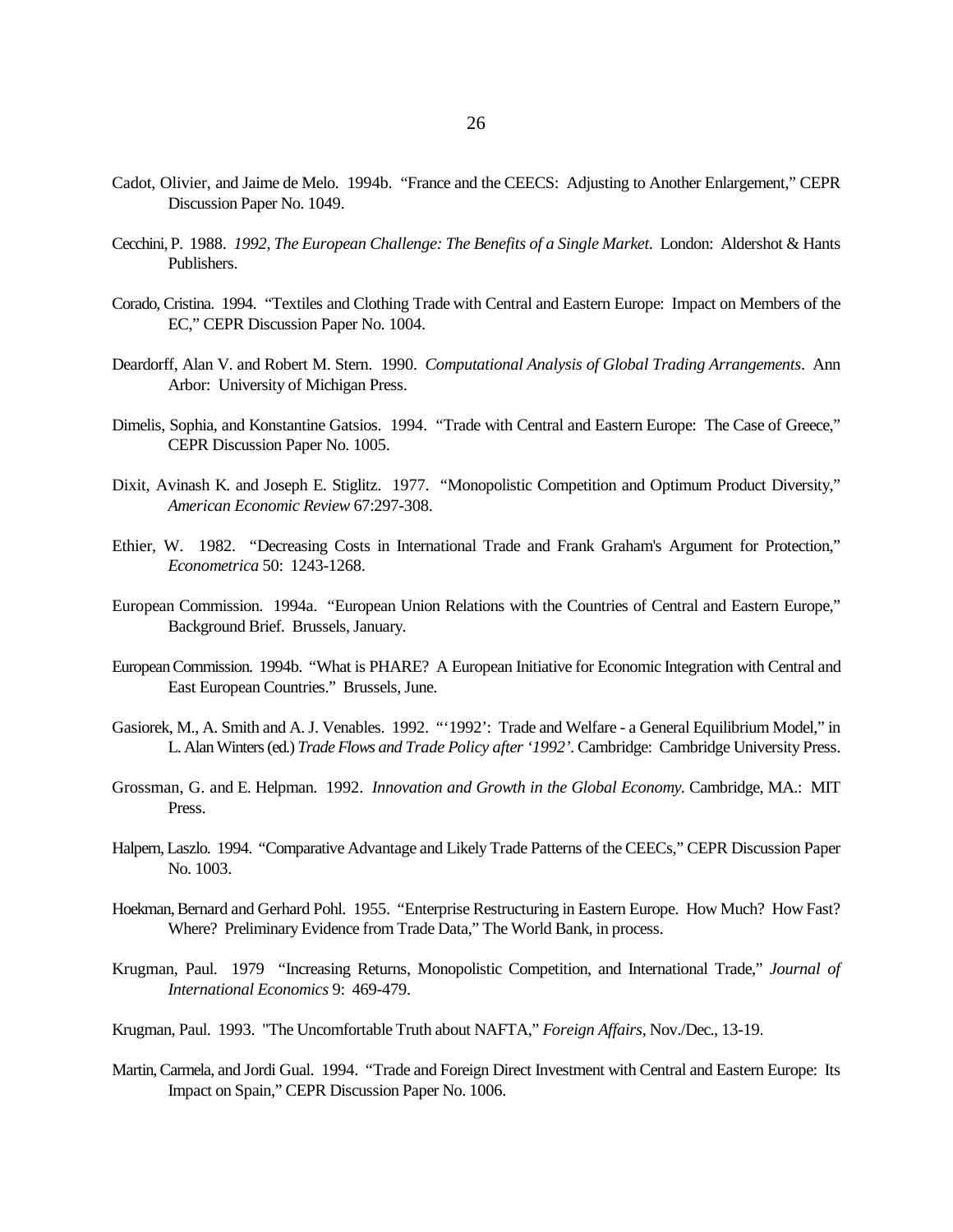Cadot, Olivier, and Jaime de Melo. 1994b. "France and the CEECS: Adjusting to Another Enlargement," CEPR Discussion Paper No. 1049.

Cecchini, P. 1988. *1992, The European Challenge: The Benefits of a Single Market*. London: Aldershot & Hants Publishers.

Corado, Cristina. 1994. "Textiles and Clothing Trade with Central and Eastern Europe: Impact on Members of the EC," CEPR Discussion Paper No. 1004.

Deardorff, Alan V. and Robert M. Stern. 1990. *Computational Analysis of Global Trading Arrangements*. Ann Arbor: University of Michigan Press.

Dimelis, Sophia, and Konstantine Gatsios. 1994. "Trade with Central and Eastern Europe: The Case of Greece," CEPR Discussion Paper No. 1005.

Dixit, Avinash K. and Joseph E. Stiglitz. 1977. "Monopolistic Competition and Optimum Product Diversity," *American Economic Review* 67:297-308.

Ethier, W. 1982. "Decreasing Costs in International Trade and Frank Graham's Argument for Protection," *Econometrica* 50: 1243-1268.

European Commission. 1994a. "European Union Relations with the Countries of Central and Eastern Europe," Background Brief. Brussels, January.

European Commission. 1994b. "What is PHARE? A European Initiative for Economic Integration with Central and East European Countries." Brussels, June.

Gasiorek, M., A. Smith and A. J. Venables. 1992. "'1992': Trade and Welfare - a General Equilibrium Model," in L. Alan Winters (ed.) *Trade Flows and Trade Policy after '1992'*. Cambridge: Cambridge University Press.

Grossman, G. and E. Helpman. 1992. *Innovation and Growth in the Global Economy*. Cambridge, MA.: MIT Press.

Halpern, Laszlo. 1994. "Comparative Advantage and Likely Trade Patterns of the CEECs," CEPR Discussion Paper No. 1003.

Hoekman, Bernard and Gerhard Pohl. 1955. "Enterprise Restructuring in Eastern Europe. How Much? How Fast? Where? Preliminary Evidence from Trade Data," The World Bank, in process.

Krugman, Paul. 1979 "Increasing Returns, Monopolistic Competition, and International Trade," *Journal of International Economics* 9: 469-479.

Krugman, Paul. 1993. "The Uncomfortable Truth about NAFTA," *Foreign Affairs*, Nov./Dec., 13-19.

Martin, Carmela, and Jordi Gual. 1994. "Trade and Foreign Direct Investment with Central and Eastern Europe: Its Impact on Spain," CEPR Discussion Paper No. 1006.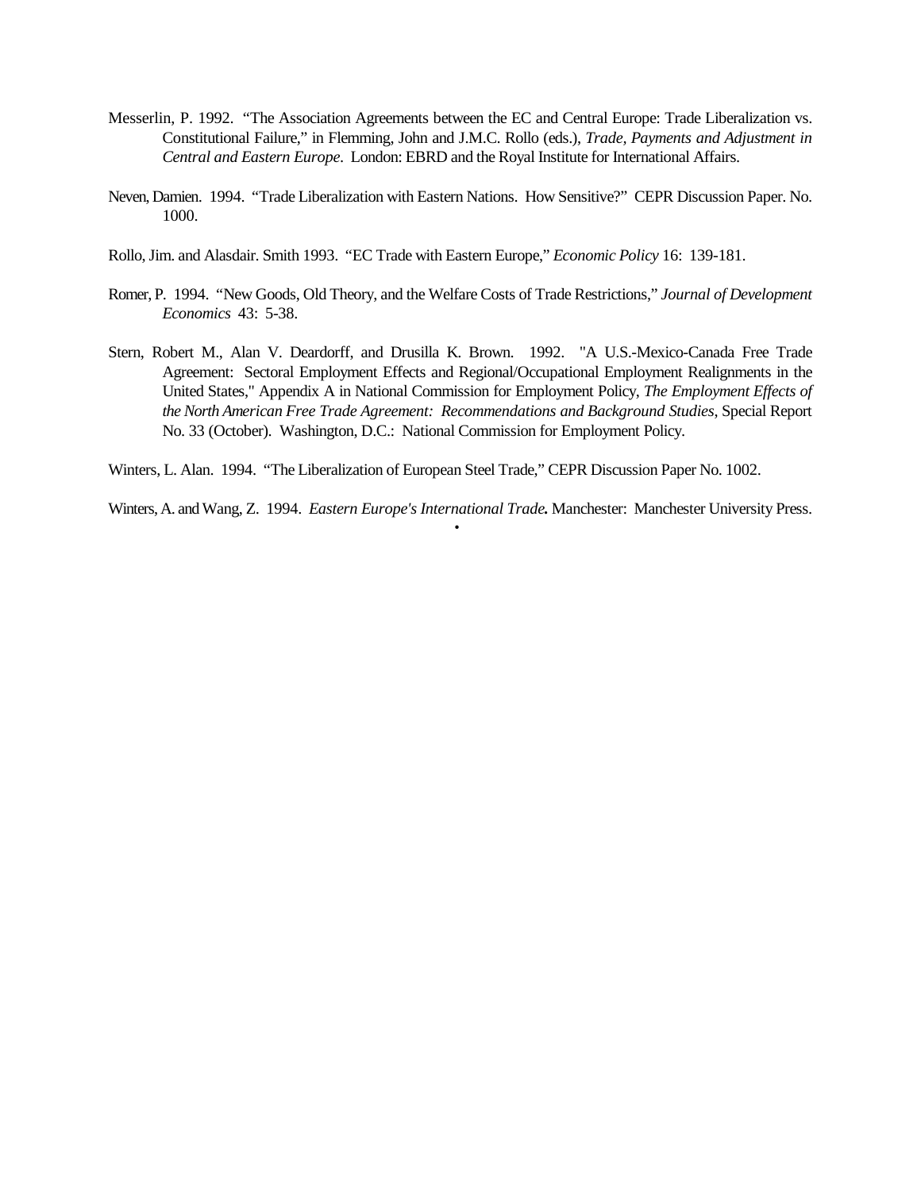Messerlin, P. 1992. "The Association Agreements between the EC and Central Europe: Trade Liberalization vs. Constitutional Failure," in Flemming, John and J.M.C. Rollo (eds.), *Trade, Payments and Adjustment in Central and Eastern Europe*. London: EBRD and the Royal Institute for International Affairs.

Neven, Damien. 1994. "Trade Liberalization with Eastern Nations. How Sensitive?" CEPR Discussion Paper. No. 1000.

Rollo, Jim. and Alasdair. Smith 1993. "EC Trade with Eastern Europe," *Economic Policy* 16: 139-181.

Romer, P. 1994. "New Goods, Old Theory, and the Welfare Costs of Trade Restrictions," *Journal of Development Economics* 43: 5-38.

Stern, Robert M., Alan V. Deardorff, and Drusilla K. Brown. 1992. "A U.S.-Mexico-Canada Free Trade Agreement: Sectoral Employment Effects and Regional/Occupational Employment Realignments in the United States," Appendix A in National Commission for Employment Policy, *The Employment Effects of the North American Free Trade Agreement: Recommendations and Background Studies*, Special Report No. 33 (October). Washington, D.C.: National Commission for Employment Policy.

Winters, L. Alan. 1994. "The Liberalization of European Steel Trade," CEPR Discussion Paper No. 1002.

Winters, A. and Wang, Z. 1994. *Eastern Europe's International Trade***.** Manchester: Manchester University Press.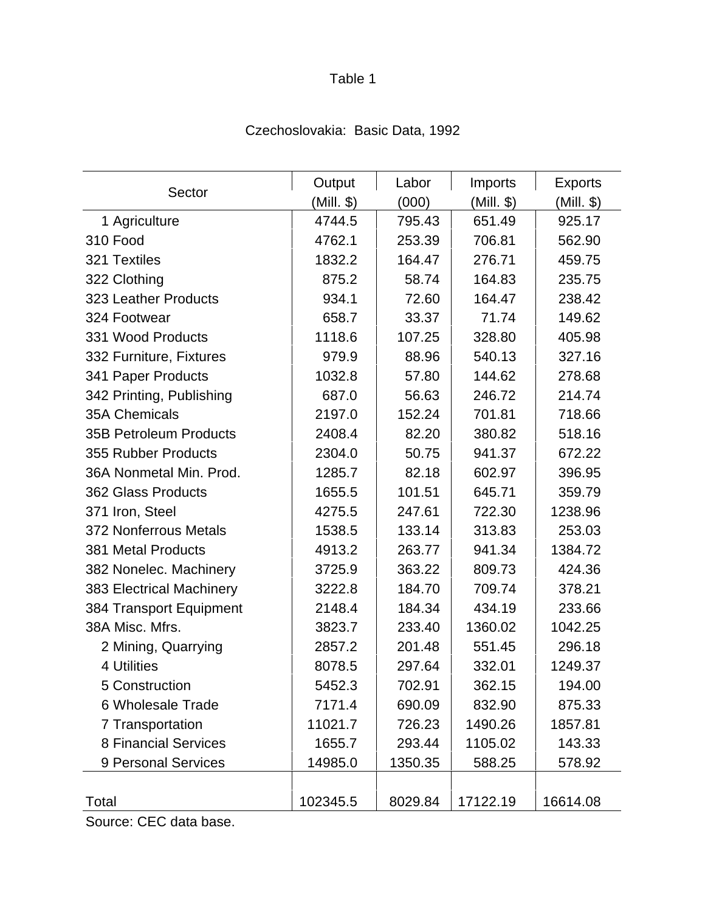Table 1

Czechoslovakia: Basic Data, 1992

| Sector | Output (Mill. $) | Labor (000) | Imports (Mill. $) | Exports (Mill. $) |
|---|---|---|---|---|
| 1 Agriculture | 4744.5 | 795.43 | 651.49 | 925.17 |
| 310 Food | 4762.1 | 253.39 | 706.81 | 562.90 |
| 321 Textiles | 1832.2 | 164.47 | 276.71 | 459.75 |
| 322 Clothing | 875.2 | 58.74 | 164.83 | 235.75 |
| 323 Leather Products | 934.1 | 72.60 | 164.47 | 238.42 |
| 324 Footwear | 658.7 | 33.37 | 71.74 | 149.62 |
| 331 Wood Products | 1118.6 | 107.25 | 328.80 | 405.98 |
| 332 Furniture, Fixtures | 979.9 | 88.96 | 540.13 | 327.16 |
| 341 Paper Products | 1032.8 | 57.80 | 144.62 | 278.68 |
| 342 Printing, Publishing | 687.0 | 56.63 | 246.72 | 214.74 |
| 35A Chemicals | 2197.0 | 152.24 | 701.81 | 718.66 |
| 35B Petroleum Products | 2408.4 | 82.20 | 380.82 | 518.16 |
| 355 Rubber Products | 2304.0 | 50.75 | 941.37 | 672.22 |
| 36A Nonmetal Min. Prod. | 1285.7 | 82.18 | 602.97 | 396.95 |
| 362 Glass Products | 1655.5 | 101.51 | 645.71 | 359.79 |
| 371 Iron, Steel | 4275.5 | 247.61 | 722.30 | 1238.96 |
| 372 Nonferrous Metals | 1538.5 | 133.14 | 313.83 | 253.03 |
| 381 Metal Products | 4913.2 | 263.77 | 941.34 | 1384.72 |
| 382 Nonelec. Machinery | 3725.9 | 363.22 | 809.73 | 424.36 |
| 383 Electrical Machinery | 3222.8 | 184.70 | 709.74 | 378.21 |
| 384 Transport Equipment | 2148.4 | 184.34 | 434.19 | 233.66 |
| 38A Misc. Mfrs. | 3823.7 | 233.40 | 1360.02 | 1042.25 |
| 2 Mining, Quarrying | 2857.2 | 201.48 | 551.45 | 296.18 |
| 4 Utilities | 8078.5 | 297.64 | 332.01 | 1249.37 |
| 5 Construction | 5452.3 | 702.91 | 362.15 | 194.00 |
| 6 Wholesale Trade | 7171.4 | 690.09 | 832.90 | 875.33 |
| 7 Transportation | 11021.7 | 726.23 | 1490.26 | 1857.81 |
| 8 Financial Services | 1655.7 | 293.44 | 1105.02 | 143.33 |
| 9 Personal Services | 14985.0 | 1350.35 | 588.25 | 578.92 |
| Total | 102345.5 | 8029.84 | 17122.19 | 16614.08 |

Source: CEC data base.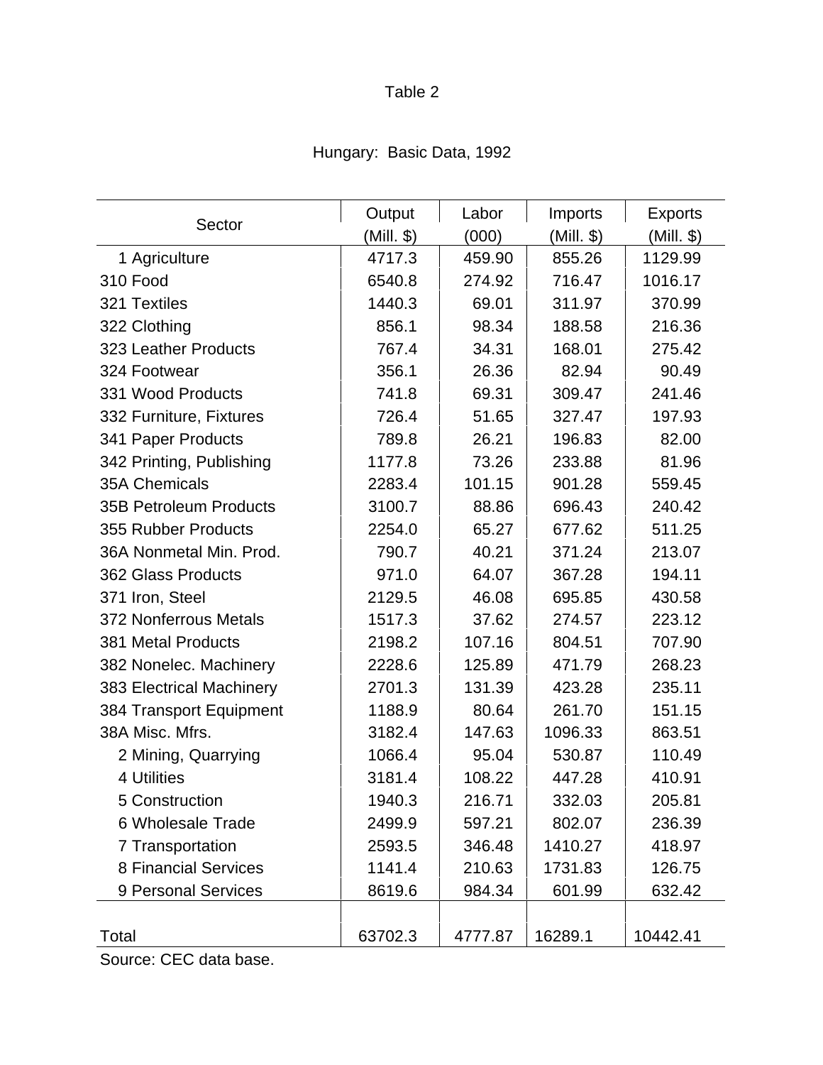Table 2

Hungary: Basic Data, 1992

| Sector | Output (Mill. $) | Labor (000) | Imports (Mill. $) | Exports (Mill. $) |
|---|---|---|---|---|
| 1 Agriculture | 4717.3 | 459.90 | 855.26 | 1129.99 |
| 310 Food | 6540.8 | 274.92 | 716.47 | 1016.17 |
| 321 Textiles | 1440.3 | 69.01 | 311.97 | 370.99 |
| 322 Clothing | 856.1 | 98.34 | 188.58 | 216.36 |
| 323 Leather Products | 767.4 | 34.31 | 168.01 | 275.42 |
| 324 Footwear | 356.1 | 26.36 | 82.94 | 90.49 |
| 331 Wood Products | 741.8 | 69.31 | 309.47 | 241.46 |
| 332 Furniture, Fixtures | 726.4 | 51.65 | 327.47 | 197.93 |
| 341 Paper Products | 789.8 | 26.21 | 196.83 | 82.00 |
| 342 Printing, Publishing | 1177.8 | 73.26 | 233.88 | 81.96 |
| 35A Chemicals | 2283.4 | 101.15 | 901.28 | 559.45 |
| 35B Petroleum Products | 3100.7 | 88.86 | 696.43 | 240.42 |
| 355 Rubber Products | 2254.0 | 65.27 | 677.62 | 511.25 |
| 36A Nonmetal Min. Prod. | 790.7 | 40.21 | 371.24 | 213.07 |
| 362 Glass Products | 971.0 | 64.07 | 367.28 | 194.11 |
| 371 Iron, Steel | 2129.5 | 46.08 | 695.85 | 430.58 |
| 372 Nonferrous Metals | 1517.3 | 37.62 | 274.57 | 223.12 |
| 381 Metal Products | 2198.2 | 107.16 | 804.51 | 707.90 |
| 382 Nonelec. Machinery | 2228.6 | 125.89 | 471.79 | 268.23 |
| 383 Electrical Machinery | 2701.3 | 131.39 | 423.28 | 235.11 |
| 384 Transport Equipment | 1188.9 | 80.64 | 261.70 | 151.15 |
| 38A Misc. Mfrs. | 3182.4 | 147.63 | 1096.33 | 863.51 |
| 2 Mining, Quarrying | 1066.4 | 95.04 | 530.87 | 110.49 |
| 4 Utilities | 3181.4 | 108.22 | 447.28 | 410.91 |
| 5 Construction | 1940.3 | 216.71 | 332.03 | 205.81 |
| 6 Wholesale Trade | 2499.9 | 597.21 | 802.07 | 236.39 |
| 7 Transportation | 2593.5 | 346.48 | 1410.27 | 418.97 |
| 8 Financial Services | 1141.4 | 210.63 | 1731.83 | 126.75 |
| 9 Personal Services | 8619.6 | 984.34 | 601.99 | 632.42 |
| Total | 63702.3 | 4777.87 | 16289.1 | 10442.41 |

Source: CEC data base.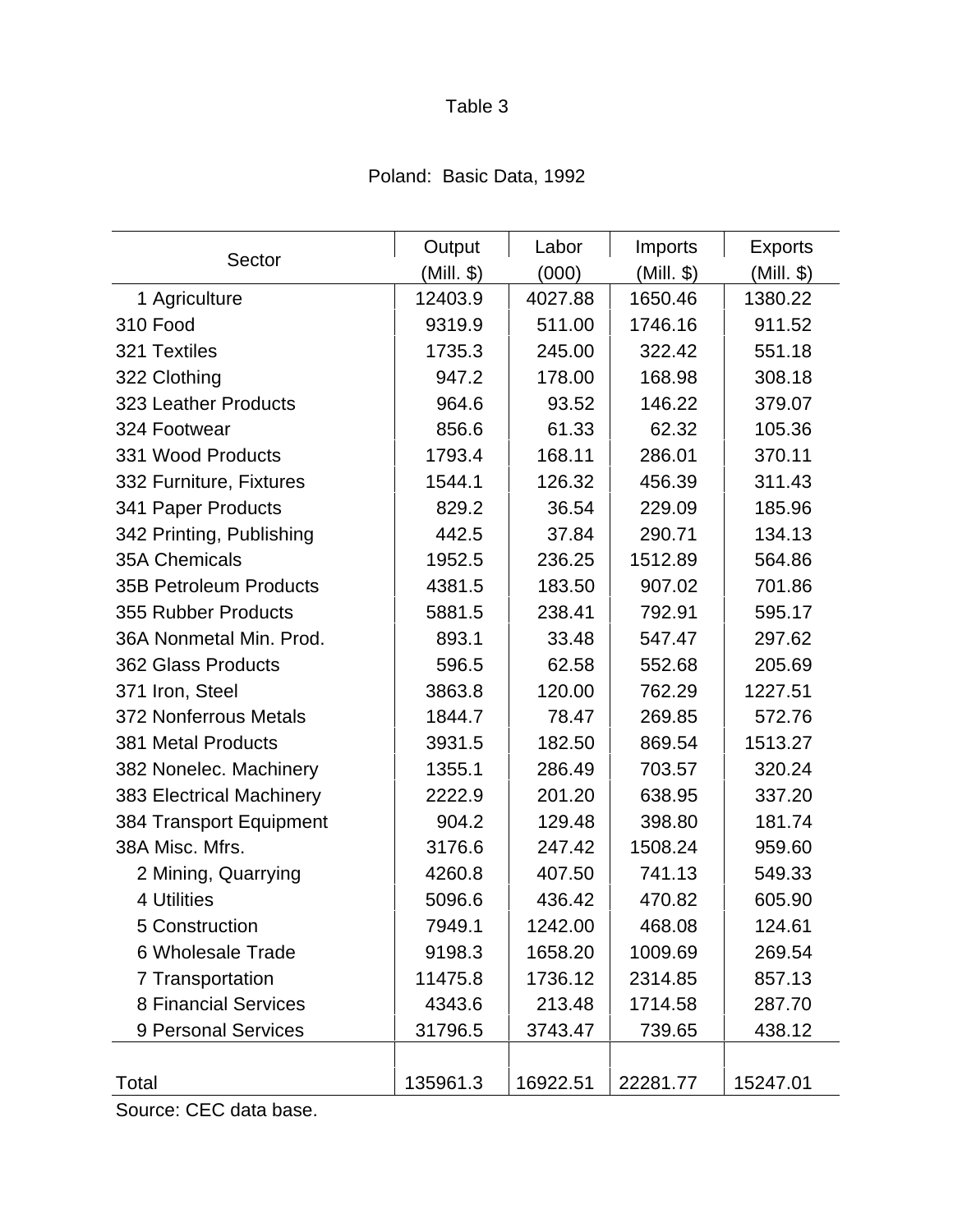Table 3

Poland: Basic Data, 1992

| Sector | Output (Mill. $) | Labor (000) | Imports (Mill. $) | Exports (Mill. $) |
|---|---|---|---|---|
| 1 Agriculture | 12403.9 | 4027.88 | 1650.46 | 1380.22 |
| 310 Food | 9319.9 | 511.00 | 1746.16 | 911.52 |
| 321 Textiles | 1735.3 | 245.00 | 322.42 | 551.18 |
| 322 Clothing | 947.2 | 178.00 | 168.98 | 308.18 |
| 323 Leather Products | 964.6 | 93.52 | 146.22 | 379.07 |
| 324 Footwear | 856.6 | 61.33 | 62.32 | 105.36 |
| 331 Wood Products | 1793.4 | 168.11 | 286.01 | 370.11 |
| 332 Furniture, Fixtures | 1544.1 | 126.32 | 456.39 | 311.43 |
| 341 Paper Products | 829.2 | 36.54 | 229.09 | 185.96 |
| 342 Printing, Publishing | 442.5 | 37.84 | 290.71 | 134.13 |
| 35A Chemicals | 1952.5 | 236.25 | 1512.89 | 564.86 |
| 35B Petroleum Products | 4381.5 | 183.50 | 907.02 | 701.86 |
| 355 Rubber Products | 5881.5 | 238.41 | 792.91 | 595.17 |
| 36A Nonmetal Min. Prod. | 893.1 | 33.48 | 547.47 | 297.62 |
| 362 Glass Products | 596.5 | 62.58 | 552.68 | 205.69 |
| 371 Iron, Steel | 3863.8 | 120.00 | 762.29 | 1227.51 |
| 372 Nonferrous Metals | 1844.7 | 78.47 | 269.85 | 572.76 |
| 381 Metal Products | 3931.5 | 182.50 | 869.54 | 1513.27 |
| 382 Nonelec. Machinery | 1355.1 | 286.49 | 703.57 | 320.24 |
| 383 Electrical Machinery | 2222.9 | 201.20 | 638.95 | 337.20 |
| 384 Transport Equipment | 904.2 | 129.48 | 398.80 | 181.74 |
| 38A Misc. Mfrs. | 3176.6 | 247.42 | 1508.24 | 959.60 |
| 2 Mining, Quarrying | 4260.8 | 407.50 | 741.13 | 549.33 |
| 4 Utilities | 5096.6 | 436.42 | 470.82 | 605.90 |
| 5 Construction | 7949.1 | 1242.00 | 468.08 | 124.61 |
| 6 Wholesale Trade | 9198.3 | 1658.20 | 1009.69 | 269.54 |
| 7 Transportation | 11475.8 | 1736.12 | 2314.85 | 857.13 |
| 8 Financial Services | 4343.6 | 213.48 | 1714.58 | 287.70 |
| 9 Personal Services | 31796.5 | 3743.47 | 739.65 | 438.12 |
| Total | 135961.3 | 16922.51 | 22281.77 | 15247.01 |

Source: CEC data base.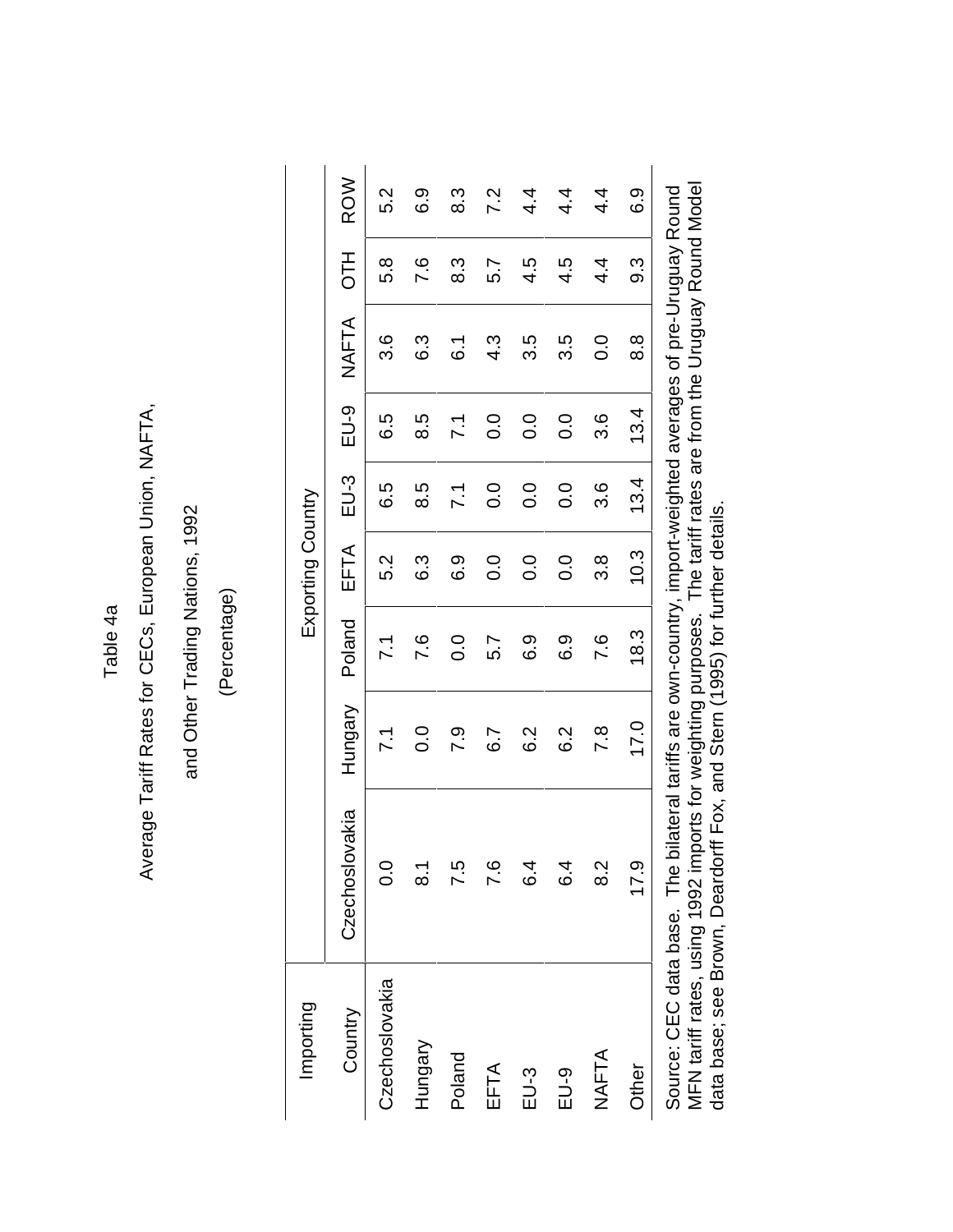Table 4a

Average Tariff Rates for CECs, European Union, NAFTA,

and Other Trading Nations, 1992

(Percentage)

| Importing | Exporting Country | | | | | | | | |
|---|---|---|---|---|---|---|---|---|---|
| Country | Czechoslovakia | Hungary | Poland | EFTA | EU-3 | EU-9 | NAFTA | OTH | ROW |
| Czechoslovakia | 0.0 | 7.1 | 7.1 | 5.2 | 6.5 | 6.5 | 3.6 | 5.8 | 5.2 |
| Hungary | 8.1 | 0.0 | 7.6 | 6.3 | 8.5 | 8.5 | 6.3 | 7.6 | 6.9 |
| Poland | 7.5 | 7.9 | 0.0 | 6.9 | 7.1 | 7.1 | 6.1 | 8.3 | 8.3 |
| EFTA | 7.6 | 6.7 | 5.7 | 0.0 | 0.0 | 0.0 | 4.3 | 5.7 | 7.2 |
| EU-3 | 6.4 | 6.2 | 6.9 | 0.0 | 0.0 | 0.0 | 3.5 | 4.5 | 4.4 |
| EU-9 | 6.4 | 6.2 | 6.9 | 0.0 | 0.0 | 0.0 | 3.5 | 4.5 | 4.4 |
| NAFTA | 8.2 | 7.8 | 7.6 | 3.8 | 3.6 | 3.6 | 0.0 | 4.4 | 4.4 |
| Other | 17.9 | 17.0 | 18.3 | 10.3 | 13.4 | 13.4 | 8.8 | 9.3 | 6.9 |

Source: CEC data base. The bilateral tariffs are own-country, import-weighted averages of pre-Uruguay Round MFN tariff rates, using 1992 imports for weighting purposes. The tariff rates are from the Uruguay Round Model data base; see Brown, Deardorff Fox, and Stern (1995) for further details.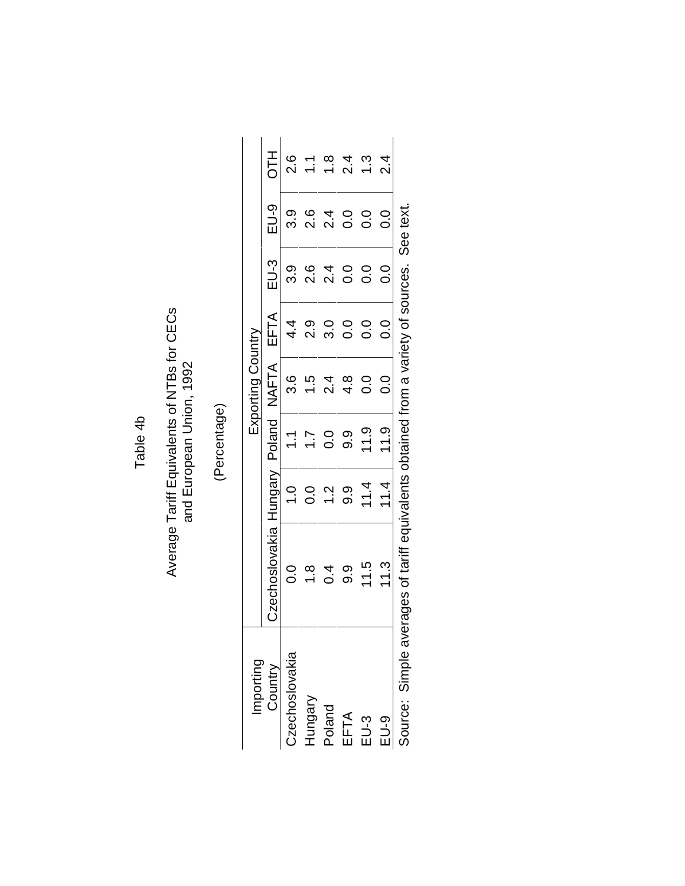Table 4b

Average Tariff Equivalents of NTBs for CECs and European Union, 1992

(Percentage)

| Importing Country | Exporting Country | | | | | | | |
|---|---|---|---|---|---|---|---|---|
| | Czechoslovakia | Hungary | Poland | NAFTA | EFTA | EU-3 | EU-9 | OTH |
| Czechoslovakia | 0.0 | 1.0 | 1.1 | 3.6 | 4.4 | 3.9 | 3.9 | 2.6 |
| Hungary | 1.8 | 0.0 | 1.7 | 1.5 | 2.9 | 2.6 | 2.6 | 1.1 |
| Poland | 0.4 | 1.2 | 0.0 | 2.4 | 3.0 | 2.4 | 2.4 | 1.8 |
| EFTA | 9.9 | 9.9 | 9.9 | 4.8 | 0.0 | 0.0 | 0.0 | 2.4 |
| EU-3 | 11.5 | 11.4 | 11.9 | 0.0 | 0.0 | 0.0 | 0.0 | 1.3 |
| EU-9 | 11.3 | 11.4 | 11.9 | 0.0 | 0.0 | 0.0 | 0.0 | 2.4 |

Source: Simple averages of tariff equivalents obtained from a variety of sources. See text.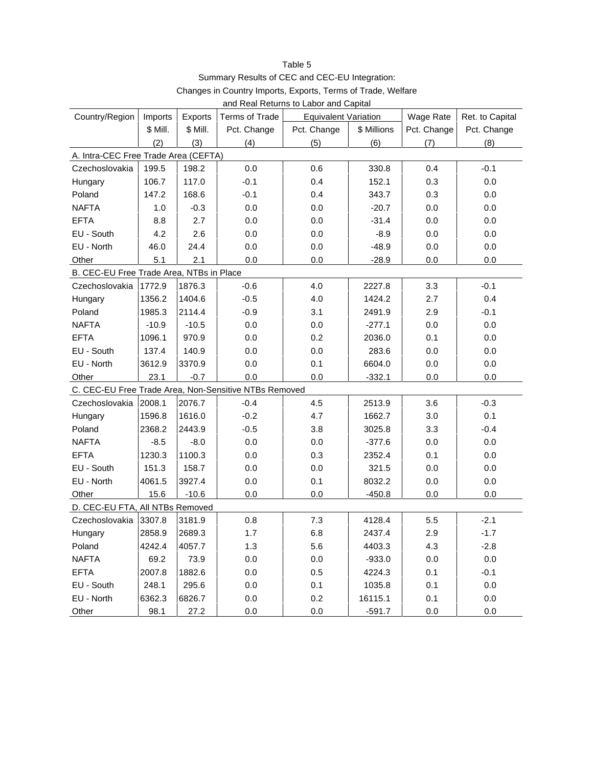Table 5

Summary Results of CEC and CEC-EU Integration:

Changes in Country Imports, Exports, Terms of Trade, Welfare and Real Returns to Labor and Capital

| Country/Region | Imports | Exports | Terms of Trade | Equivalent Variation | | Wage Rate | Ret. to Capital |
|---|---|---|---|---|---|---|---|
| | $ Mill. | $ Mill. | Pct. Change | Pct. Change | $ Millions | Pct. Change | Pct. Change |
| | (2) | (3) | (4) | (5) | (6) | (7) | (8) |
| **A. Intra-CEC Free Trade Area (CEFTA)** | | | | | | | |
| Czechoslovakia | 199.5 | 198.2 | 0.0 | 0.6 | 330.8 | 0.4 | -0.1 |
| Hungary | 106.7 | 117.0 | -0.1 | 0.4 | 152.1 | 0.3 | 0.0 |
| Poland | 147.2 | 168.6 | -0.1 | 0.4 | 343.7 | 0.3 | 0.0 |
| NAFTA | 1.0 | -0.3 | 0.0 | 0.0 | -20.7 | 0.0 | 0.0 |
| EFTA | 8.8 | 2.7 | 0.0 | 0.0 | -31.4 | 0.0 | 0.0 |
| EU - South | 4.2 | 2.6 | 0.0 | 0.0 | -8.9 | 0.0 | 0.0 |
| EU - North | 46.0 | 24.4 | 0.0 | 0.0 | -48.9 | 0.0 | 0.0 |
| Other | 5.1 | 2.1 | 0.0 | 0.0 | -28.9 | 0.0 | 0.0 |
| **B. CEC-EU Free Trade Area, NTBs in Place** | | | | | | | |
| Czechoslovakia | 1772.9 | 1876.3 | -0.6 | 4.0 | 2227.8 | 3.3 | -0.1 |
| Hungary | 1356.2 | 1404.6 | -0.5 | 4.0 | 1424.2 | 2.7 | 0.4 |
| Poland | 1985.3 | 2114.4 | -0.9 | 3.1 | 2491.9 | 2.9 | -0.1 |
| NAFTA | -10.9 | -10.5 | 0.0 | 0.0 | -277.1 | 0.0 | 0.0 |
| EFTA | 1096.1 | 970.9 | 0.0 | 0.2 | 2036.0 | 0.1 | 0.0 |
| EU - South | 137.4 | 140.9 | 0.0 | 0.0 | 283.6 | 0.0 | 0.0 |
| EU - North | 3612.9 | 3370.9 | 0.0 | 0.1 | 6604.0 | 0.0 | 0.0 |
| Other | 23.1 | -0.7 | 0.0 | 0.0 | -332.1 | 0.0 | 0.0 |
| **C. CEC-EU Free Trade Area, Non-Sensitive NTBs Removed** | | | | | | | |
| Czechoslovakia | 2008.1 | 2076.7 | -0.4 | 4.5 | 2513.9 | 3.6 | -0.3 |
| Hungary | 1596.8 | 1616.0 | -0.2 | 4.7 | 1662.7 | 3.0 | 0.1 |
| Poland | 2368.2 | 2443.9 | -0.5 | 3.8 | 3025.8 | 3.3 | -0.4 |
| NAFTA | -8.5 | -8.0 | 0.0 | 0.0 | -377.6 | 0.0 | 0.0 |
| EFTA | 1230.3 | 1100.3 | 0.0 | 0.3 | 2352.4 | 0.1 | 0.0 |
| EU - South | 151.3 | 158.7 | 0.0 | 0.0 | 321.5 | 0.0 | 0.0 |
| EU - North | 4061.5 | 3927.4 | 0.0 | 0.1 | 8032.2 | 0.0 | 0.0 |
| Other | 15.6 | -10.6 | 0.0 | 0.0 | -450.8 | 0.0 | 0.0 |
| **D. CEC-EU FTA, All NTBs Removed** | | | | | | | |
| Czechoslovakia | 3307.8 | 3181.9 | 0.8 | 7.3 | 4128.4 | 5.5 | -2.1 |
| Hungary | 2858.9 | 2689.3 | 1.7 | 6.8 | 2437.4 | 2.9 | -1.7 |
| Poland | 4242.4 | 4057.7 | 1.3 | 5.6 | 4403.3 | 4.3 | -2.8 |
| NAFTA | 69.2 | 73.9 | 0.0 | 0.0 | -933.0 | 0.0 | 0.0 |
| EFTA | 2007.8 | 1882.6 | 0.0 | 0.5 | 4224.3 | 0.1 | -0.1 |
| EU - South | 248.1 | 295.6 | 0.0 | 0.1 | 1035.8 | 0.1 | 0.0 |
| EU - North | 6362.3 | 6826.7 | 0.0 | 0.2 | 16115.1 | 0.1 | 0.0 |
| Other | 98.1 | 27.2 | 0.0 | 0.0 | -591.7 | 0.0 | 0.0 |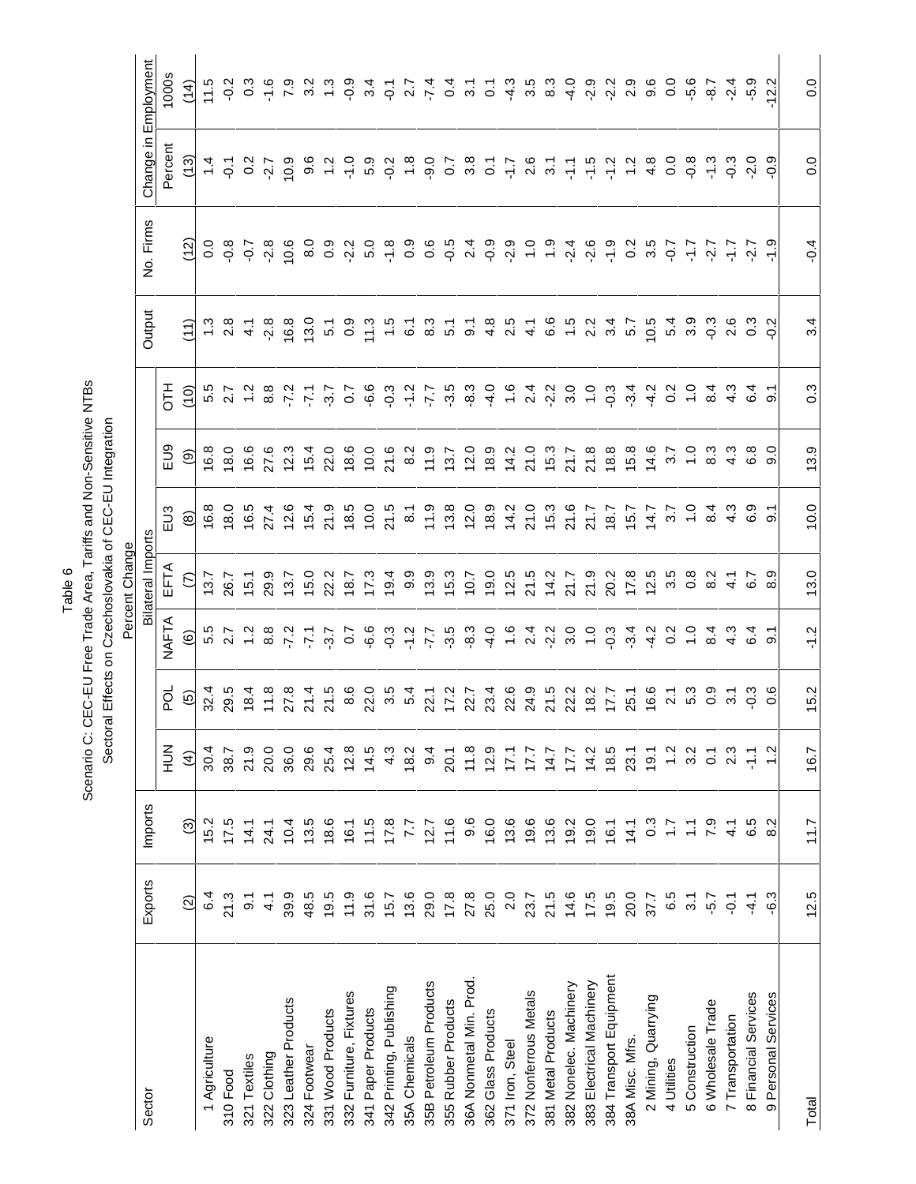Table 6

Scenario C: CEC-EU Free Trade Area, Tariffs and Non-Sensitive NTBs

Sectoral Effects on Czechoslovakia of CEC-EU Integration

Percent Change

| Sector | Exports | Imports | Bilateral Imports | | | | | | | | Output | No. Firms | Change in Employment | |
|---|---|---|---|---|---|---|---|---|---|---|---|---|---|---|
| | | | HUN | POL | NAFTA | EFTA | EU3 | EU9 | OTH | | | | Percent | 1000s |
| | (2) | (3) | (4) | (5) | (6) | (7) | (8) | (9) | (10) | | (11) | (12) | (13) | (14) |
| 1 Agriculture | 6.4 | 15.2 | 30.4 | 32.4 | 5.5 | 13.7 | 16.8 | 16.8 | 5.5 | | 1.3 | 0.0 | 1.4 | 11.5 |
| 310 Food | 21.3 | 17.5 | 38.7 | 29.5 | 2.7 | 26.7 | 18.0 | 18.0 | 2.7 | | 2.8 | -0.8 | -0.1 | -0.2 |
| 321 Textiles | 9.1 | 14.1 | 21.9 | 18.4 | 1.2 | 15.1 | 16.5 | 16.6 | 1.2 | | 4.1 | -0.7 | 0.2 | 0.3 |
| 322 Clothing | 4.1 | 24.1 | 20.0 | 11.8 | 8.8 | 29.9 | 27.4 | 27.6 | 8.8 | | -2.8 | -2.8 | -2.7 | -1.6 |
| 323 Leather Products | 39.9 | 10.4 | 36.0 | 27.8 | -7.2 | 13.7 | 12.6 | 12.3 | -7.2 | | 16.8 | 10.6 | 10.9 | 7.9 |
| 324 Footwear | 48.5 | 13.5 | 29.6 | 21.4 | -7.1 | 15.0 | 15.4 | 15.4 | -7.1 | | 13.0 | 8.0 | 9.6 | 3.2 |
| 331 Wood Products | 19.5 | 18.6 | 25.4 | 21.5 | -3.7 | 22.2 | 21.9 | 22.0 | -3.7 | | 5.1 | 0.9 | 1.2 | 1.3 |
| 332 Furniture, Fixtures | 11.9 | 16.1 | 12.8 | 8.6 | 0.7 | 18.7 | 18.5 | 18.6 | 0.7 | | 0.9 | -2.2 | -1.0 | -0.9 |
| 341 Paper Products | 31.6 | 11.5 | 14.5 | 22.0 | -6.6 | 17.3 | 10.0 | 10.0 | -6.6 | | 11.3 | 5.0 | 5.9 | 3.4 |
| 342 Printing, Publishing | 15.7 | 17.8 | 4.3 | 3.5 | -0.3 | 19.4 | 21.5 | 21.6 | -0.3 | | 1.5 | -1.8 | -0.2 | -0.1 |
| 35A Chemicals | 13.6 | 7.7 | 18.2 | 5.4 | -1.2 | 9.9 | 8.1 | 8.2 | -1.2 | | 6.1 | 0.9 | 1.8 | 2.7 |
| 35B Petroleum Products | 29.0 | 12.7 | 9.4 | 22.1 | -7.7 | 13.9 | 11.9 | 11.9 | -7.7 | | 8.3 | 0.6 | -9.0 | -7.4 |
| 355 Rubber Products | 17.8 | 11.6 | 20.1 | 17.2 | -3.5 | 15.3 | 13.8 | 13.7 | -3.5 | | 5.1 | -0.5 | 0.7 | 0.4 |
| 36A Nonmetal Min. Prod. | 27.8 | 9.6 | 11.8 | 22.7 | -8.3 | 10.7 | 12.0 | 12.0 | -8.3 | | 9.1 | 2.4 | 3.8 | 3.1 |
| 362 Glass Products | 25.0 | 16.0 | 12.9 | 23.4 | -4.0 | 19.0 | 18.9 | 18.9 | -4.0 | | 4.8 | -0.9 | 0.1 | 0.1 |
| 371 Iron, Steel | 2.0 | 13.6 | 17.1 | 22.6 | 1.6 | 12.5 | 14.2 | 14.2 | 1.6 | | 2.5 | -2.9 | -1.7 | -4.3 |
| 372 Nonferrous Metals | 23.7 | 19.6 | 17.7 | 24.9 | 2.4 | 21.5 | 21.0 | 21.0 | 2.4 | | 4.1 | 1.0 | 2.6 | 3.5 |
| 381 Metal Products | 21.5 | 13.6 | 14.7 | 21.5 | -2.2 | 14.2 | 15.3 | 15.3 | -2.2 | | 6.6 | 1.9 | 3.1 | 8.3 |
| 382 Nonelec. Machinery | 14.6 | 19.2 | 17.7 | 22.2 | 3.0 | 21.7 | 21.6 | 21.7 | 3.0 | | 1.5 | -2.4 | -1.1 | -4.0 |
| 383 Electrical Machinery | 17.5 | 19.0 | 14.2 | 18.2 | 1.0 | 21.9 | 21.7 | 21.8 | 1.0 | | 2.2 | -2.6 | -1.5 | -2.9 |
| 384 Transport Equipment | 19.5 | 16.1 | 18.5 | 17.7 | -0.3 | 20.2 | 18.7 | 18.8 | -0.3 | | 3.4 | -1.9 | -1.2 | -2.2 |
| 38A Misc. Mfrs. | 20.0 | 14.1 | 23.1 | 25.1 | -3.4 | 17.8 | 15.7 | 15.8 | -3.4 | | 5.7 | 0.2 | 1.2 | 2.9 |
| 2 Mining, Quarrying | 37.7 | 0.3 | 19.1 | 16.6 | -4.2 | 12.5 | 14.7 | 14.6 | -4.2 | | 10.5 | 3.5 | 4.8 | 9.6 |
| 4 Utilities | 6.5 | 1.7 | 1.2 | 2.1 | 0.2 | 3.5 | 3.7 | 3.7 | 0.2 | | 5.4 | -0.7 | 0.0 | 0.0 |
| 5 Construction | 3.1 | 1.1 | 3.2 | 5.3 | 1.0 | 0.8 | 1.0 | 1.0 | 1.0 | | 3.9 | -1.7 | -0.8 | -5.6 |
| 6 Wholesale Trade | -5.7 | 7.9 | 0.1 | 0.9 | 8.4 | 8.2 | 8.4 | 8.3 | 8.4 | | -0.3 | -2.7 | -1.3 | -8.7 |
| 7 Transportation | -0.1 | 4.1 | 2.3 | 3.1 | 4.3 | 4.1 | 4.3 | 4.3 | 4.3 | | 2.6 | -1.7 | -0.3 | -2.4 |
| 8 Financial Services | -4.1 | 6.5 | -1.1 | -0.3 | 6.4 | 6.7 | 6.9 | 6.8 | 6.4 | | 0.3 | -2.7 | -2.0 | -5.9 |
| 9 Personal Services | -6.3 | 8.2 | 1.2 | 0.6 | 9.1 | 8.9 | 9.1 | 9.0 | 9.1 | | -0.2 | -1.9 | -0.9 | -12.2 |
| Total | 12.5 | 11.7 | 16.7 | 15.2 | -1.2 | 13.0 | 10.0 | 13.9 | 0.3 | | 3.4 | -0.4 | 0.0 | 0.0 |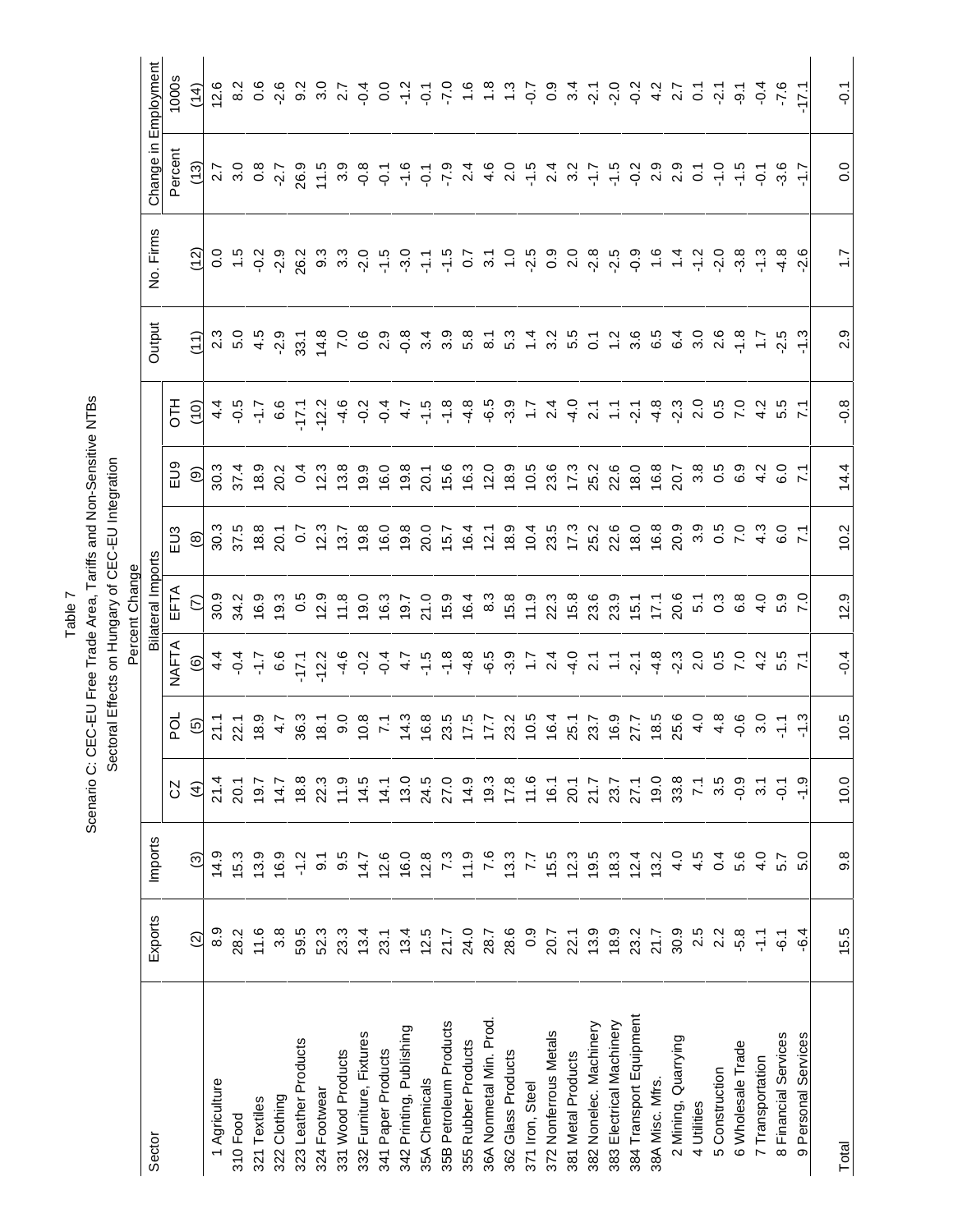Table 7

Scenario C: CEC-EU Free Trade Area, Tariffs and Non-Sensitive NTBs

Sectoral Effects on Hungary of CEC-EU Integration

Percent Change

| Sector | Exports | Imports | Bilateral Imports | | | | | | | Output | No. Firms | Change in Employment | |
|---|---|---|---|---|---|---|---|---|---|---|---|---|---|
| | | | CZ | POL | NAFTA | EFTA | EU3 | EU9 | OTH | | | Percent | 1000s |
| | (2) | (3) | (4) | (5) | (6) | (7) | (8) | (9) | (10) | (11) | (12) | (13) | (14) |
| 1 Agriculture | 8.9 | 14.9 | 21.4 | 21.1 | 4.4 | 30.9 | 30.3 | 30.3 | 4.4 | 2.3 | 0.0 | 2.7 | 12.6 |
| 310 Food | 28.2 | 15.3 | 20.1 | 22.1 | -0.4 | 34.2 | 37.5 | 37.4 | -0.5 | 5.0 | 1.5 | 3.0 | 8.2 |
| 321 Textiles | 11.6 | 13.9 | 19.7 | 18.9 | -1.7 | 16.9 | 18.8 | 18.9 | -1.7 | 4.5 | -0.2 | 0.8 | 0.6 |
| 322 Clothing | 3.8 | 16.9 | 14.7 | 4.7 | 6.6 | 19.3 | 20.1 | 20.2 | 6.6 | -2.9 | -2.9 | -2.7 | -2.6 |
| 323 Leather Products | 59.5 | -1.2 | 18.8 | 36.3 | -17.1 | 0.5 | 0.7 | 0.4 | -17.1 | 33.1 | 26.2 | 26.9 | 9.2 |
| 324 Footwear | 52.3 | 9.1 | 22.3 | 18.1 | -12.2 | 12.9 | 12.3 | 12.3 | -12.2 | 14.8 | 9.3 | 11.5 | 3.0 |
| 331 Wood Products | 23.3 | 9.5 | 11.9 | 9.0 | -4.6 | 11.8 | 13.7 | 13.8 | -4.6 | 7.0 | 3.3 | 3.9 | 2.7 |
| 332 Furniture, Fixtures | 13.4 | 14.7 | 14.5 | 10.8 | -0.2 | 19.0 | 19.8 | 19.9 | -0.2 | 0.6 | -2.0 | -0.8 | -0.4 |
| 341 Paper Products | 23.1 | 12.6 | 14.1 | 7.1 | -0.4 | 16.3 | 16.0 | 16.0 | -0.4 | 2.9 | -1.5 | -0.1 | 0.0 |
| 342 Printing, Publishing | 13.4 | 16.0 | 13.0 | 14.3 | 4.7 | 19.7 | 19.8 | 19.8 | 4.7 | -0.8 | -3.0 | -1.6 | -1.2 |
| 35A Chemicals | 12.5 | 12.8 | 24.5 | 16.8 | -1.5 | 21.0 | 20.0 | 20.1 | -1.5 | 3.4 | -1.1 | -0.1 | -0.1 |
| 35B Petroleum Products | 21.7 | 7.3 | 27.0 | 23.5 | -1.8 | 15.9 | 15.7 | 15.6 | -1.8 | 3.9 | -1.5 | -7.9 | -7.0 |
| 355 Rubber Products | 24.0 | 11.9 | 14.9 | 17.5 | -4.8 | 16.4 | 16.4 | 16.3 | -4.8 | 5.8 | 0.7 | 2.4 | 1.6 |
| 36A Nonmetal Min. Prod. | 28.7 | 7.6 | 19.3 | 17.7 | -6.5 | 8.3 | 12.1 | 12.0 | -6.5 | 8.1 | 3.1 | 4.6 | 1.8 |
| 362 Glass Products | 28.6 | 13.3 | 17.8 | 23.2 | -3.9 | 15.8 | 18.9 | 18.9 | -3.9 | 5.3 | 1.0 | 2.0 | 1.3 |
| 371 Iron, Steel | 0.9 | 7.7 | 11.6 | 10.5 | 1.7 | 11.9 | 10.4 | 10.5 | 1.7 | 1.4 | -2.5 | -1.5 | -0.7 |
| 372 Nonferrous Metals | 20.7 | 15.5 | 16.1 | 16.4 | 2.4 | 22.3 | 23.5 | 23.6 | 2.4 | 3.2 | 0.9 | 2.4 | 0.9 |
| 381 Metal Products | 22.1 | 12.3 | 20.1 | 25.1 | -4.0 | 15.8 | 17.3 | 17.3 | -4.0 | 5.5 | 2.0 | 3.2 | 3.4 |
| 382 Nonelec. Machinery | 13.9 | 19.5 | 21.7 | 23.7 | 2.1 | 23.6 | 25.2 | 25.2 | 2.1 | 0.1 | -2.8 | -1.7 | -2.1 |
| 383 Electrical Machinery | 18.9 | 18.3 | 23.7 | 16.9 | 1.1 | 23.9 | 22.6 | 22.6 | 1.1 | 1.2 | -2.5 | -1.5 | -2.0 |
| 384 Transport Equipment | 23.2 | 12.4 | 27.1 | 27.7 | -2.1 | 15.1 | 18.0 | 18.0 | -2.1 | 3.6 | -0.9 | -0.2 | -0.2 |
| 38A Misc. Mfrs. | 21.7 | 13.2 | 19.0 | 18.5 | -4.8 | 17.1 | 16.8 | 16.8 | -4.8 | 6.5 | 1.6 | 2.9 | 4.2 |
| 2 Mining, Quarrying | 30.9 | 4.0 | 33.8 | 25.6 | -2.3 | 20.6 | 20.9 | 20.7 | -2.3 | 6.4 | 1.4 | 2.9 | 2.7 |
| 4 Utilities | 2.5 | 4.5 | 7.1 | 4.0 | 2.0 | 5.1 | 3.9 | 3.8 | 2.0 | 3.0 | -1.2 | 0.1 | 0.1 |
| 5 Construction | 2.2 | 0.4 | 3.5 | 4.8 | 0.5 | 0.3 | 0.5 | 0.5 | 0.5 | 2.6 | -2.0 | -1.0 | -2.1 |
| 6 Wholesale Trade | -5.8 | 5.6 | -0.9 | -0.6 | 7.0 | 6.8 | 7.0 | 6.9 | 7.0 | -1.8 | -3.8 | -1.5 | -9.1 |
| 7 Transportation | -1.1 | 4.0 | 3.1 | 3.0 | 4.2 | 4.0 | 4.3 | 4.2 | 4.2 | 1.7 | -1.3 | -0.1 | -0.4 |
| 8 Financial Services | -6.1 | 5.7 | -0.1 | -1.1 | 5.5 | 5.9 | 6.0 | 6.0 | 5.5 | -2.5 | -4.8 | -3.6 | -7.6 |
| 9 Personal Services | -6.4 | 5.0 | -1.9 | -1.3 | 7.1 | 7.0 | 7.1 | 7.1 | 7.1 | -1.3 | -2.6 | -1.7 | -17.1 |
| Total | 15.5 | 9.8 | 10.0 | 10.5 | -0.4 | 12.9 | 10.2 | 14.4 | -0.8 | 2.9 | 1.7 | 0.0 | -0.1 |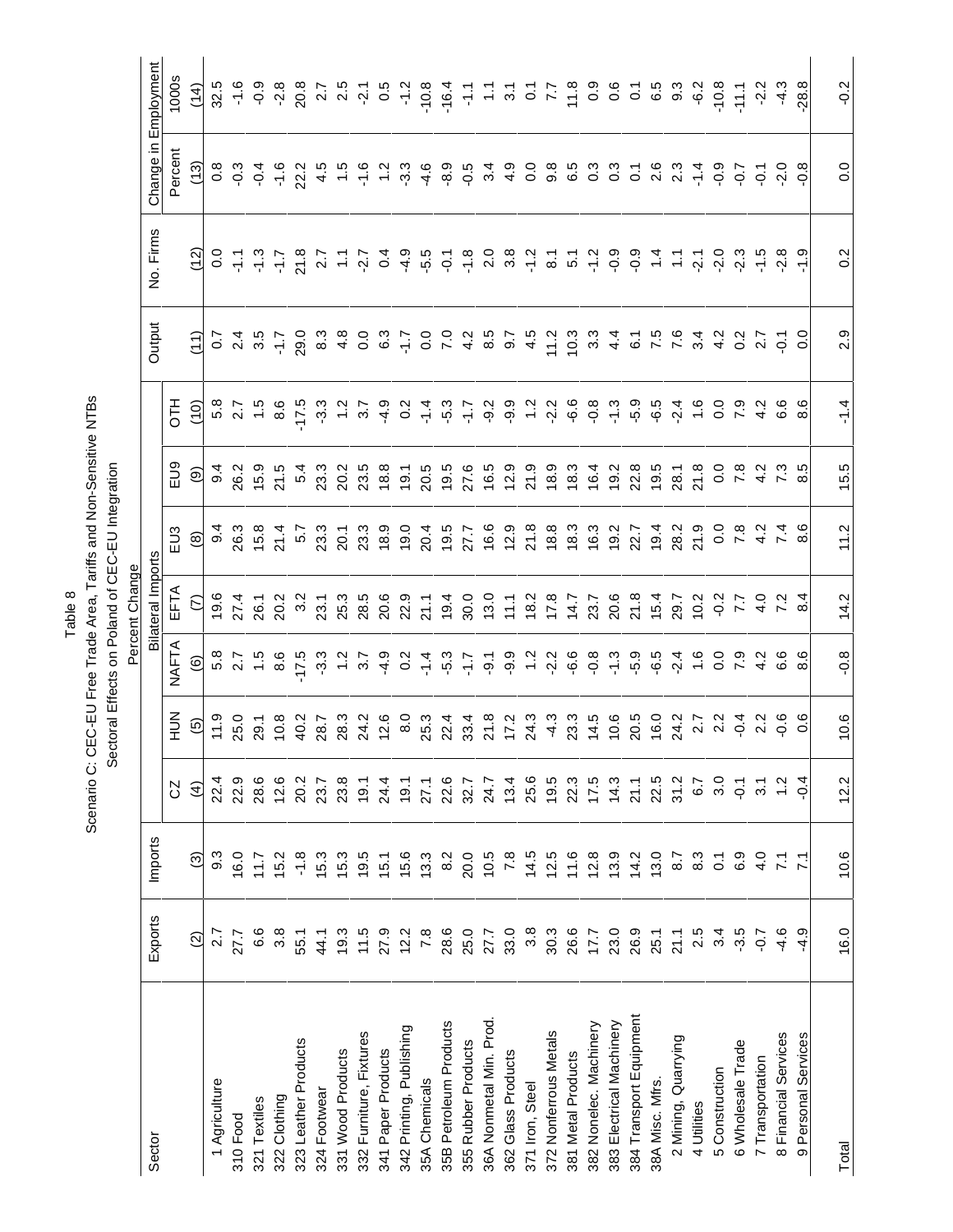# Table 8

## Scenario C: CEC-EU Free Trade Area, Tariffs and Non-Sensitive NTBs

### Sectoral Effects on Poland of CEC-EU Integration

Percent Change

| Sector | Exports | Imports | Bilateral Imports | | | | | | | Output | No. Firms | Change in Employment | |
|---|---|---|---|---|---|---|---|---|---|---|---|---|---|
| | | | CZ | HUN | NAFTA | EFTA | EU3 | EU9 | OTH | | | Percent | 1000s |
| | (2) | (3) | (4) | (5) | (6) | (7) | (8) | (9) | (10) | (11) | (12) | (13) | (14) |
| 1 Agriculture | 2.7 | 9.3 | 22.4 | 11.9 | 5.8 | 19.6 | 9.4 | 9.4 | 5.8 | 0.7 | 0.0 | 0.8 | 32.5 |
| 310 Food | 27.7 | 16.0 | 22.9 | 25.0 | 2.7 | 27.4 | 26.3 | 26.2 | 2.7 | 2.4 | -1.1 | -0.3 | -1.6 |
| 321 Textiles | 6.6 | 11.7 | 28.6 | 29.1 | 1.5 | 26.1 | 15.8 | 15.9 | 1.5 | 3.5 | -1.3 | -0.4 | -0.9 |
| 322 Clothing | 3.8 | 15.2 | 12.6 | 10.8 | 8.6 | 20.2 | 21.4 | 21.5 | 8.6 | -1.7 | -1.7 | -1.6 | -2.8 |
| 323 Leather Products | 55.1 | -1.8 | 20.2 | 40.2 | -17.5 | 3.2 | 5.7 | 5.4 | -17.5 | 29.0 | 21.8 | 22.2 | 20.8 |
| 324 Footwear | 44.1 | 15.3 | 23.7 | 28.7 | -3.3 | 23.1 | 23.3 | 23.3 | -3.3 | 8.3 | 2.7 | 4.5 | 2.7 |
| 331 Wood Products | 19.3 | 15.3 | 23.8 | 28.3 | 1.2 | 25.3 | 20.1 | 20.2 | 1.2 | 4.8 | 1.1 | 1.5 | 2.5 |
| 332 Furniture, Fixtures | 11.5 | 19.5 | 19.1 | 24.2 | 3.7 | 28.5 | 23.3 | 23.5 | 3.7 | 0.0 | -2.7 | -1.6 | -2.1 |
| 341 Paper Products | 27.9 | 15.1 | 24.4 | 12.6 | -4.9 | 20.6 | 18.9 | 18.8 | -4.9 | 6.3 | 0.4 | 1.2 | 0.5 |
| 342 Printing, Publishing | 12.2 | 15.6 | 19.1 | 8.0 | 0.2 | 22.9 | 19.0 | 19.1 | 0.2 | -1.7 | -4.9 | -3.3 | -1.2 |
| 35A Chemicals | 7.8 | 13.3 | 27.1 | 25.3 | -1.4 | 21.1 | 20.4 | 20.5 | -1.4 | 0.0 | -5.5 | -4.6 | -10.8 |
| 35B Petroleum Products | 28.6 | 8.2 | 22.6 | 22.4 | -5.3 | 19.4 | 19.5 | 19.5 | -5.3 | 7.0 | -0.1 | -8.9 | -16.4 |
| 355 Rubber Products | 25.0 | 20.0 | 32.7 | 33.4 | -1.7 | 30.0 | 27.7 | 27.6 | -1.7 | 4.2 | -1.8 | -0.5 | -1.1 |
| 36A Nonmetal Min. Prod. | 27.7 | 10.5 | 24.7 | 21.8 | -9.1 | 13.0 | 16.6 | 16.5 | -9.2 | 8.5 | 2.0 | 3.4 | 1.1 |
| 362 Glass Products | 33.0 | 7.8 | 13.4 | 17.2 | -9.9 | 11.1 | 12.9 | 12.9 | -9.9 | 9.7 | 3.8 | 4.9 | 3.1 |
| 371 Iron, Steel | 3.8 | 14.5 | 25.6 | 24.3 | 1.2 | 18.2 | 21.8 | 21.9 | 1.2 | 4.5 | -1.2 | 0.0 | 0.1 |
| 372 Nonferrous Metals | 30.3 | 12.5 | 19.5 | -4.3 | -2.2 | 17.8 | 18.8 | 18.9 | -2.2 | 11.2 | 8.1 | 9.8 | 7.7 |
| 381 Metal Products | 26.6 | 11.6 | 22.3 | 23.3 | -6.6 | 14.7 | 18.3 | 18.3 | -6.6 | 10.3 | 5.1 | 6.5 | 11.8 |
| 382 Nonelec. Machinery | 17.7 | 12.8 | 17.5 | 14.5 | -0.8 | 23.7 | 16.3 | 16.4 | -0.8 | 3.3 | -1.2 | 0.3 | 0.9 |
| 383 Electrical Machinery | 23.0 | 13.9 | 14.3 | 10.6 | -1.3 | 20.6 | 19.2 | 19.2 | -1.3 | 4.4 | -0.9 | 0.3 | 0.6 |
| 384 Transport Equipment | 26.9 | 14.2 | 21.1 | 20.5 | -5.9 | 21.8 | 22.7 | 22.8 | -5.9 | 6.1 | -0.9 | 0.1 | 0.1 |
| 38A Misc. Mfrs. | 25.1 | 13.0 | 22.5 | 16.0 | -6.5 | 15.4 | 19.4 | 19.5 | -6.5 | 7.5 | 1.4 | 2.6 | 6.5 |
| 2 Mining, Quarrying | 21.1 | 8.7 | 31.2 | 24.2 | -2.4 | 29.7 | 28.2 | 28.1 | -2.4 | 7.6 | 1.1 | 2.3 | 9.3 |
| 4 Utilities | 2.5 | 8.3 | 6.7 | 2.7 | 1.6 | 10.2 | 21.9 | 21.8 | 1.6 | 3.4 | -2.1 | -1.4 | -6.2 |
| 5 Construction | 3.4 | 0.1 | 3.0 | 2.2 | 0.0 | -0.2 | 0.0 | 0.0 | 0.0 | 4.2 | -2.0 | -0.9 | -10.8 |
| 6 Wholesale Trade | -3.5 | 6.9 | -0.1 | -0.4 | 7.9 | 7.7 | 7.8 | 7.8 | 7.9 | 0.2 | -2.3 | -0.7 | -11.1 |
| 7 Transportation | -0.7 | 4.0 | 3.1 | 2.2 | 4.2 | 4.0 | 4.2 | 4.2 | 4.2 | 2.7 | -1.5 | -0.1 | -2.2 |
| 8 Financial Services | -4.6 | 7.1 | 1.2 | -0.6 | 6.6 | 7.2 | 7.4 | 7.3 | 6.6 | -0.1 | -2.8 | -2.0 | -4.3 |
| 9 Personal Services | -4.9 | 7.1 | -0.4 | 0.6 | 8.6 | 8.4 | 8.6 | 8.5 | 8.6 | 0.0 | -1.9 | -0.8 | -28.8 |
| Total | 16.0 | 10.6 | 12.2 | 10.6 | -0.8 | 14.2 | 11.2 | 15.5 | -1.4 | 2.9 | 0.2 | 0.0 | -0.2 |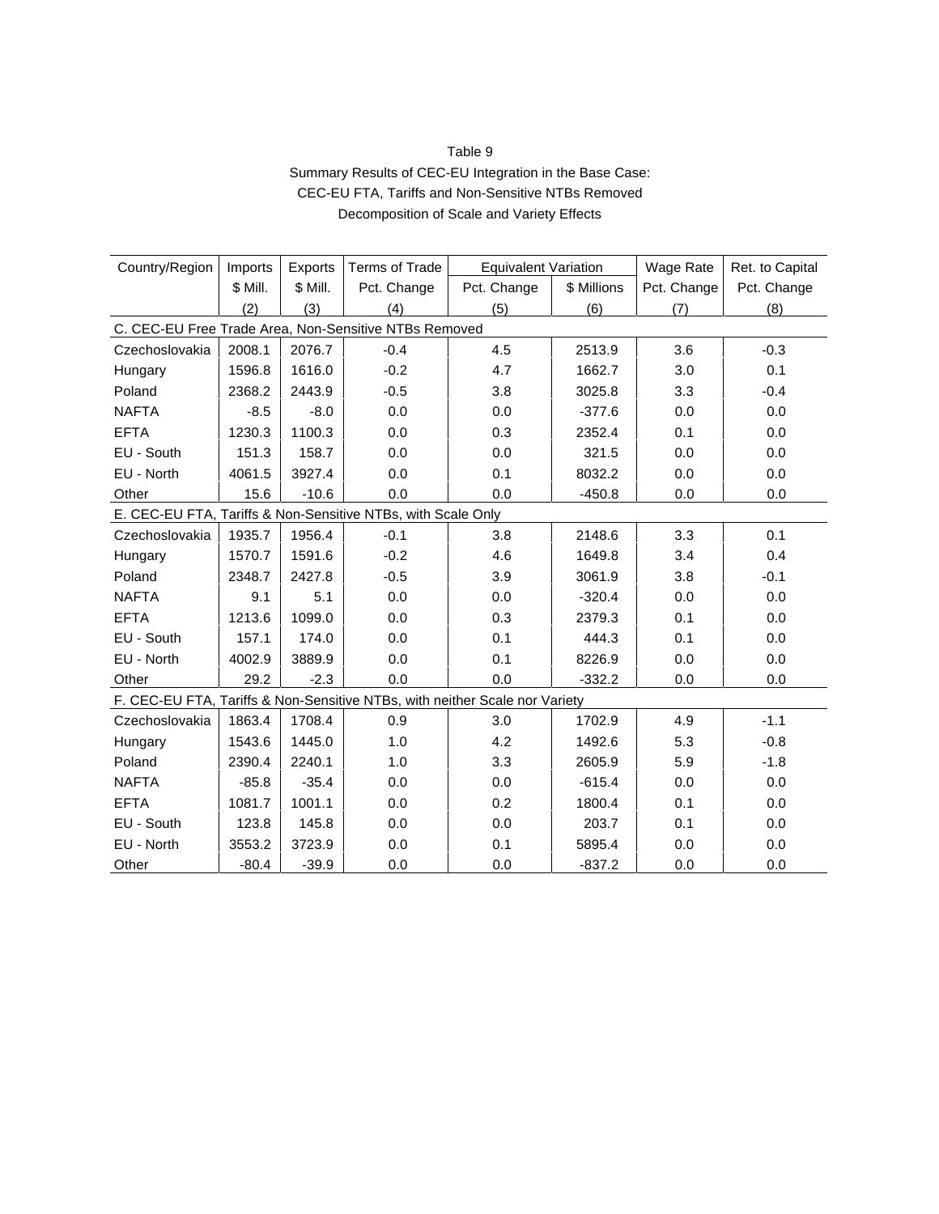Table 9

Summary Results of CEC-EU Integration in the Base Case:

CEC-EU FTA, Tariffs and Non-Sensitive NTBs Removed

Decomposition of Scale and Variety Effects

| Country/Region | Imports | Exports | Terms of Trade | Equivalent Variation | | Wage Rate | Ret. to Capital |
|---|---|---|---|---|---|---|---|
| | $ Mill. | $ Mill. | Pct. Change | Pct. Change | $ Millions | Pct. Change | Pct. Change |
| | (2) | (3) | (4) | (5) | (6) | (7) | (8) |
| C. CEC-EU Free Trade Area, Non-Sensitive NTBs Removed | | | | | | | |
| Czechoslovakia | 2008.1 | 2076.7 | -0.4 | 4.5 | 2513.9 | 3.6 | -0.3 |
| Hungary | 1596.8 | 1616.0 | -0.2 | 4.7 | 1662.7 | 3.0 | 0.1 |
| Poland | 2368.2 | 2443.9 | -0.5 | 3.8 | 3025.8 | 3.3 | -0.4 |
| NAFTA | -8.5 | -8.0 | 0.0 | 0.0 | -377.6 | 0.0 | 0.0 |
| EFTA | 1230.3 | 1100.3 | 0.0 | 0.3 | 2352.4 | 0.1 | 0.0 |
| EU - South | 151.3 | 158.7 | 0.0 | 0.0 | 321.5 | 0.0 | 0.0 |
| EU - North | 4061.5 | 3927.4 | 0.0 | 0.1 | 8032.2 | 0.0 | 0.0 |
| Other | 15.6 | -10.6 | 0.0 | 0.0 | -450.8 | 0.0 | 0.0 |
| E. CEC-EU FTA, Tariffs & Non-Sensitive NTBs, with Scale Only | | | | | | | |
| Czechoslovakia | 1935.7 | 1956.4 | -0.1 | 3.8 | 2148.6 | 3.3 | 0.1 |
| Hungary | 1570.7 | 1591.6 | -0.2 | 4.6 | 1649.8 | 3.4 | 0.4 |
| Poland | 2348.7 | 2427.8 | -0.5 | 3.9 | 3061.9 | 3.8 | -0.1 |
| NAFTA | 9.1 | 5.1 | 0.0 | 0.0 | -320.4 | 0.0 | 0.0 |
| EFTA | 1213.6 | 1099.0 | 0.0 | 0.3 | 2379.3 | 0.1 | 0.0 |
| EU - South | 157.1 | 174.0 | 0.0 | 0.1 | 444.3 | 0.1 | 0.0 |
| EU - North | 4002.9 | 3889.9 | 0.0 | 0.1 | 8226.9 | 0.0 | 0.0 |
| Other | 29.2 | -2.3 | 0.0 | 0.0 | -332.2 | 0.0 | 0.0 |
| F. CEC-EU FTA, Tariffs & Non-Sensitive NTBs, with neither Scale nor Variety | | | | | | | |
| Czechoslovakia | 1863.4 | 1708.4 | 0.9 | 3.0 | 1702.9 | 4.9 | -1.1 |
| Hungary | 1543.6 | 1445.0 | 1.0 | 4.2 | 1492.6 | 5.3 | -0.8 |
| Poland | 2390.4 | 2240.1 | 1.0 | 3.3 | 2605.9 | 5.9 | -1.8 |
| NAFTA | -85.8 | -35.4 | 0.0 | 0.0 | -615.4 | 0.0 | 0.0 |
| EFTA | 1081.7 | 1001.1 | 0.0 | 0.2 | 1800.4 | 0.1 | 0.0 |
| EU - South | 123.8 | 145.8 | 0.0 | 0.0 | 203.7 | 0.1 | 0.0 |
| EU - North | 3553.2 | 3723.9 | 0.0 | 0.1 | 5895.4 | 0.0 | 0.0 |
| Other | -80.4 | -39.9 | 0.0 | 0.0 | -837.2 | 0.0 | 0.0 |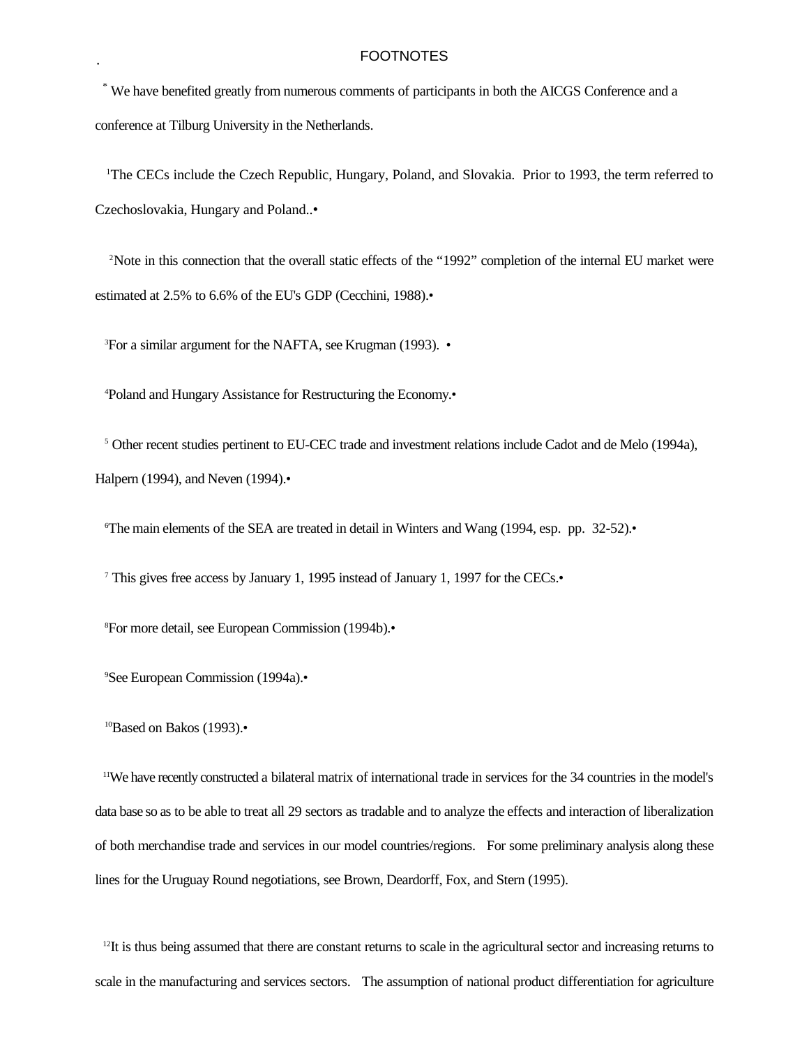## FOOTNOTES

[*] We have benefited greatly from numerous comments of participants in both the AICGS Conference and a conference at Tilburg University in the Netherlands.

[1]The CECs include the Czech Republic, Hungary, Poland, and Slovakia. Prior to 1993, the term referred to Czechoslovakia, Hungary and Poland..•

[2]Note in this connection that the overall static effects of the "1992" completion of the internal EU market were estimated at 2.5% to 6.6% of the EU's GDP (Cecchini, 1988).•

[3]For a similar argument for the NAFTA, see Krugman (1993). •

[4]Poland and Hungary Assistance for Restructuring the Economy.•

[5] Other recent studies pertinent to EU-CEC trade and investment relations include Cadot and de Melo (1994a), Halpern (1994), and Neven (1994).•

[6]The main elements of the SEA are treated in detail in Winters and Wang (1994, esp. pp. 32-52).•

[7] This gives free access by January 1, 1995 instead of January 1, 1997 for the CECs.•

[8]For more detail, see European Commission (1994b).•

[9]See European Commission (1994a).•

[10]Based on Bakos (1993).•

[11]We have recently constructed a bilateral matrix of international trade in services for the 34 countries in the model's data base so as to be able to treat all 29 sectors as tradable and to analyze the effects and interaction of liberalization of both merchandise trade and services in our model countries/regions. For some preliminary analysis along these lines for the Uruguay Round negotiations, see Brown, Deardorff, Fox, and Stern (1995).

[12]It is thus being assumed that there are constant returns to scale in the agricultural sector and increasing returns to scale in the manufacturing and services sectors. The assumption of national product differentiation for agriculture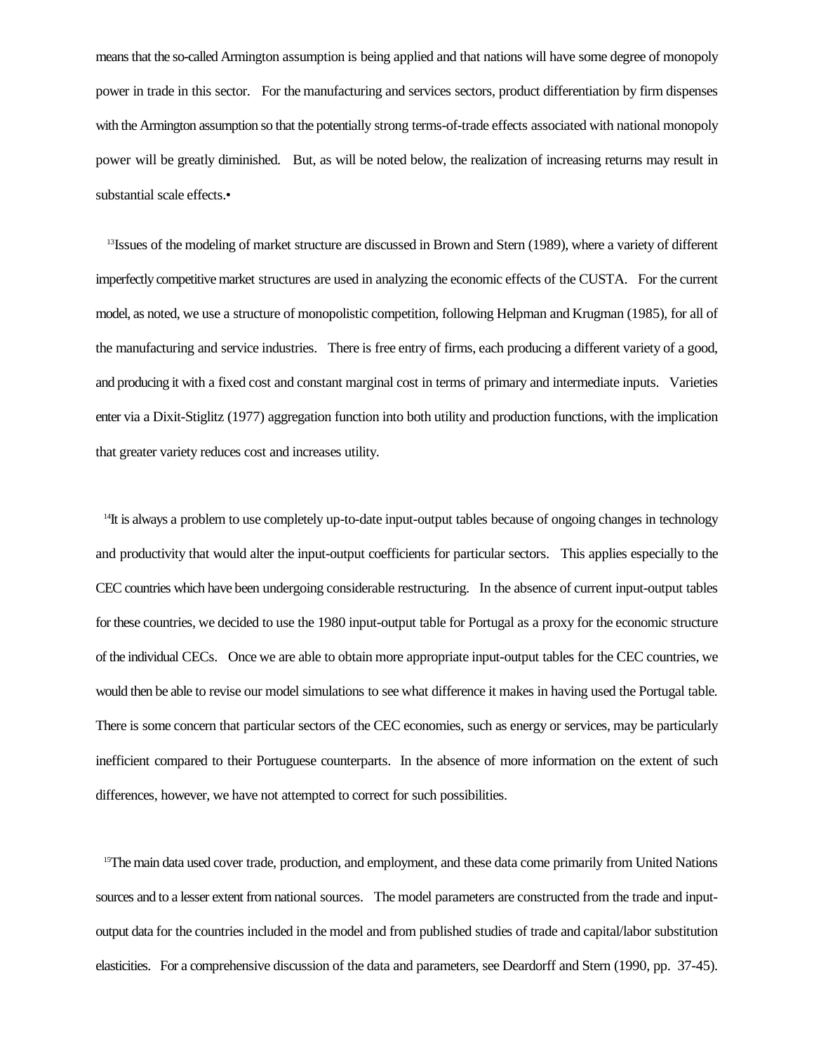means that the so-called Armington assumption is being applied and that nations will have some degree of monopoly power in trade in this sector. For the manufacturing and services sectors, product differentiation by firm dispenses with the Armington assumption so that the potentially strong terms-of-trade effects associated with national monopoly power will be greatly diminished. But, as will be noted below, the realization of increasing returns may result in substantial scale effects.•

[13]Issues of the modeling of market structure are discussed in Brown and Stern (1989), where a variety of different imperfectly competitive market structures are used in analyzing the economic effects of the CUSTA. For the current model, as noted, we use a structure of monopolistic competition, following Helpman and Krugman (1985), for all of the manufacturing and service industries. There is free entry of firms, each producing a different variety of a good, and producing it with a fixed cost and constant marginal cost in terms of primary and intermediate inputs. Varieties enter via a Dixit-Stiglitz (1977) aggregation function into both utility and production functions, with the implication that greater variety reduces cost and increases utility.

[14]It is always a problem to use completely up-to-date input-output tables because of ongoing changes in technology and productivity that would alter the input-output coefficients for particular sectors. This applies especially to the CEC countries which have been undergoing considerable restructuring. In the absence of current input-output tables for these countries, we decided to use the 1980 input-output table for Portugal as a proxy for the economic structure of the individual CECs. Once we are able to obtain more appropriate input-output tables for the CEC countries, we would then be able to revise our model simulations to see what difference it makes in having used the Portugal table. There is some concern that particular sectors of the CEC economies, such as energy or services, may be particularly inefficient compared to their Portuguese counterparts. In the absence of more information on the extent of such differences, however, we have not attempted to correct for such possibilities.

[15]The main data used cover trade, production, and employment, and these data come primarily from United Nations sources and to a lesser extent from national sources. The model parameters are constructed from the trade and input-output data for the countries included in the model and from published studies of trade and capital/labor substitution elasticities. For a comprehensive discussion of the data and parameters, see Deardorff and Stern (1990, pp. 37-45).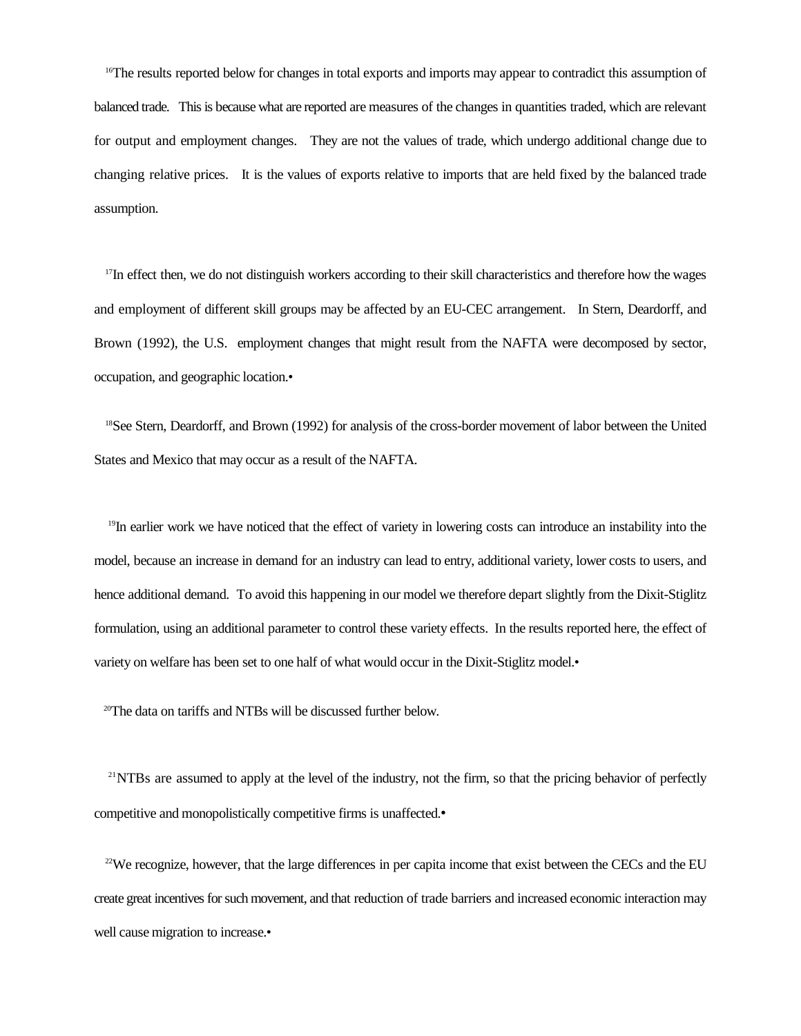[16]The results reported below for changes in total exports and imports may appear to contradict this assumption of balanced trade. This is because what are reported are measures of the changes in quantities traded, which are relevant for output and employment changes. They are not the values of trade, which undergo additional change due to changing relative prices. It is the values of exports relative to imports that are held fixed by the balanced trade assumption.

[17]In effect then, we do not distinguish workers according to their skill characteristics and therefore how the wages and employment of different skill groups may be affected by an EU-CEC arrangement. In Stern, Deardorff, and Brown (1992), the U.S. employment changes that might result from the NAFTA were decomposed by sector, occupation, and geographic location.•

[18]See Stern, Deardorff, and Brown (1992) for analysis of the cross-border movement of labor between the United States and Mexico that may occur as a result of the NAFTA.

[19]In earlier work we have noticed that the effect of variety in lowering costs can introduce an instability into the model, because an increase in demand for an industry can lead to entry, additional variety, lower costs to users, and hence additional demand. To avoid this happening in our model we therefore depart slightly from the Dixit-Stiglitz formulation, using an additional parameter to control these variety effects. In the results reported here, the effect of variety on welfare has been set to one half of what would occur in the Dixit-Stiglitz model.•

[20]The data on tariffs and NTBs will be discussed further below.

[21]NTBs are assumed to apply at the level of the industry, not the firm, so that the pricing behavior of perfectly competitive and monopolistically competitive firms is unaffected.•

[22]We recognize, however, that the large differences in per capita income that exist between the CECs and the EU create great incentives for such movement, and that reduction of trade barriers and increased economic interaction may well cause migration to increase.•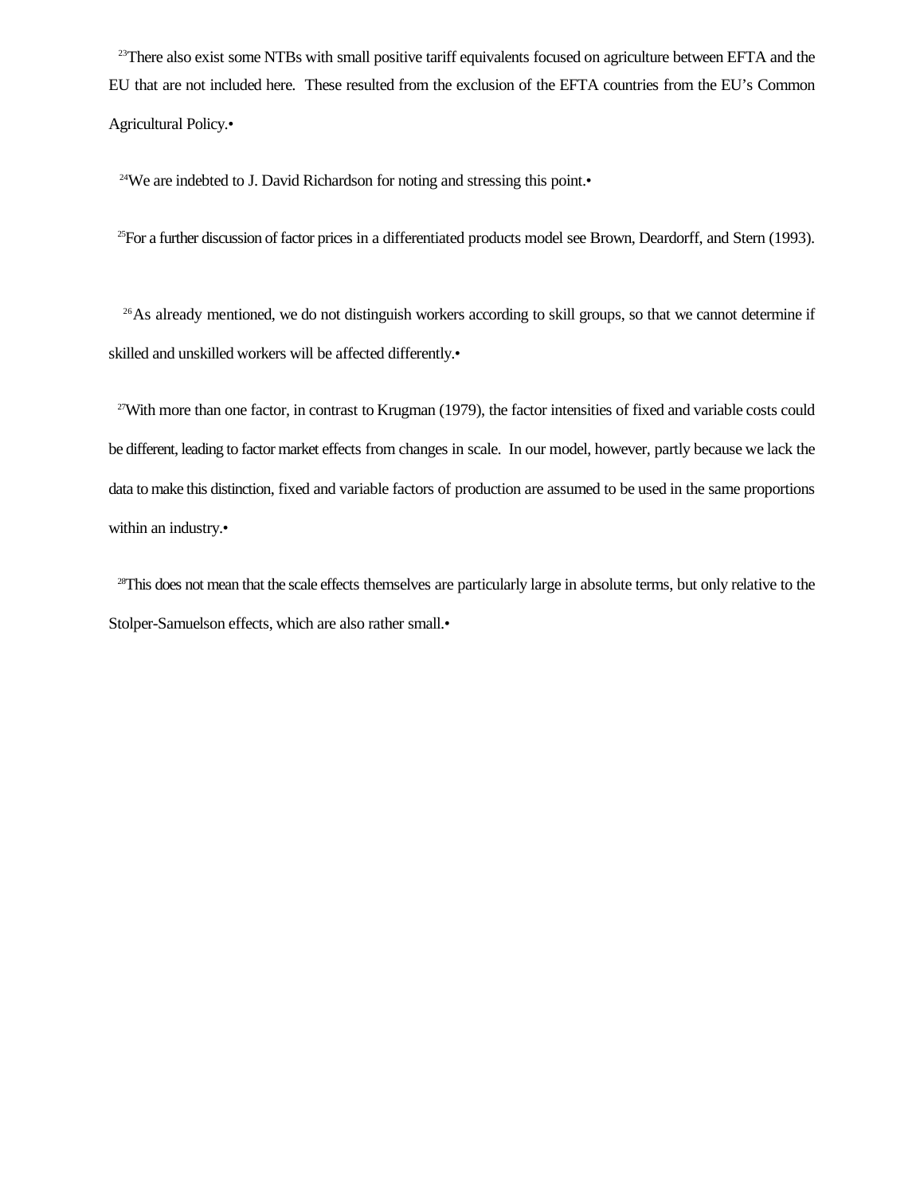[23]There also exist some NTBs with small positive tariff equivalents focused on agriculture between EFTA and the EU that are not included here. These resulted from the exclusion of the EFTA countries from the EU's Common Agricultural Policy.•

[24]We are indebted to J. David Richardson for noting and stressing this point.•

[25]For a further discussion of factor prices in a differentiated products model see Brown, Deardorff, and Stern (1993).

[26]As already mentioned, we do not distinguish workers according to skill groups, so that we cannot determine if skilled and unskilled workers will be affected differently.•

[27]With more than one factor, in contrast to Krugman (1979), the factor intensities of fixed and variable costs could be different, leading to factor market effects from changes in scale. In our model, however, partly because we lack the data to make this distinction, fixed and variable factors of production are assumed to be used in the same proportions within an industry.•

[28]This does not mean that the scale effects themselves are particularly large in absolute terms, but only relative to the Stolper-Samuelson effects, which are also rather small.•